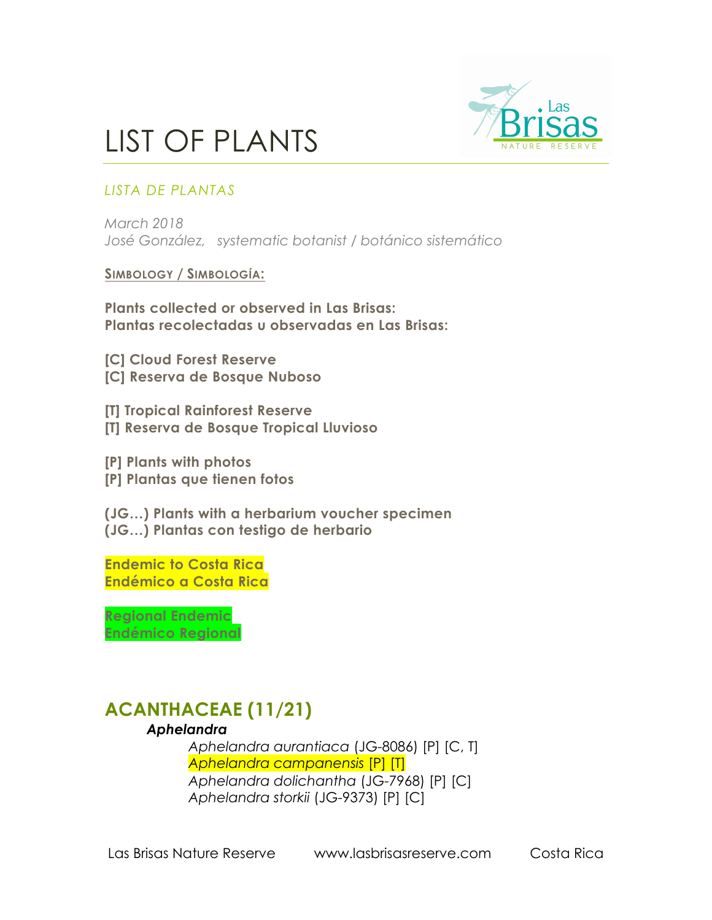# LIST OF PLANTS

*LISTA DE PLANTAS*

*March 2018*
*José González, systematic botanist / botánico sistemático*

**<u>Simbology / Simbología:</u>**

**Plants collected or observed in Las Brisas:**
**Plantas recolectadas u observadas en Las Brisas:**

**[C] Cloud Forest Reserve**
**[C] Reserva de Bosque Nuboso**

**[T] Tropical Rainforest Reserve**
**[T] Reserva de Bosque Tropical Lluvioso**

**[P] Plants with photos**
**[P] Plantas que tienen fotos**

**(JG…) Plants with a herbarium voucher specimen**
**(JG…) Plantas con testigo de herbario**

**Endemic to Costa Rica**
**Endémico a Costa Rica**

**Regional Endemic**
**Endémico Regional**

## ACANTHACEAE (11/21)

***Aphelandra***

- *Aphelandra aurantiaca* (JG-8086) [P] [C, T]
- *Aphelandra campanensis* [P] [T]
- *Aphelandra dolichantha* (JG-7968) [P] [C]
- *Aphelandra storkii* (JG-9373) [P] [C]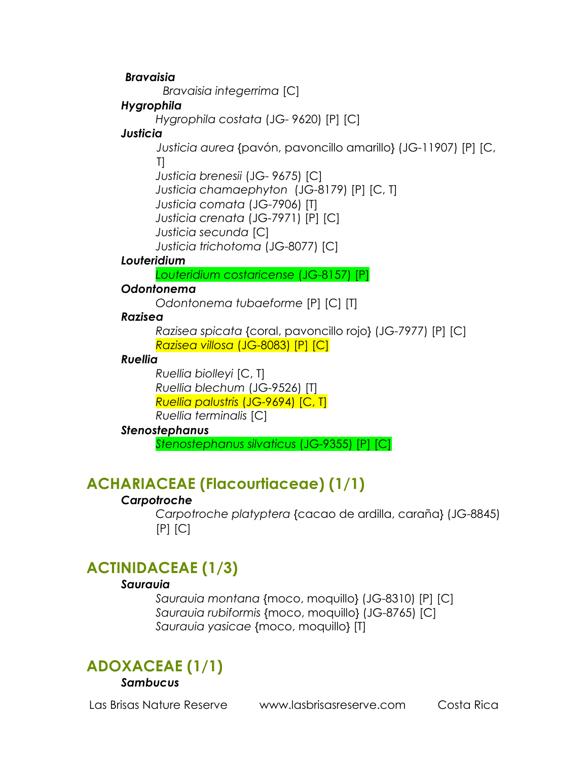***Bravaisia***

*Bravaisia integerrima* [C]

***Hygrophila***

*Hygrophila costata* (JG- 9620) [P] [C]

***Justicia***

*Justicia aurea* {pavón, pavoncillo amarillo} (JG-11907) [P] [C, T]

*Justicia brenesii* (JG- 9675) [C]

*Justicia chamaephyton* (JG-8179) [P] [C, T]

*Justicia comata* (JG-7906) [T]

*Justicia crenata* (JG-7971) [P] [C]

*Justicia secunda* [C]

*Justicia trichotoma* (JG-8077) [C]

***Louteridium***

*Louteridium costaricense* (JG-8157) [P]

***Odontonema***

*Odontonema tubaeforme* [P] [C] [T]

***Razisea***

*Razisea spicata* {coral, pavoncillo rojo} (JG-7977) [P] [C]

*Razisea villosa* (JG-8083) [P] [C]

***Ruellia***

*Ruellia biolleyi* [C, T]

*Ruellia blechum* (JG-9526) [T]

*Ruellia palustris* (JG-9694) [C, T]

*Ruellia terminalis* [C]

***Stenostephanus***

*Stenostephanus silvaticus* (JG-9355) [P] [C]

## ACHARIACEAE (Flacourtiaceae) (1/1)

***Carpotroche***

*Carpotroche platyptera* {cacao de ardilla, caraña} (JG-8845) [P] [C]

## ACTINIDACEAE (1/3)

***Saurauia***

*Saurauia montana* {moco, moquillo} (JG-8310) [P] [C]

*Saurauia rubiformis* {moco, moquillo} (JG-8765) [C]

*Saurauia yasicae* {moco, moquillo} [T]

## ADOXACEAE (1/1)

***Sambucus***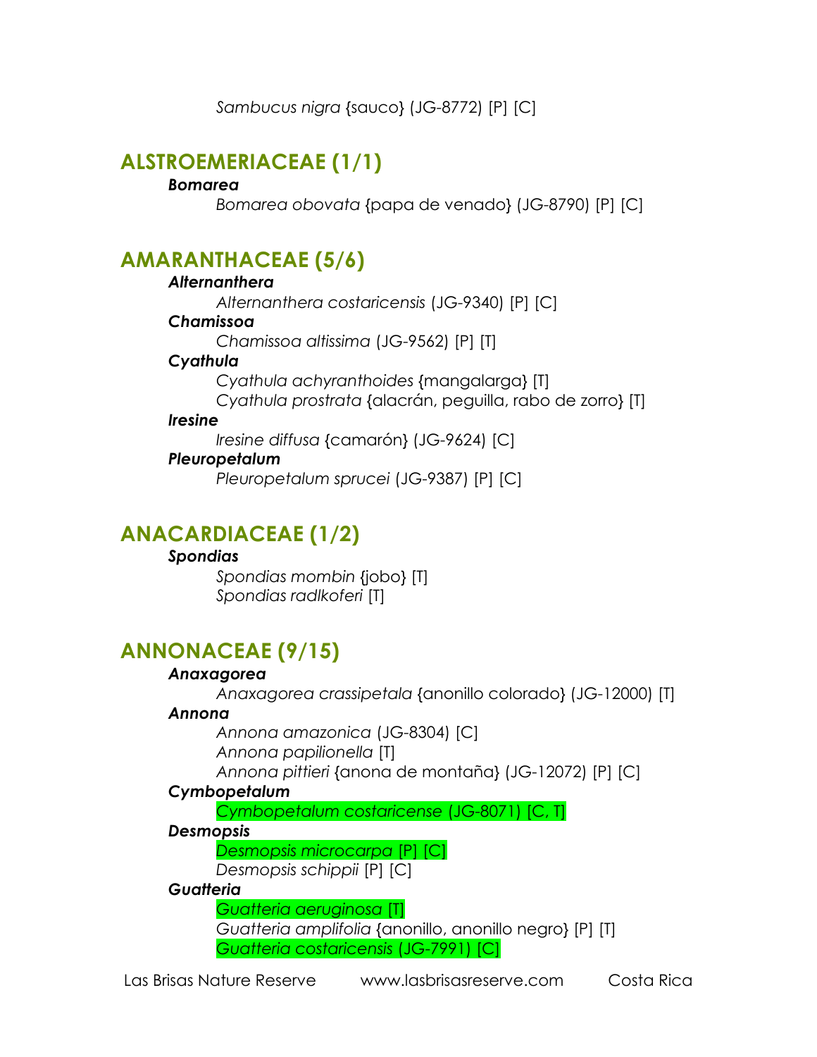*Sambucus nigra* {sauco} (JG-8772) [P] [C]

## ALSTROEMERIACEAE (1/1)

***Bomarea***

*Bomarea obovata* {papa de venado} (JG-8790) [P] [C]

## AMARANTHACEAE (5/6)

***Alternanthera***

*Alternanthera costaricensis* (JG-9340) [P] [C]

***Chamissoa***

*Chamissoa altissima* (JG-9562) [P] [T]

***Cyathula***

*Cyathula achyranthoides* {mangalarga} [T]
*Cyathula prostrata* {alacrán, peguilla, rabo de zorro} [T]

***Iresine***

*Iresine diffusa* {camarón} (JG-9624) [C]

***Pleuropetalum***

*Pleuropetalum sprucei* (JG-9387) [P] [C]

## ANACARDIACEAE (1/2)

***Spondias***

*Spondias mombin* {jobo} [T]
*Spondias radlkoferi* [T]

## ANNONACEAE (9/15)

***Anaxagorea***

*Anaxagorea crassipetala* {anonillo colorado} (JG-12000) [T]

***Annona***

*Annona amazonica* (JG-8304) [C]
*Annona papilionella* [T]
*Annona pittieri* {anona de montaña} (JG-12072) [P] [C]

***Cymbopetalum***

*Cymbopetalum costaricense* (JG-8071) [C, T]

***Desmopsis***

*Desmopsis microcarpa* [P] [C]
*Desmopsis schippii* [P] [C]

***Guatteria***

*Guatteria aeruginosa* [T]
*Guatteria amplifolia* {anonillo, anonillo negro} [P] [T]
*Guatteria costaricensis* (JG-7991) [C]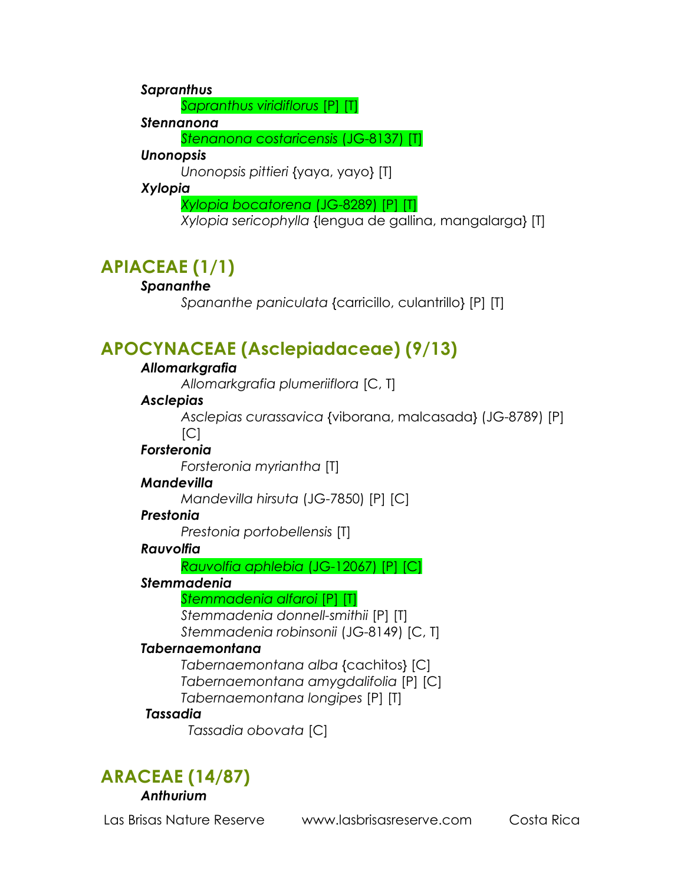***Sapranthus***

*Sapranthus viridiflorus* [P] [T]

***Stennanona***

*Stenanona costaricensis* (JG-8137) [T]

***Unonopsis***

*Unonopsis pittieri* {yaya, yayo} [T]

***Xylopia***

*Xylopia bocatorena* (JG-8289) [P] [T]

*Xylopia sericophylla* {lengua de gallina, mangalarga} [T]

## APIACEAE (1/1)

***Spananthe***

*Spananthe paniculata* {carricillo, culantrillo} [P] [T]

## APOCYNACEAE (Asclepiadaceae) (9/13)

***Allomarkgrafia***

*Allomarkgrafia plumeriiflora* [C, T]

***Asclepias***

*Asclepias curassavica* {viborana, malcasada} (JG-8789) [P] [C]

***Forsteronia***

*Forsteronia myriantha* [T]

***Mandevilla***

*Mandevilla hirsuta* (JG-7850) [P] [C]

***Prestonia***

*Prestonia portobellensis* [T]

***Rauvolfia***

*Rauvolfia aphlebia* (JG-12067) [P] [C]

***Stemmadenia***

*Stemmadenia alfaroi* [P] [T]

*Stemmadenia donnell-smithii* [P] [T]

*Stemmadenia robinsonii* (JG-8149) [C, T]

***Tabernaemontana***

*Tabernaemontana alba* {cachitos} [C]

*Tabernaemontana amygdalifolia* [P] [C]

*Tabernaemontana longipes* [P] [T]

***Tassadia***

*Tassadia obovata* [C]

## ARACEAE (14/87)

***Anthurium***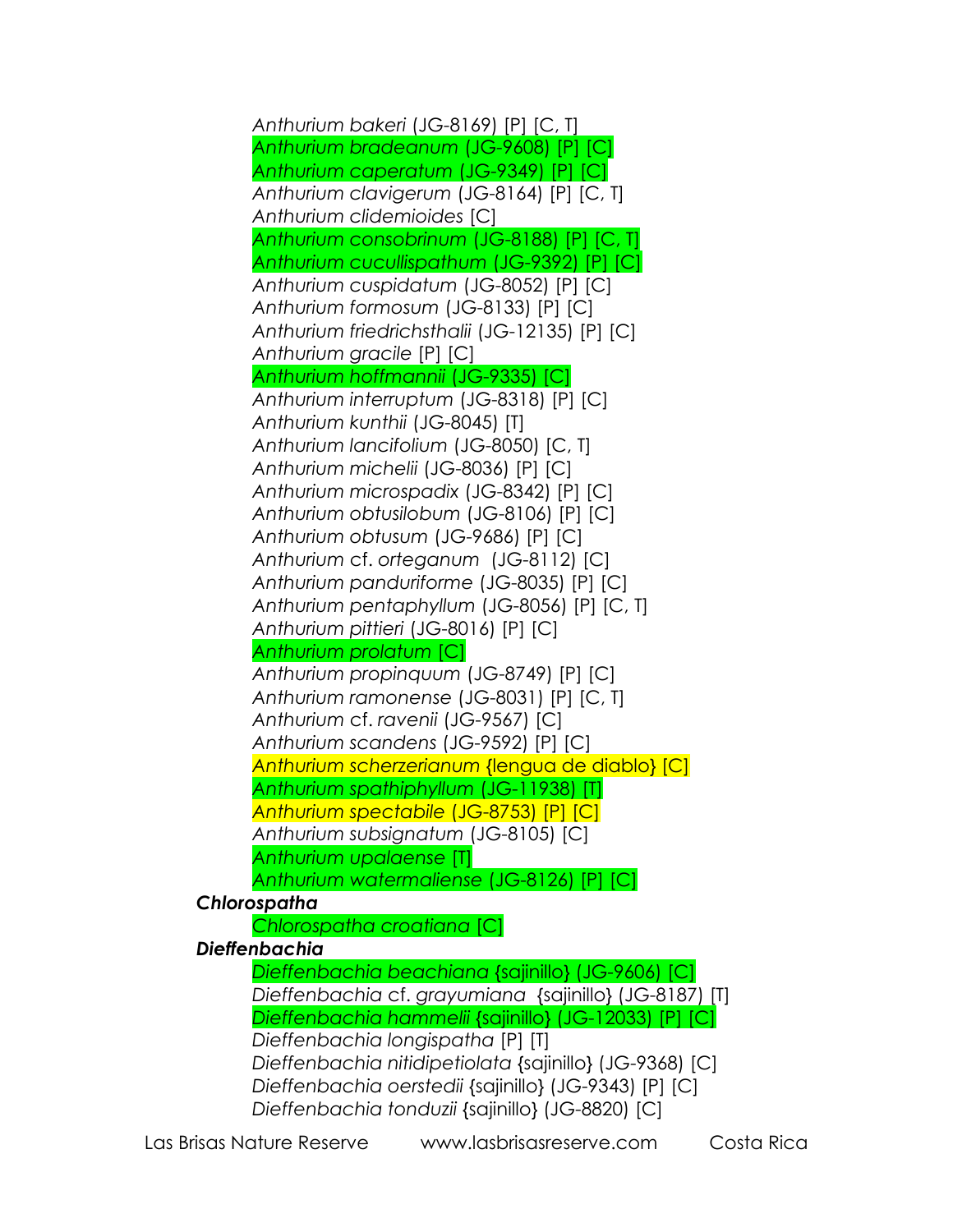*Anthurium bakeri* (JG-8169) [P] [C, T]
*Anthurium bradeanum* (JG-9608) [P] [C]
*Anthurium caperatum* (JG-9349) [P] [C]
*Anthurium clavigerum* (JG-8164) [P] [C, T]
*Anthurium clidemioides* [C]
*Anthurium consobrinum* (JG-8188) [P] [C, T]
*Anthurium cucullispathum* (JG-9392) [P] [C]
*Anthurium cuspidatum* (JG-8052) [P] [C]
*Anthurium formosum* (JG-8133) [P] [C]
*Anthurium friedrichsthalii* (JG-12135) [P] [C]
*Anthurium gracile* [P] [C]
*Anthurium hoffmannii* (JG-9335) [C]
*Anthurium interruptum* (JG-8318) [P] [C]
*Anthurium kunthii* (JG-8045) [T]
*Anthurium lancifolium* (JG-8050) [C, T]
*Anthurium michelii* (JG-8036) [P] [C]
*Anthurium microspadix* (JG-8342) [P] [C]
*Anthurium obtusilobum* (JG-8106) [P] [C]
*Anthurium obtusum* (JG-9686) [P] [C]
*Anthurium* cf. *orteganum* (JG-8112) [C]
*Anthurium panduriforme* (JG-8035) [P] [C]
*Anthurium pentaphyllum* (JG-8056) [P] [C, T]
*Anthurium pittieri* (JG-8016) [P] [C]
*Anthurium prolatum* [C]
*Anthurium propinquum* (JG-8749) [P] [C]
*Anthurium ramonense* (JG-8031) [P] [C, T]
*Anthurium* cf. *ravenii* (JG-9567) [C]
*Anthurium scandens* (JG-9592) [P] [C]
*Anthurium scherzerianum* {lengua de diablo} [C]
*Anthurium spathiphyllum* (JG-11938) [T]
*Anthurium spectabile* (JG-8753) [P] [C]
*Anthurium subsignatum* (JG-8105) [C]
*Anthurium upalaense* [T]
*Anthurium watermaliense* (JG-8126) [P] [C]

***Chlorospatha***

*Chlorospatha croatiana* [C]

***Dieffenbachia***

*Dieffenbachia beachiana* {sajinillo} (JG-9606) [C]
*Dieffenbachia* cf. *grayumiana* {sajinillo} (JG-8187) [T]
*Dieffenbachia hammelii* {sajinillo} (JG-12033) [P] [C]
*Dieffenbachia longispatha* [P] [T]
*Dieffenbachia nitidipetiolata* {sajinillo} (JG-9368) [C]
*Dieffenbachia oerstedii* {sajinillo} (JG-9343) [P] [C]
*Dieffenbachia tonduzii* {sajinillo} (JG-8820) [C]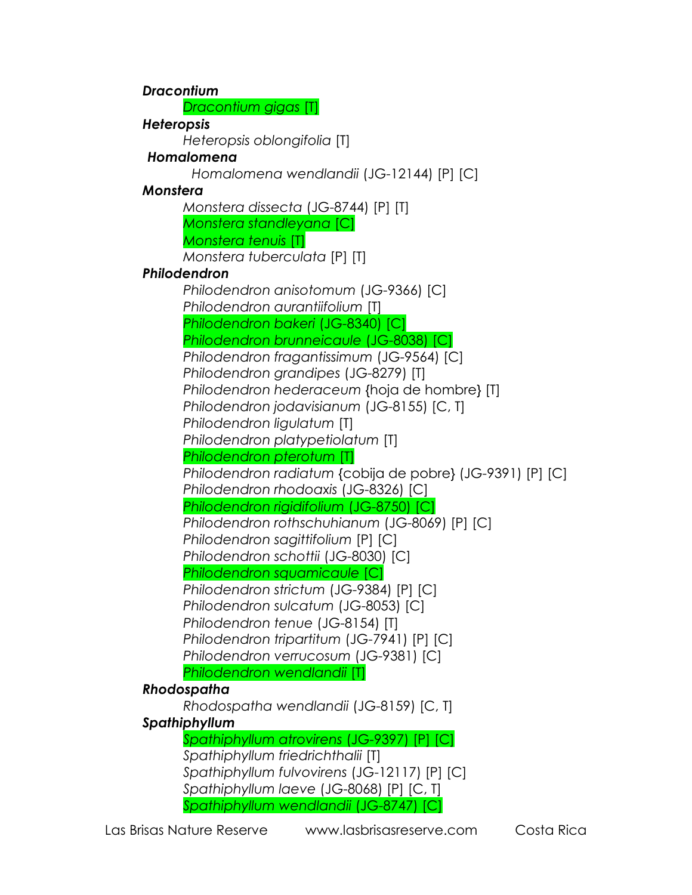***Dracontium***

*Dracontium gigas* [T]

***Heteropsis***

*Heteropsis oblongifolia* [T]

***Homalomena***

*Homalomena wendlandii* (JG-12144) [P] [C]

***Monstera***

*Monstera dissecta* (JG-8744) [P] [T]

*Monstera standleyana* [C]

*Monstera tenuis* [T]

*Monstera tuberculata* [P] [T]

***Philodendron***

*Philodendron anisotomum* (JG-9366) [C]

*Philodendron aurantiifolium* [T]

*Philodendron bakeri* (JG-8340) [C]

*Philodendron brunneicaule* (JG-8038) [C]

*Philodendron fragantissimum* (JG-9564) [C]

*Philodendron grandipes* (JG-8279) [T]

*Philodendron hederaceum* {hoja de hombre} [T]

*Philodendron jodavisianum* (JG-8155) [C, T]

*Philodendron ligulatum* [T]

*Philodendron platypetiolatum* [T]

*Philodendron pterotum* [T]

*Philodendron radiatum* {cobija de pobre} (JG-9391) [P] [C]

*Philodendron rhodoaxis* (JG-8326) [C]

*Philodendron rigidifolium* (JG-8750) [C]

*Philodendron rothschuhianum* (JG-8069) [P] [C]

*Philodendron sagittifolium* [P] [C]

*Philodendron schottii* (JG-8030) [C]

*Philodendron squamicaule* [C]

*Philodendron strictum* (JG-9384) [P] [C]

*Philodendron sulcatum* (JG-8053) [C]

*Philodendron tenue* (JG-8154) [T]

*Philodendron tripartitum* (JG-7941) [P] [C]

*Philodendron verrucosum* (JG-9381) [C]

*Philodendron wendlandii* [T]

***Rhodospatha***

*Rhodospatha wendlandii* (JG-8159) [C, T]

***Spathiphyllum***

*Spathiphyllum atrovirens* (JG-9397) [P] [C]

*Spathiphyllum friedrichthalii* [T]

*Spathiphyllum fulvovirens* (JG-12117) [P] [C]

*Spathiphyllum laeve* (JG-8068) [P] [C, T]

*Spathiphyllum wendlandii* (JG-8747) [C]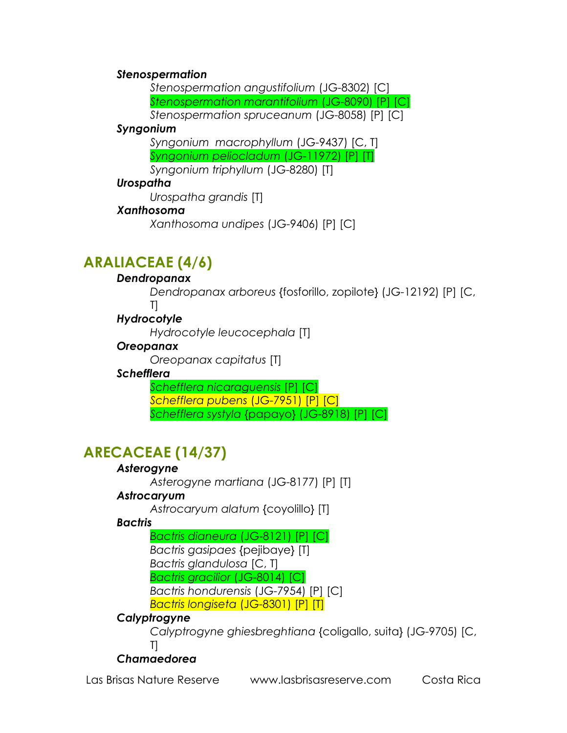***Stenospermation***

*Stenospermation angustifolium* (JG-8302) [C]

*Stenospermation marantifolium* (JG-8090) [P] [C]

*Stenospermation spruceanum* (JG-8058) [P] [C]

***Syngonium***

*Syngonium macrophyllum* (JG-9437) [C, T]

*Syngonium peliocladum* (JG-11972) [P] [T]

*Syngonium triphyllum* (JG-8280) [T]

***Urospatha***

*Urospatha grandis* [T]

***Xanthosoma***

*Xanthosoma undipes* (JG-9406) [P] [C]

## ARALIACEAE (4/6)

***Dendropanax***

*Dendropanax arboreus* {fosforillo, zopilote} (JG-12192) [P] [C, T]

***Hydrocotyle***

*Hydrocotyle leucocephala* [T]

***Oreopanax***

*Oreopanax capitatus* [T]

***Schefflera***

*Schefflera nicaraguensis* [P] [C]

*Schefflera pubens* (JG-7951) [P] [C]

*Schefflera systyla* {papayo} (JG-8918) [P] [C]

## ARECACEAE (14/37)

***Asterogyne***

*Asterogyne martiana* (JG-8177) [P] [T]

***Astrocaryum***

*Astrocaryum alatum* {coyolillo} [T]

***Bactris***

*Bactris dianeura* (JG-8121) [P] [C]

*Bactris gasipaes* {pejibaye} [T]

*Bactris glandulosa* [C, T]

*Bactris gracilior* (JG-8014) [C]

*Bactris hondurensis* (JG-7954) [P] [C]

*Bactris longiseta* (JG-8301) [P] [T]

***Calyptrogyne***

*Calyptrogyne ghiesbreghtiana* {coligallo, suita} (JG-9705) [C, T]

***Chamaedorea***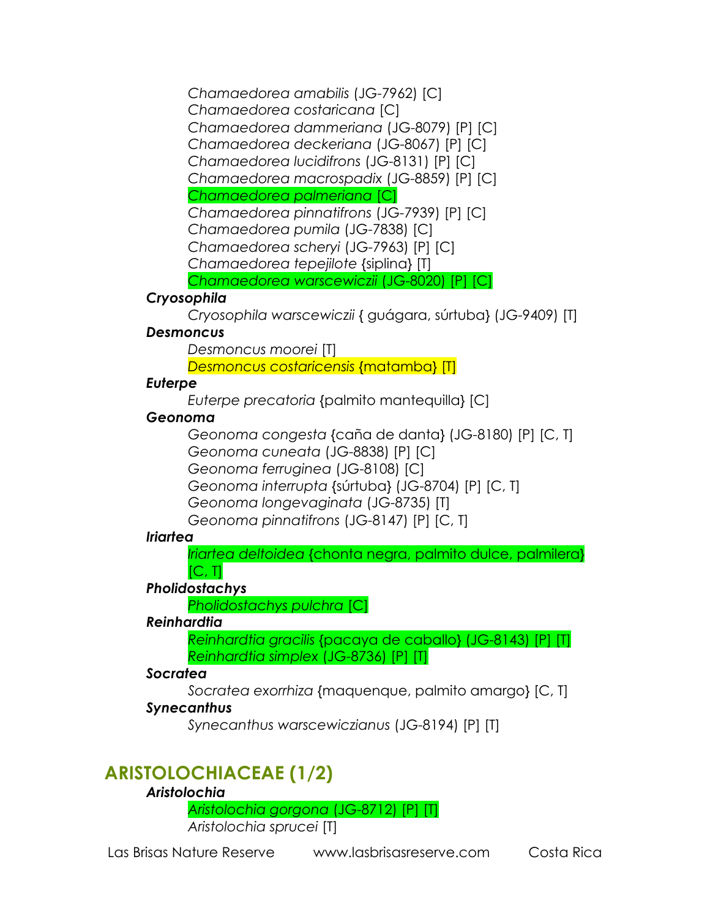*Chamaedorea amabilis* (JG-7962) [C]
*Chamaedorea costaricana* [C]
*Chamaedorea dammeriana* (JG-8079) [P] [C]
*Chamaedorea deckeriana* (JG-8067) [P] [C]
*Chamaedorea lucidifrons* (JG-8131) [P] [C]
*Chamaedorea macrospadix* (JG-8859) [P] [C]
*Chamaedorea palmeriana* [C]
*Chamaedorea pinnatifrons* (JG-7939) [P] [C]
*Chamaedorea pumila* (JG-7838) [C]
*Chamaedorea scheryi* (JG-7963) [P] [C]
*Chamaedorea tepejilote* {siplina} [T]
*Chamaedorea warscewiczii* (JG-8020) [P] [C]

***Cryosophila***

*Cryosophila warscewiczii* { guágara, súrtuba} (JG-9409) [T]

***Desmoncus***

*Desmoncus moorei* [T]
*Desmoncus costaricensis* {matamba} [T]

***Euterpe***

*Euterpe precatoria* {palmito mantequilla} [C]

***Geonoma***

*Geonoma congesta* {caña de danta} (JG-8180) [P] [C, T]
*Geonoma cuneata* (JG-8838) [P] [C]
*Geonoma ferruginea* (JG-8108) [C]
*Geonoma interrupta* {súrtuba} (JG-8704) [P] [C, T]
*Geonoma longevaginata* (JG-8735) [T]
*Geonoma pinnatifrons* (JG-8147) [P] [C, T]

***Iriartea***

*Iriartea deltoidea* {chonta negra, palmito dulce, palmilera} [C, T]

***Pholidostachys***

*Pholidostachys pulchra* [C]

***Reinhardtia***

*Reinhardtia gracilis* {pacaya de caballo} (JG-8143) [P] [T]
*Reinhardtia simplex* (JG-8736) [P] [T]

***Socratea***

*Socratea exorrhiza* {maquenque, palmito amargo} [C, T]

***Synecanthus***

*Synecanthus warscewiczianus* (JG-8194) [P] [T]

## ARISTOLOCHIACEAE (1/2)

***Aristolochia***

*Aristolochia gorgona* (JG-8712) [P] [T]
*Aristolochia sprucei* [T]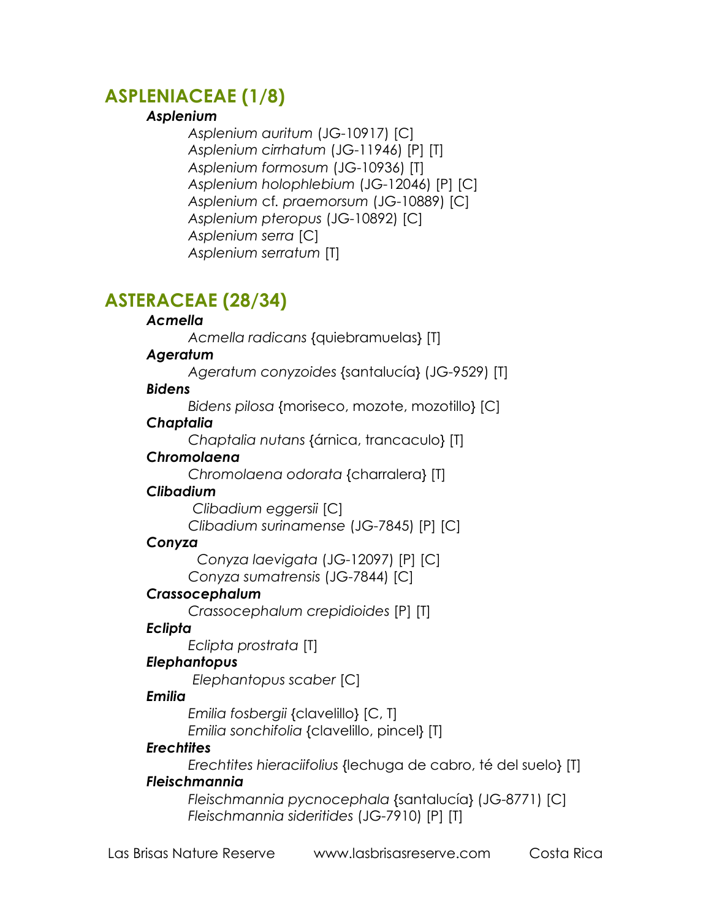## ASPLENIACEAE (1/8)

***Asplenium***

*Asplenium auritum* (JG-10917) [C]
*Asplenium cirrhatum* (JG-11946) [P] [T]
*Asplenium formosum* (JG-10936) [T]
*Asplenium holophlebium* (JG-12046) [P] [C]
*Asplenium* cf. *praemorsum* (JG-10889) [C]
*Asplenium pteropus* (JG-10892) [C]
*Asplenium serra* [C]
*Asplenium serratum* [T]

## ASTERACEAE (28/34)

***Acmella***

*Acmella radicans* {quiebramuelas} [T]

***Ageratum***

*Ageratum conyzoides* {santalucía} (JG-9529) [T]

***Bidens***

*Bidens pilosa* {moriseco, mozote, mozotillo} [C]

***Chaptalia***

*Chaptalia nutans* {árnica, trancaculo} [T]

***Chromolaena***

*Chromolaena odorata* {charralera} [T]

***Clibadium***

*Clibadium eggersii* [C]
*Clibadium surinamense* (JG-7845) [P] [C]

***Conyza***

*Conyza laevigata* (JG-12097) [P] [C]
*Conyza sumatrensis* (JG-7844) [C]

***Crassocephalum***

*Crassocephalum crepidioides* [P] [T]

***Eclipta***

*Eclipta prostrata* [T]

***Elephantopus***

*Elephantopus scaber* [C]

***Emilia***

*Emilia fosbergii* {clavelillo} [C, T]
*Emilia sonchifolia* {clavelillo, pincel} [T]

***Erechtites***

*Erechtites hieraciifolius* {lechuga de cabro, té del suelo} [T]

***Fleischmannia***

*Fleischmannia pycnocephala* {santalucía} (JG-8771) [C]
*Fleischmannia sideritides* (JG-7910) [P] [T]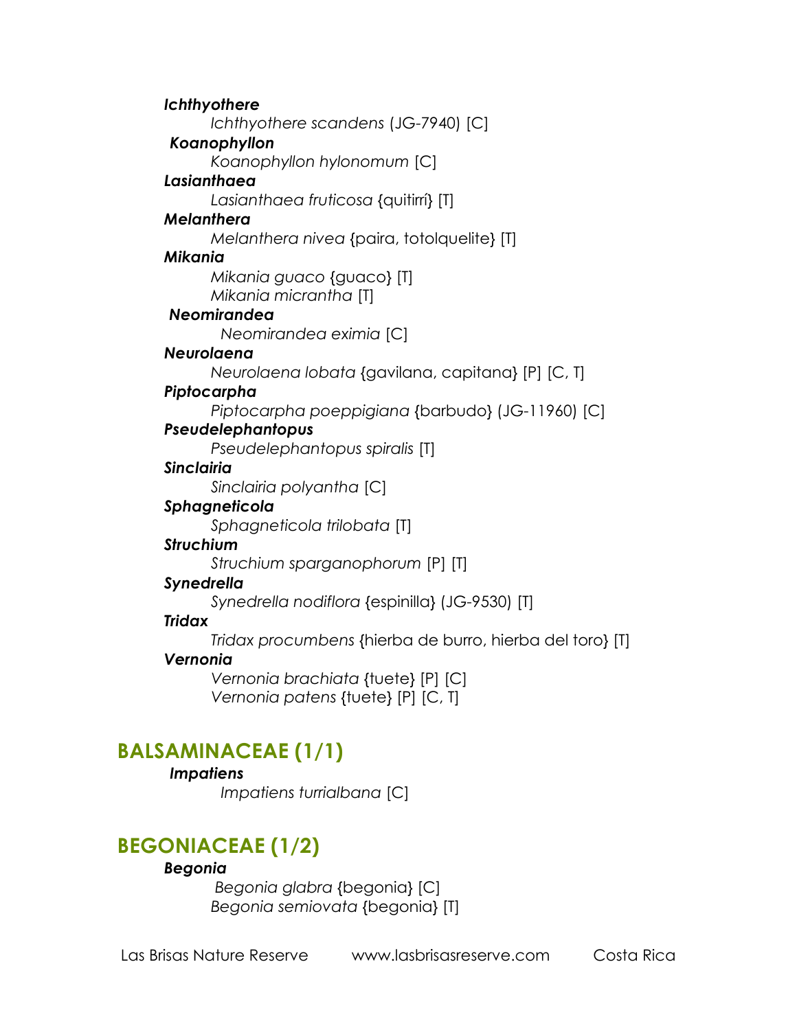***Ichthyothere***

*Ichthyothere scandens* (JG-7940) [C]

***Koanophyllon***

*Koanophyllon hylonomum* [C]

***Lasianthaea***

*Lasianthaea fruticosa* {quitirrí} [T]

***Melanthera***

*Melanthera nivea* {paira, totolquelite} [T]

***Mikania***

*Mikania guaco* {guaco} [T]
*Mikania micrantha* [T]

***Neomirandea***

*Neomirandea eximia* [C]

***Neurolaena***

*Neurolaena lobata* {gavilana, capitana} [P] [C, T]

***Piptocarpha***

*Piptocarpha poeppigiana* {barbudo} (JG-11960) [C]

***Pseudelephantopus***

*Pseudelephantopus spiralis* [T]

***Sinclairia***

*Sinclairia polyantha* [C]

***Sphagneticola***

*Sphagneticola trilobata* [T]

***Struchium***

*Struchium sparganophorum* [P] [T]

***Synedrella***

*Synedrella nodiflora* {espinilla} (JG-9530) [T]

***Tridax***

*Tridax procumbens* {hierba de burro, hierba del toro} [T]

***Vernonia***

*Vernonia brachiata* {tuete} [P] [C]
*Vernonia patens* {tuete} [P] [C, T]

## BALSAMINACEAE (1/1)

***Impatiens***

*Impatiens turrialbana* [C]

## BEGONIACEAE (1/2)

***Begonia***

*Begonia glabra* {begonia} [C]
*Begonia semiovata* {begonia} [T]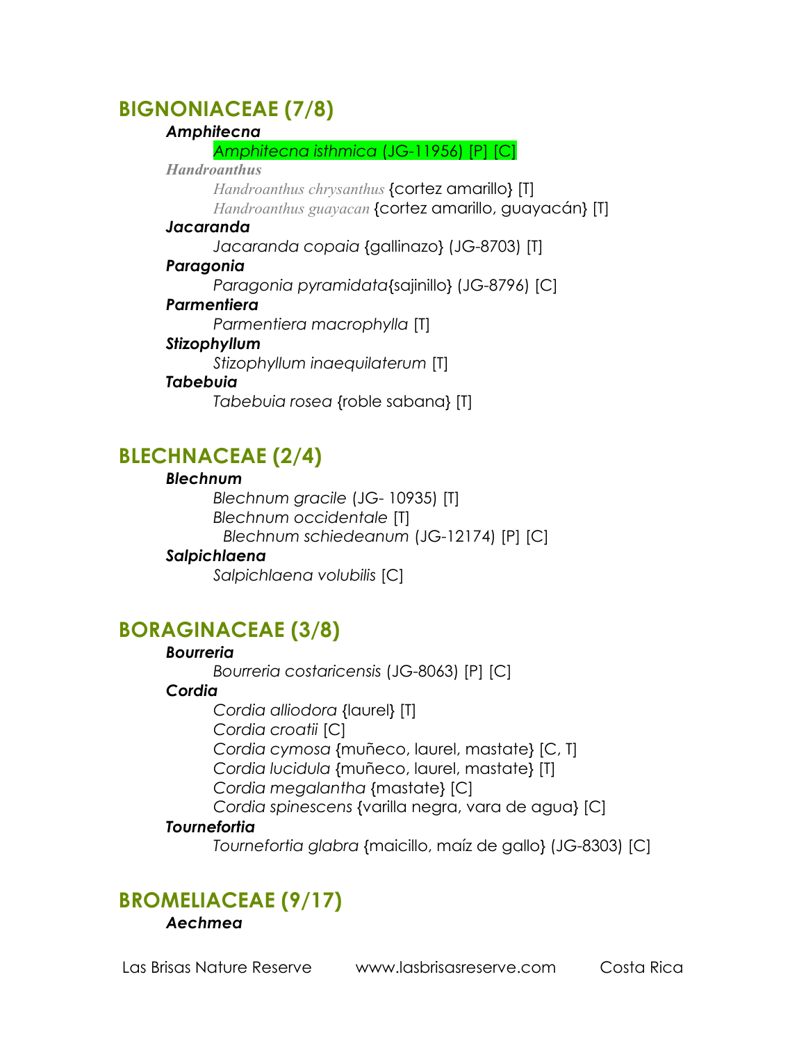## BIGNONIACEAE (7/8)

***Amphitecna***

*Amphitecna isthmica* (JG-11956) [P] [C]

***Handroanthus***

*Handroanthus chrysanthus* {cortez amarillo} [T]

*Handroanthus guayacan* {cortez amarillo, guayacán} [T]

***Jacaranda***

*Jacaranda copaia* {gallinazo} (JG-8703) [T]

***Paragonia***

*Paragonia pyramidata*{sajinillo} (JG-8796) [C]

***Parmentiera***

*Parmentiera macrophylla* [T]

***Stizophyllum***

*Stizophyllum inaequilaterum* [T]

***Tabebuia***

*Tabebuia rosea* {roble sabana} [T]

## BLECHNACEAE (2/4)

***Blechnum***

*Blechnum gracile* (JG- 10935) [T]

*Blechnum occidentale* [T]

*Blechnum schiedeanum* (JG-12174) [P] [C]

***Salpichlaena***

*Salpichlaena volubilis* [C]

## BORAGINACEAE (3/8)

***Bourreria***

*Bourreria costaricensis* (JG-8063) [P] [C]

***Cordia***

*Cordia alliodora* {laurel} [T]

*Cordia croatii* [C]

*Cordia cymosa* {muñeco, laurel, mastate} [C, T]

*Cordia lucidula* {muñeco, laurel, mastate} [T]

*Cordia megalantha* {mastate} [C]

*Cordia spinescens* {varilla negra, vara de agua} [C]

***Tournefortia***

*Tournefortia glabra* {maicillo, maíz de gallo} (JG-8303) [C]

## BROMELIACEAE (9/17)

***Aechmea***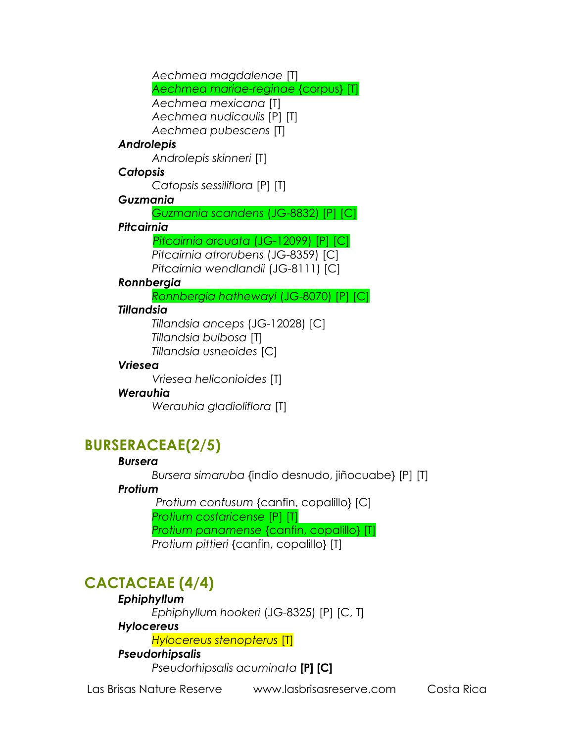*Aechmea magdalenae* [T]
*Aechmea mariae-reginae* {corpus} [T]
*Aechmea mexicana* [T]
*Aechmea nudicaulis* [P] [T]
*Aechmea pubescens* [T]

***Androlepis***

*Androlepis skinneri* [T]

***Catopsis***

*Catopsis sessiliflora* [P] [T]

***Guzmania***

*Guzmania scandens* (JG-8832) [P] [C]

***Pitcairnia***

*Pitcairnia arcuata* (JG-12099) [P] [C]
*Pitcairnia atrorubens* (JG-8359) [C]
*Pitcairnia wendlandii* (JG-8111) [C]

***Ronnbergia***

*Ronnbergia hathewayi* (JG-8070) [P] [C]

***Tillandsia***

*Tillandsia anceps* (JG-12028) [C]
*Tillandsia bulbosa* [T]
*Tillandsia usneoides* [C]

***Vriesea***

*Vriesea heliconioides* [T]

***Werauhia***

*Werauhia gladioliflora* [T]

## BURSERACEAE(2/5)

***Bursera***

*Bursera simaruba* {indio desnudo, jiñocuabe} [P] [T]

***Protium***

*Protium confusum* {canfin, copalillo} [C]
*Protium costaricense* [P] [T]
*Protium panamense* {canfin, copalillo} [T]
*Protium pittieri* {canfin, copalillo} [T]

## CACTACEAE (4/4)

***Ephiphyllum***

*Ephiphyllum hookeri* (JG-8325) [P] [C, T]

***Hylocereus***

*Hylocereus stenopterus* [T]

***Pseudorhipsalis***

*Pseudorhipsalis acuminata* **[P] [C]**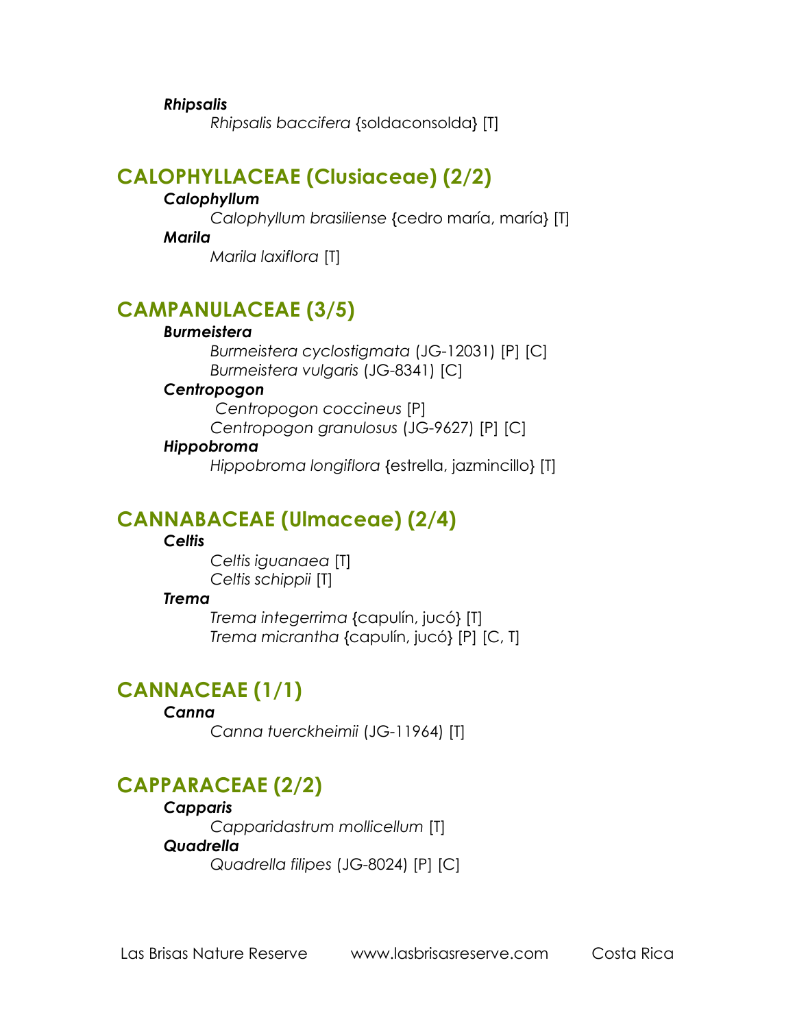***Rhipsalis***

*Rhipsalis baccifera* {soldaconsolda} [T]

## CALOPHYLLACEAE (Clusiaceae) (2/2)

***Calophyllum***

*Calophyllum brasiliense* {cedro maría, maría} [T]

***Marila***

*Marila laxiflora* [T]

## CAMPANULACEAE (3/5)

***Burmeistera***

*Burmeistera cyclostigmata* (JG-12031) [P] [C]

*Burmeistera vulgaris* (JG-8341) [C]

***Centropogon***

*Centropogon coccineus* [P]

*Centropogon granulosus* (JG-9627) [P] [C]

***Hippobroma***

*Hippobroma longiflora* {estrella, jazmincillo} [T]

## CANNABACEAE (Ulmaceae) (2/4)

***Celtis***

*Celtis iguanaea* [T]

*Celtis schippii* [T]

***Trema***

*Trema integerrima* {capulín, jucó} [T]

*Trema micrantha* {capulín, jucó} [P] [C, T]

## CANNACEAE (1/1)

***Canna***

*Canna tuerckheimii* (JG-11964) [T]

## CAPPARACEAE (2/2)

***Capparis***

*Capparidastrum mollicellum* [T]

***Quadrella***

*Quadrella filipes* (JG-8024) [P] [C]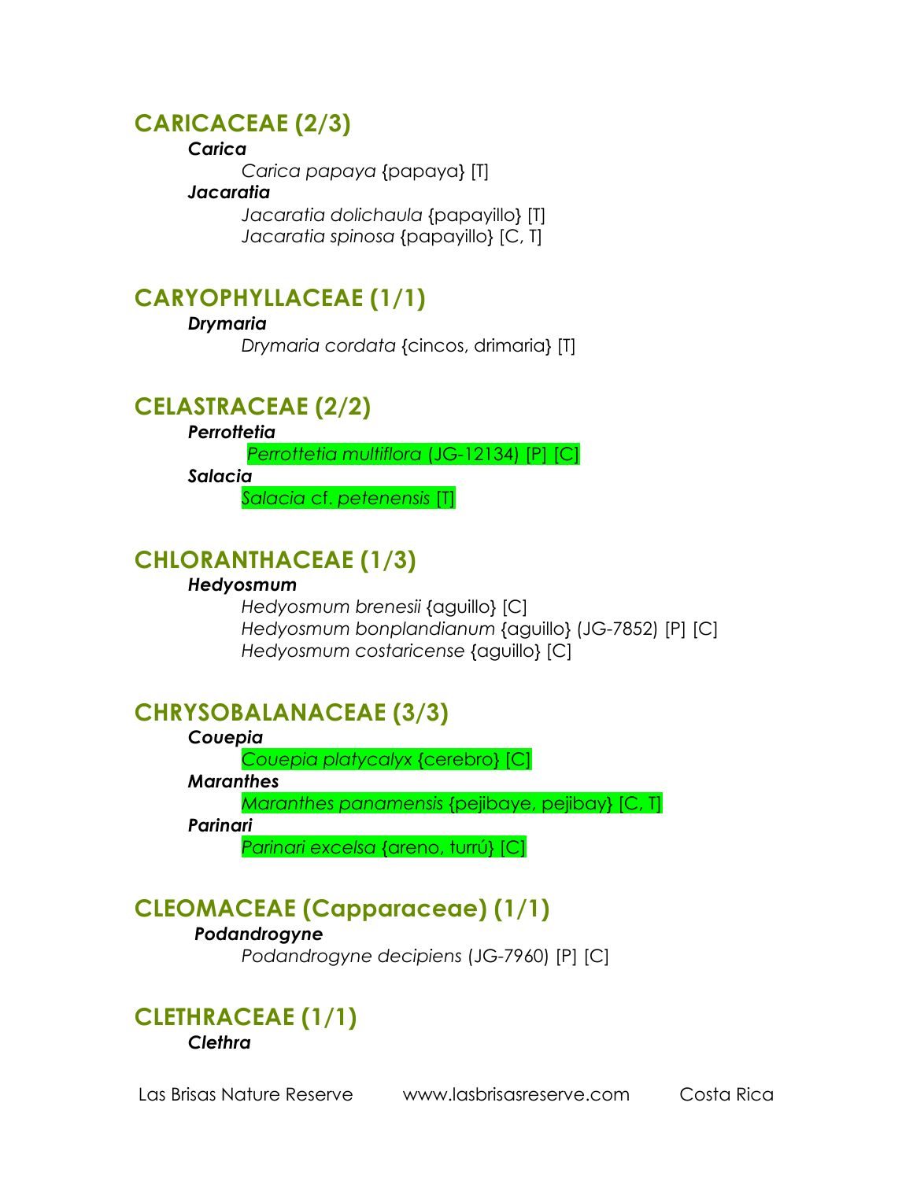## CARICACEAE (2/3)

***Carica***

*Carica papaya* {papaya} [T]

***Jacaratia***

*Jacaratia dolichaula* {papayillo} [T]
*Jacaratia spinosa* {papayillo} [C, T]

## CARYOPHYLLACEAE (1/1)

***Drymaria***

*Drymaria cordata* {cincos, drimaria} [T]

## CELASTRACEAE (2/2)

***Perrottetia***

*Perrottetia multiflora* (JG-12134) [P] [C]

***Salacia***

*Salacia* cf. *petenensis* [T]

## CHLORANTHACEAE (1/3)

***Hedyosmum***

*Hedyosmum brenesii* {aguillo} [C]
*Hedyosmum bonplandianum* {aguillo} (JG-7852) [P] [C]
*Hedyosmum costaricense* {aguillo} [C]

## CHRYSOBALANACEAE (3/3)

***Couepia***

*Couepia platycalyx* {cerebro} [C]

***Maranthes***

*Maranthes panamensis* {pejibaye, pejibay} [C, T]

***Parinari***

*Parinari excelsa* {areno, turrú} [C]

## CLEOMACEAE (Capparaceae) (1/1)

***Podandrogyne***

*Podandrogyne decipiens* (JG-7960) [P] [C]

## CLETHRACEAE (1/1)

***Clethra***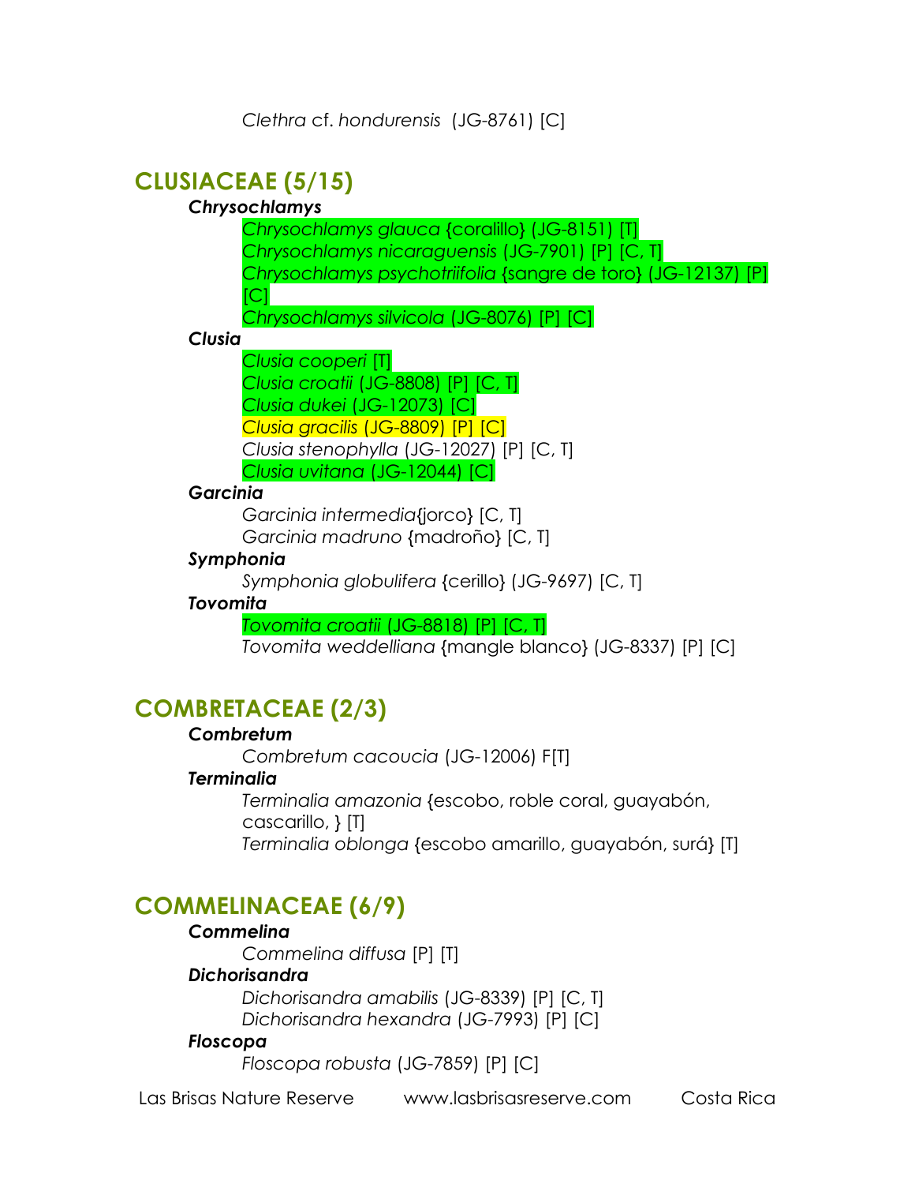*Clethra* cf. *hondurensis* (JG-8761) [C]

## CLUSIACEAE (5/15)

### *Chrysochlamys*

*Chrysochlamys glauca* {coralillo} (JG-8151) [T]
*Chrysochlamys nicaraguensis* (JG-7901) [P] [C, T]
*Chrysochlamys psychotriifolia* {sangre de toro} (JG-12137) [P] [C]
*Chrysochlamys silvicola* (JG-8076) [P] [C]

### *Clusia*

*Clusia cooperi* [T]
*Clusia croatii* (JG-8808) [P] [C, T]
*Clusia dukei* (JG-12073) [C]
*Clusia gracilis* (JG-8809) [P] [C]
*Clusia stenophylla* (JG-12027) [P] [C, T]
*Clusia uvitana* (JG-12044) [C]

### *Garcinia*

*Garcinia intermedia*{jorco} [C, T]
*Garcinia madruno* {madroño} [C, T]

### *Symphonia*

*Symphonia globulifera* {cerillo} (JG-9697) [C, T]

### *Tovomita*

*Tovomita croatii* (JG-8818) [P] [C, T]
*Tovomita weddelliana* {mangle blanco} (JG-8337) [P] [C]

## COMBRETACEAE (2/3)

### *Combretum*

*Combretum cacoucia* (JG-12006) F[T]

### *Terminalia*

*Terminalia amazonia* {escobo, roble coral, guayabón, cascarillo, } [T]
*Terminalia oblonga* {escobo amarillo, guayabón, surá} [T]

## COMMELINACEAE (6/9)

### *Commelina*

*Commelina diffusa* [P] [T]

### *Dichorisandra*

*Dichorisandra amabilis* (JG-8339) [P] [C, T]
*Dichorisandra hexandra* (JG-7993) [P] [C]

### *Floscopa*

*Floscopa robusta* (JG-7859) [P] [C]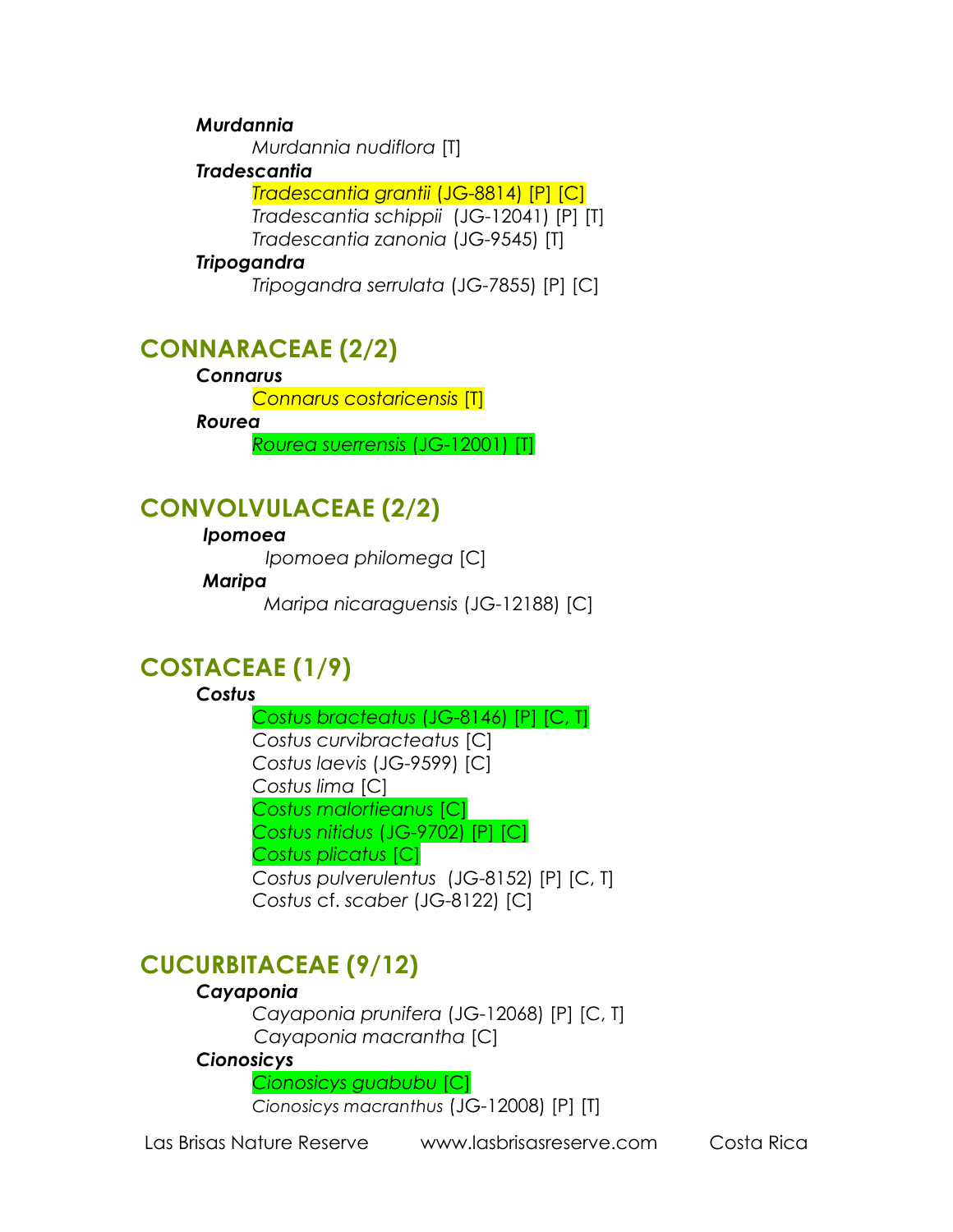***Murdannia***

*Murdannia nudiflora* [T]

***Tradescantia***

*Tradescantia grantii* (JG-8814) [P] [C]

*Tradescantia schippii* (JG-12041) [P] [T]

*Tradescantia zanonia* (JG-9545) [T]

***Tripogandra***

*Tripogandra serrulata* (JG-7855) [P] [C]

## CONNARACEAE (2/2)

***Connarus***

*Connarus costaricensis* [T]

***Rourea***

*Rourea suerrensis* (JG-12001) [T]

## CONVOLVULACEAE (2/2)

***Ipomoea***

*Ipomoea philomega* [C]

***Maripa***

*Maripa nicaraguensis* (JG-12188) [C]

## COSTACEAE (1/9)

***Costus***

*Costus bracteatus* (JG-8146) [P] [C, T]

*Costus curvibracteatus* [C]

*Costus laevis* (JG-9599) [C]

*Costus lima* [C]

*Costus malortieanus* [C]

*Costus nitidus* (JG-9702) [P] [C]

*Costus plicatus* [C]

*Costus pulverulentus* (JG-8152) [P] [C, T]

*Costus* cf. *scaber* (JG-8122) [C]

## CUCURBITACEAE (9/12)

***Cayaponia***

*Cayaponia prunifera* (JG-12068) [P] [C, T]

*Cayaponia macrantha* [C]

***Cionosicys***

*Cionosicys guabubu* [C]

*Cionosicys macranthus* (JG-12008) [P] [T]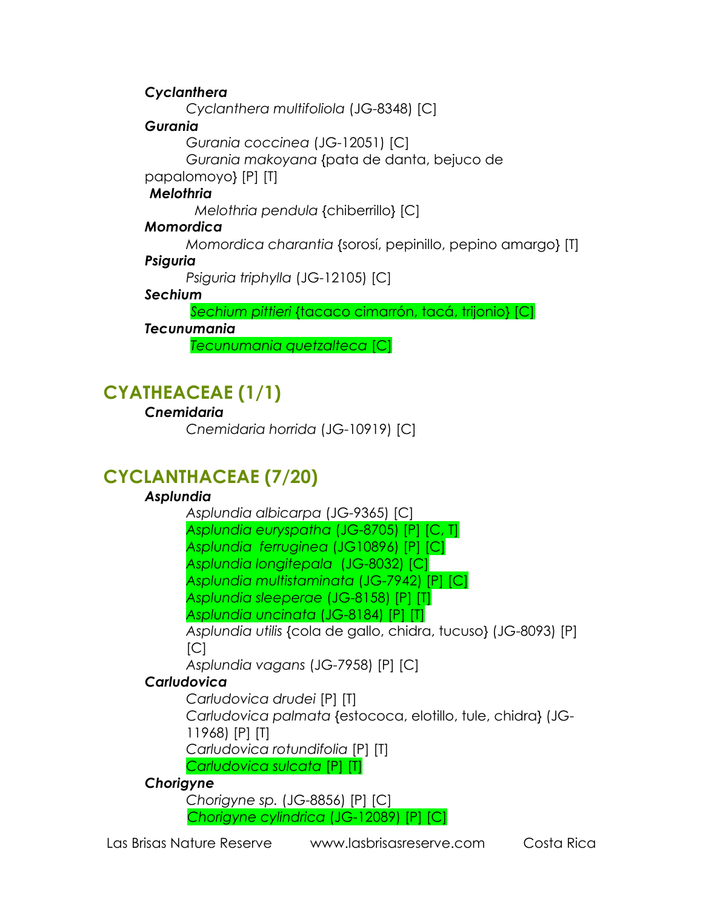***Cyclanthera***

*Cyclanthera multifoliola* (JG-8348) [C]

***Gurania***

*Gurania coccinea* (JG-12051) [C]

*Gurania makoyana* {pata de danta, bejuco de papalomoyo} [P] [T]

***Melothria***

*Melothria pendula* {chiberrillo} [C]

***Momordica***

*Momordica charantia* {sorosí, pepinillo, pepino amargo} [T]

***Psiguria***

*Psiguria triphylla* (JG-12105) [C]

***Sechium***

*Sechium pittieri* {tacaco cimarrón, tacá, trijonio} [C]

***Tecunumania***

*Tecunumania quetzalteca* [C]

## CYATHEACEAE (1/1)

***Cnemidaria***

*Cnemidaria horrida* (JG-10919) [C]

## CYCLANTHACEAE (7/20)

***Asplundia***

*Asplundia albicarpa* (JG-9365) [C]

*Asplundia euryspatha* (JG-8705) [P] [C, T]

*Asplundia ferruginea* (JG10896) [P] [C]

*Asplundia longitepala* (JG-8032) [C]

*Asplundia multistaminata* (JG-7942) [P] [C]

*Asplundia sleeperae* (JG-8158) [P] [T]

*Asplundia uncinata* (JG-8184) [P] [T]

*Asplundia utilis* {cola de gallo, chidra, tucuso} (JG-8093) [P] [C]

*Asplundia vagans* (JG-7958) [P] [C]

***Carludovica***

*Carludovica drudei* [P] [T]

*Carludovica palmata* {estococa, elotillo, tule, chidra} (JG-11968) [P] [T]

*Carludovica rotundifolia* [P] [T]

*Carludovica sulcata* [P] [T]

***Chorigyne***

*Chorigyne sp.* (JG-8856) [P] [C]

*Chorigyne cylindrica* (JG-12089) [P] [C]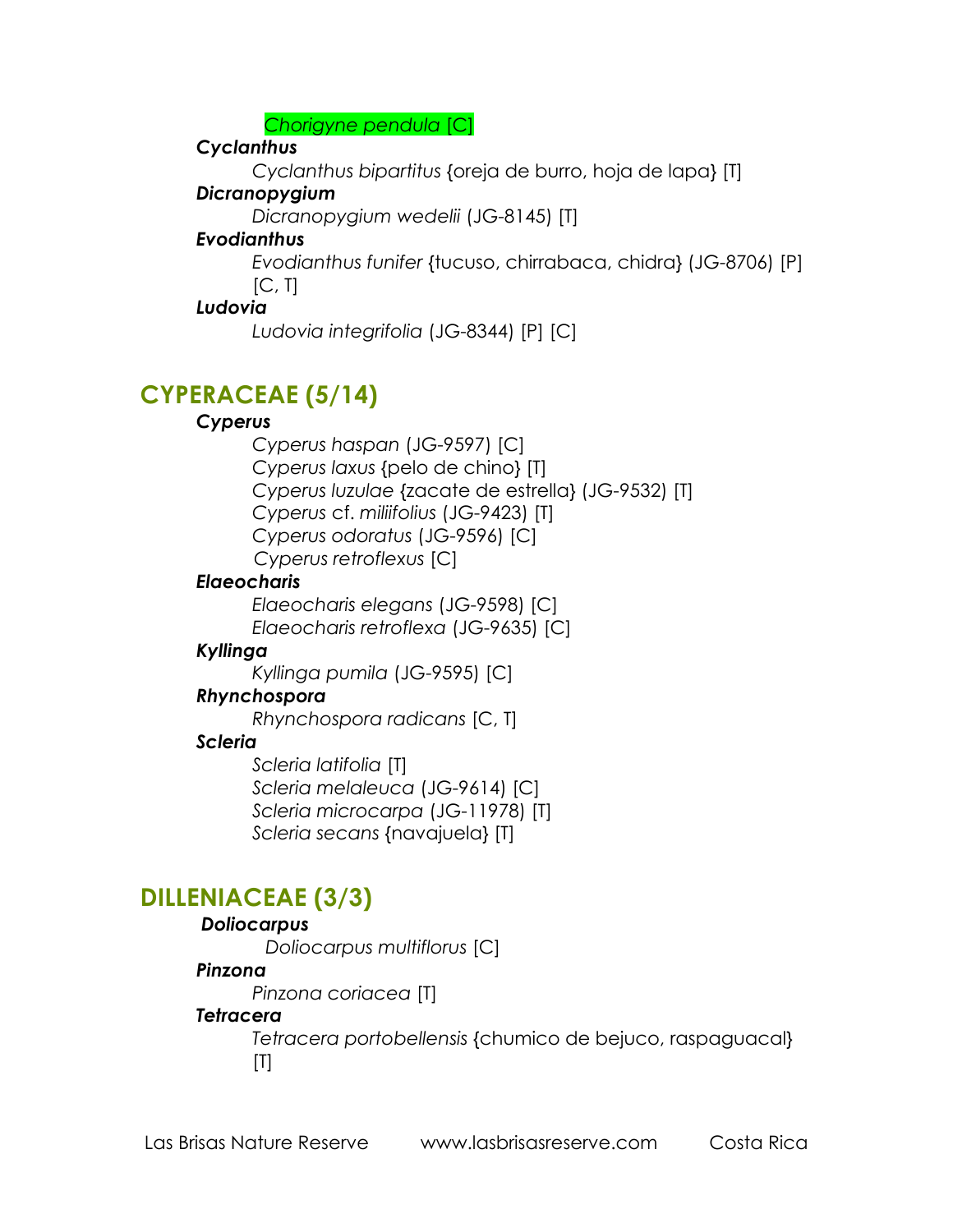*Chorigyne pendula* [C]

***Cyclanthus***

*Cyclanthus bipartitus* {oreja de burro, hoja de lapa} [T]

***Dicranopygium***

*Dicranopygium wedelii* (JG-8145) [T]

***Evodianthus***

*Evodianthus funifer* {tucuso, chirrabaca, chidra} (JG-8706) [P] [C, T]

***Ludovia***

*Ludovia integrifolia* (JG-8344) [P] [C]

## CYPERACEAE (5/14)

***Cyperus***

*Cyperus haspan* (JG-9597) [C]
*Cyperus laxus* {pelo de chino} [T]
*Cyperus luzulae* {zacate de estrella} (JG-9532) [T]
*Cyperus* cf. *miliifolius* (JG-9423) [T]
*Cyperus odoratus* (JG-9596) [C]
*Cyperus retroflexus* [C]

***Elaeocharis***

*Elaeocharis elegans* (JG-9598) [C]
*Elaeocharis retroflexa* (JG-9635) [C]

***Kyllinga***

*Kyllinga pumila* (JG-9595) [C]

***Rhynchospora***

*Rhynchospora radicans* [C, T]

***Scleria***

*Scleria latifolia* [T]
*Scleria melaleuca* (JG-9614) [C]
*Scleria microcarpa* (JG-11978) [T]
*Scleria secans* {navajuela} [T]

## DILLENIACEAE (3/3)

***Doliocarpus***

*Doliocarpus multiflorus* [C]

***Pinzona***

*Pinzona coriacea* [T]

***Tetracera***

*Tetracera portobellensis* {chumico de bejuco, raspaguacal} [T]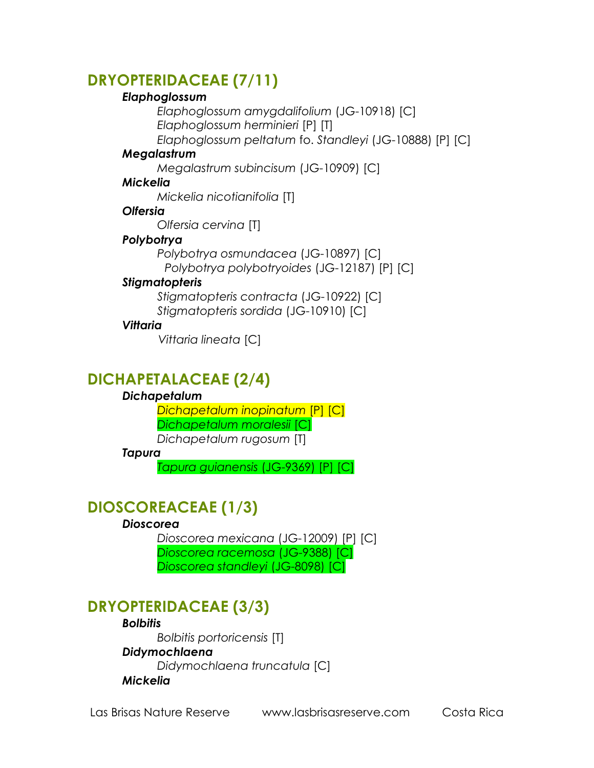## DRYOPTERIDACEAE (7/11)

***Elaphoglossum***

*Elaphoglossum amygdalifolium* (JG-10918) [C]
*Elaphoglossum herminieri* [P] [T]
*Elaphoglossum peltatum* fo. *Standleyi* (JG-10888) [P] [C]

***Megalastrum***

*Megalastrum subincisum* (JG-10909) [C]

***Mickelia***

*Mickelia nicotianifolia* [T]

***Olfersia***

*Olfersia cervina* [T]

***Polybotrya***

*Polybotrya osmundacea* (JG-10897) [C]
*Polybotrya polybotryoides* (JG-12187) [P] [C]

***Stigmatopteris***

*Stigmatopteris contracta* (JG-10922) [C]
*Stigmatopteris sordida* (JG-10910) [C]

***Vittaria***

*Vittaria lineata* [C]

## DICHAPETALACEAE (2/4)

***Dichapetalum***

*Dichapetalum inopinatum* [P] [C]
*Dichapetalum moralesii* [C]
*Dichapetalum rugosum* [T]

***Tapura***

*Tapura guianensis* (JG-9369) [P] [C]

## DIOSCOREACEAE (1/3)

***Dioscorea***

*Dioscorea mexicana* (JG-12009) [P] [C]
*Dioscorea racemosa* (JG-9388) [C]
*Dioscorea standleyi* (JG-8098) [C]

## DRYOPTERIDACEAE (3/3)

***Bolbitis***

*Bolbitis portoricensis* [T]

***Didymochlaena***

*Didymochlaena truncatula* [C]

***Mickelia***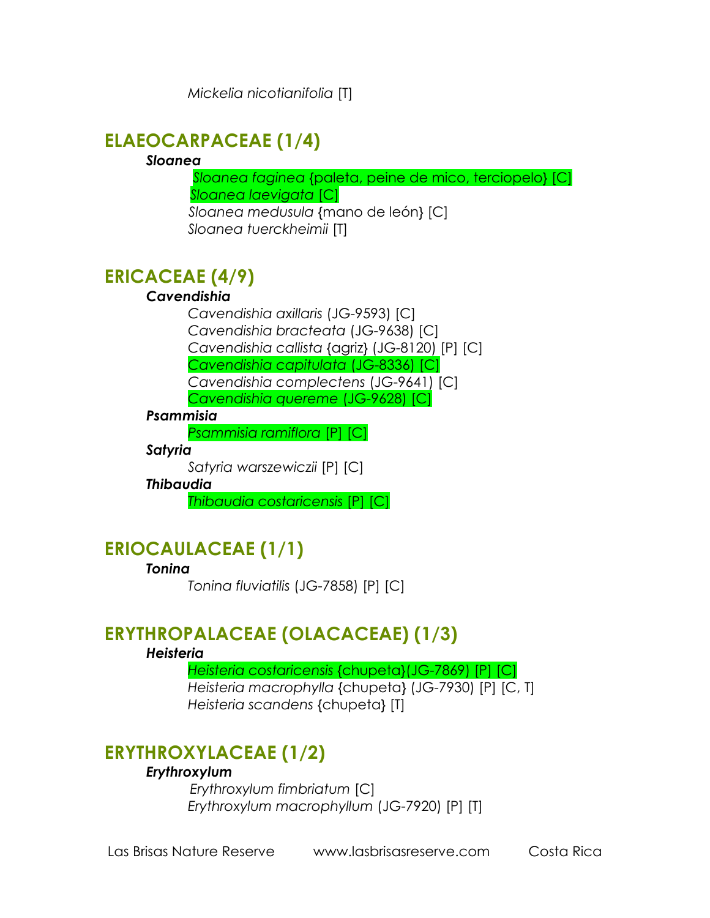*Mickelia nicotianifolia* [T]

## ELAEOCARPACEAE (1/4)

***Sloanea***

*Sloanea faginea* {paleta, peine de mico, terciopelo} [C]
*Sloanea laevigata* [C]
*Sloanea medusula* {mano de león} [C]
*Sloanea tuerckheimii* [T]

## ERICACEAE (4/9)

***Cavendishia***

*Cavendishia axillaris* (JG-9593) [C]
*Cavendishia bracteata* (JG-9638) [C]
*Cavendishia callista* {agriz} (JG-8120) [P] [C]
*Cavendishia capitulata* (JG-8336) [C]
*Cavendishia complectens* (JG-9641) [C]
*Cavendishia quereme* (JG-9628) [C]

***Psammisia***

*Psammisia ramiflora* [P] [C]

***Satyria***

*Satyria warszewiczii* [P] [C]

***Thibaudia***

*Thibaudia costaricensis* [P] [C]

## ERIOCAULACEAE (1/1)

***Tonina***

*Tonina fluviatilis* (JG-7858) [P] [C]

## ERYTHROPALACEAE (OLACACEAE) (1/3)

***Heisteria***

*Heisteria costaricensis* {chupeta}(JG-7869) [P] [C]
*Heisteria macrophylla* {chupeta} (JG-7930) [P] [C, T]
*Heisteria scandens* {chupeta} [T]

## ERYTHROXYLACEAE (1/2)

***Erythroxylum***

*Erythroxylum fimbriatum* [C]
*Erythroxylum macrophyllum* (JG-7920) [P] [T]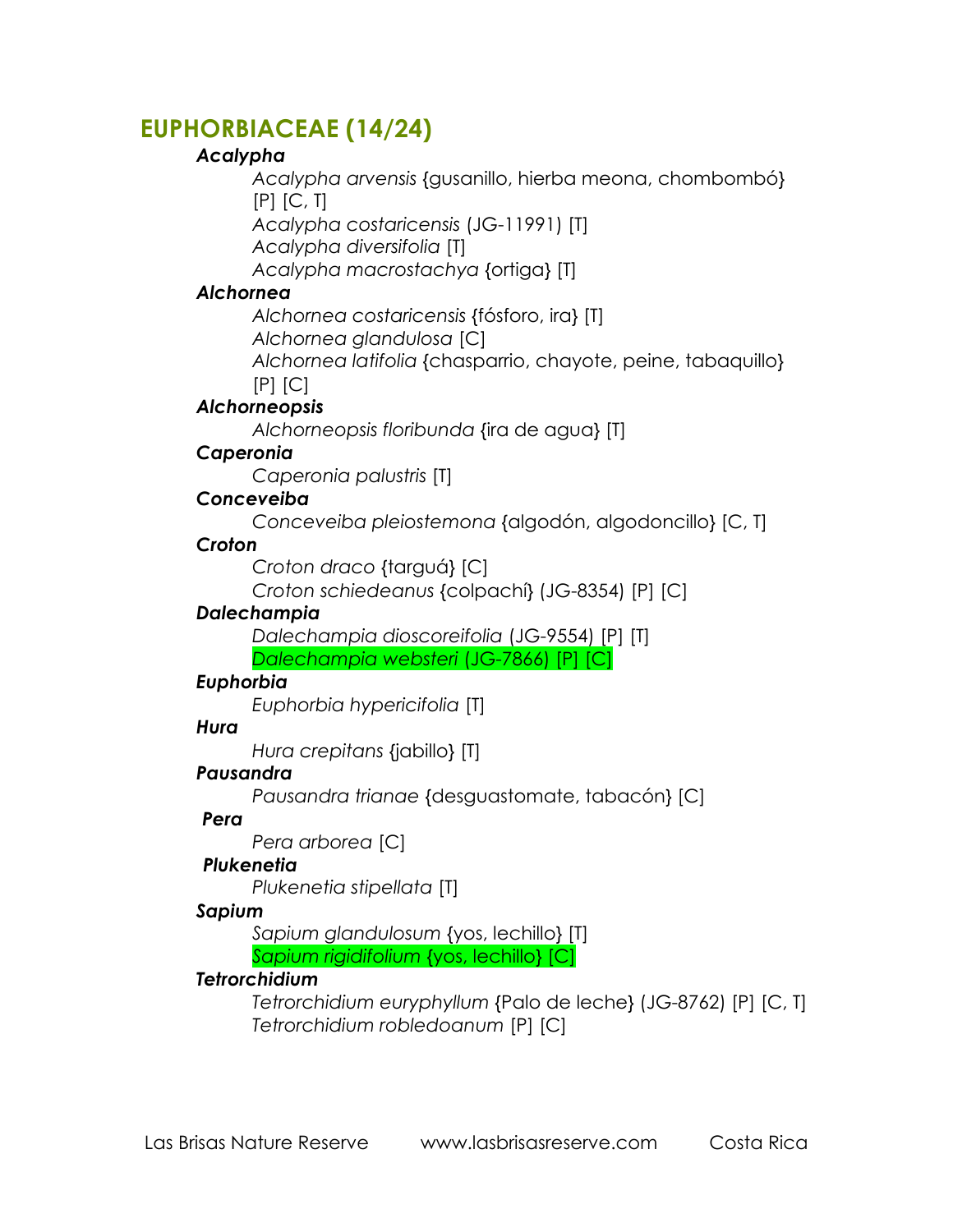## EUPHORBIACEAE (14/24)

***Acalypha***

*Acalypha arvensis* {gusanillo, hierba meona, chombombó} [P] [C, T]
*Acalypha costaricensis* (JG-11991) [T]
*Acalypha diversifolia* [T]
*Acalypha macrostachya* {ortiga} [T]

***Alchornea***

*Alchornea costaricensis* {fósforo, ira} [T]
*Alchornea glandulosa* [C]
*Alchornea latifolia* {chasparrio, chayote, peine, tabaquillo} [P] [C]

***Alchorneopsis***

*Alchorneopsis floribunda* {ira de agua} [T]

***Caperonia***

*Caperonia palustris* [T]

***Conceveiba***

*Conceveiba pleiostemona* {algodón, algodoncillo} [C, T]

***Croton***

*Croton draco* {targuá} [C]
*Croton schiedeanus* {colpachí} (JG-8354) [P] [C]

***Dalechampia***

*Dalechampia dioscoreifolia* (JG-9554) [P] [T]
*Dalechampia websteri* (JG-7866) [P] [C]

***Euphorbia***

*Euphorbia hypericifolia* [T]

***Hura***

*Hura crepitans* {jabillo} [T]

***Pausandra***

*Pausandra trianae* {desguastomate, tabacón} [C]

***Pera***

*Pera arborea* [C]

***Plukenetia***

*Plukenetia stipellata* [T]

***Sapium***

*Sapium glandulosum* {yos, lechillo} [T]
*Sapium rigidifolium* {yos, lechillo} [C]

***Tetrorchidium***

*Tetrorchidium euryphyllum* {Palo de leche} (JG-8762) [P] [C, T]
*Tetrorchidium robledoanum* [P] [C]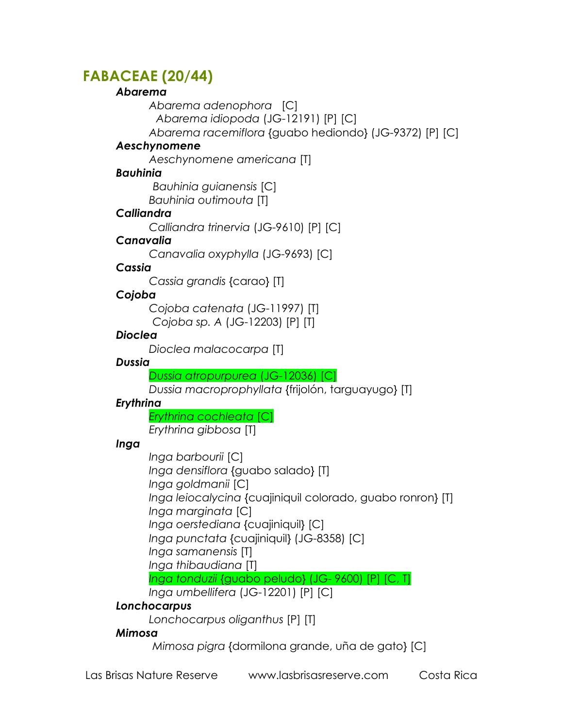## FABACEAE (20/44)

***Abarema***

- *Abarema adenophora* [C]
- *Abarema idiopoda* (JG-12191) [P] [C]
- *Abarema racemiflora* {guabo hediondo} (JG-9372) [P] [C]

***Aeschynomene***

- *Aeschynomene americana* [T]

***Bauhinia***

- *Bauhinia guianensis* [C]
- *Bauhinia outimouta* [T]

***Calliandra***

- *Calliandra trinervia* (JG-9610) [P] [C]

***Canavalia***

- *Canavalia oxyphylla* (JG-9693) [C]

***Cassia***

- *Cassia grandis* {carao} [T]

***Cojoba***

- *Cojoba catenata* (JG-11997) [T]
- *Cojoba sp. A* (JG-12203) [P] [T]

***Dioclea***

- *Dioclea malacocarpa* [T]

***Dussia***

- *Dussia atropurpurea* (JG-12036) [C]
- *Dussia macroprophyllata* {frijolón, targuayugo} [T]

***Erythrina***

- *Erythrina cochleata* [C]
- *Erythrina gibbosa* [T]

***Inga***

- *Inga barbourii* [C]
- *Inga densiflora* {guabo salado} [T]
- *Inga goldmanii* [C]
- *Inga leiocalycina* {cuajiniquil colorado, guabo ronron} [T]
- *Inga marginata* [C]
- *Inga oerstediana* {cuajiniquil} [C]
- *Inga punctata* {cuajiniquil} (JG-8358) [C]
- *Inga samanensis* [T]
- *Inga thibaudiana* [T]
- *Inga tonduzii* {guabo peludo} (JG- 9600) [P] [C, T]
- *Inga umbellifera* (JG-12201) [P] [C]

***Lonchocarpus***

- *Lonchocarpus oliganthus* [P] [T]

***Mimosa***

- *Mimosa pigra* {dormilona grande, uña de gato} [C]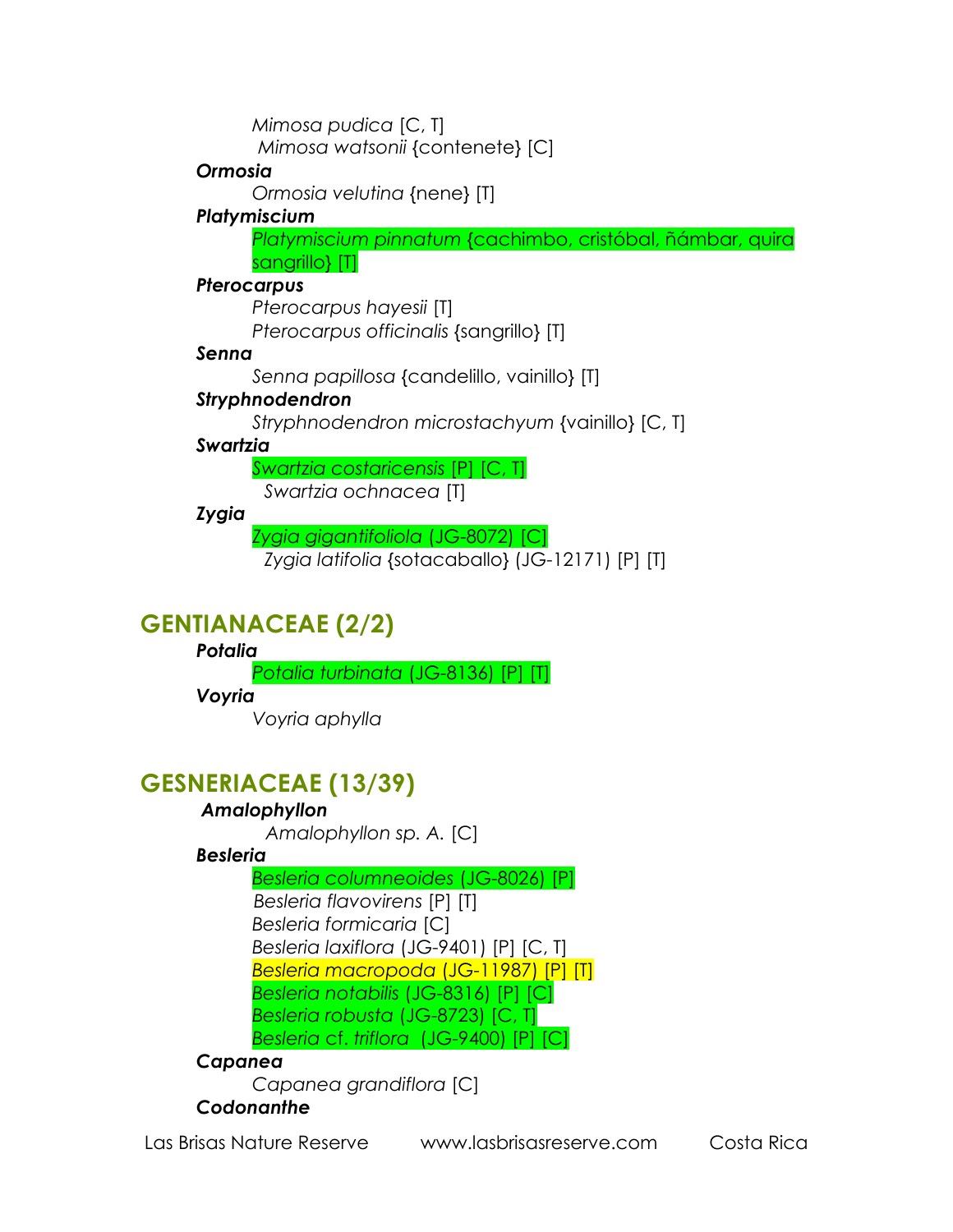*Mimosa pudica* [C, T]
*Mimosa watsonii* {contenete} [C]

***Ormosia***

*Ormosia velutina* {nene} [T]

***Platymiscium***

*Platymiscium pinnatum* {cachimbo, cristóbal, ñámbar, quira sangrillo} [T]

***Pterocarpus***

*Pterocarpus hayesii* [T]
*Pterocarpus officinalis* {sangrillo} [T]

***Senna***

*Senna papillosa* {candelillo, vainillo} [T]

***Stryphnodendron***

*Stryphnodendron microstachyum* {vainillo} [C, T]

***Swartzia***

*Swartzia costaricensis* [P] [C, T]
*Swartzia ochnacea* [T]

***Zygia***

*Zygia gigantifoliola* (JG-8072) [C]
*Zygia latifolia* {sotacaballo} (JG-12171) [P] [T]

## GENTIANACEAE (2/2)

***Potalia***

*Potalia turbinata* (JG-8136) [P] [T]

***Voyria***

*Voyria aphylla*

## GESNERIACEAE (13/39)

***Amalophyllon***

*Amalophyllon sp. A.* [C]

***Besleria***

*Besleria columneoides* (JG-8026) [P]
*Besleria flavovirens* [P] [T]
*Besleria formicaria* [C]
*Besleria laxiflora* (JG-9401) [P] [C, T]
*Besleria macropoda* (JG-11987) [P] [T]
*Besleria notabilis* (JG-8316) [P] [C]
*Besleria robusta* (JG-8723) [C, T]
*Besleria* cf. *triflora* (JG-9400) [P] [C]

***Capanea***

*Capanea grandiflora* [C]

***Codonanthe***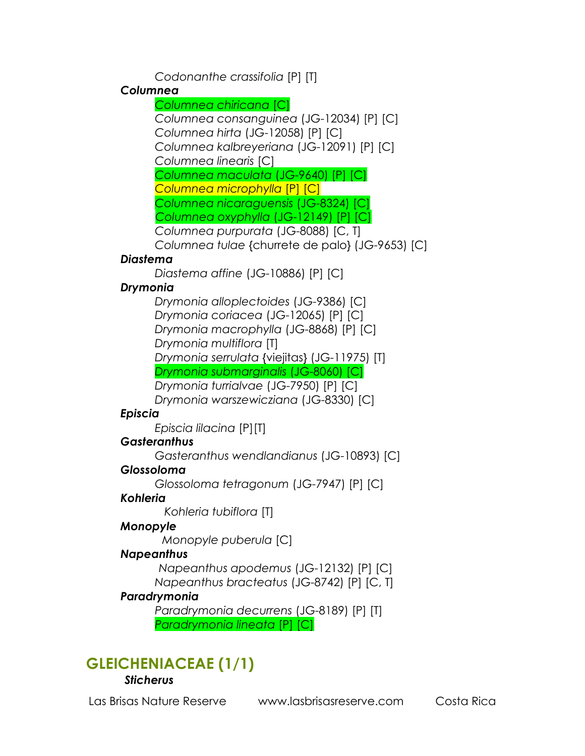*Codonanthe crassifolia* [P] [T]

***Columnea***

*Columnea chiricana* [C]

*Columnea consanguinea* (JG-12034) [P] [C]

*Columnea hirta* (JG-12058) [P] [C]

*Columnea kalbreyeriana* (JG-12091) [P] [C]

*Columnea linearis* [C]

*Columnea maculata* (JG-9640) [P] [C]

*Columnea microphylla* [P] [C]

*Columnea nicaraguensis* (JG-8324) [C]

*Columnea oxyphylla* (JG-12149) [P] [C]

*Columnea purpurata* (JG-8088) [C, T]

*Columnea tulae* {churrete de palo} (JG-9653) [C]

***Diastema***

*Diastema affine* (JG-10886) [P] [C]

***Drymonia***

*Drymonia alloplectoides* (JG-9386) [C]

*Drymonia coriacea* (JG-12065) [P] [C]

*Drymonia macrophylla* (JG-8868) [P] [C]

*Drymonia multiflora* [T]

*Drymonia serrulata* {viejitas} (JG-11975) [T]

*Drymonia submarginalis* (JG-8060) [C]

*Drymonia turrialvae* (JG-7950) [P] [C]

*Drymonia warszewicziana* (JG-8330) [C]

***Episcia***

*Episcia lilacina* [P][T]

***Gasteranthus***

*Gasteranthus wendlandianus* (JG-10893) [C]

***Glossoloma***

*Glossoloma tetragonum* (JG-7947) [P] [C]

***Kohleria***

*Kohleria tubiflora* [T]

***Monopyle***

*Monopyle puberula* [C]

***Napeanthus***

*Napeanthus apodemus* (JG-12132) [P] [C]

*Napeanthus bracteatus* (JG-8742) [P] [C, T]

***Paradrymonia***

*Paradrymonia decurrens* (JG-8189) [P] [T]

*Paradrymonia lineata* [P] [C]

## GLEICHENIACEAE (1/1)

***Sticherus***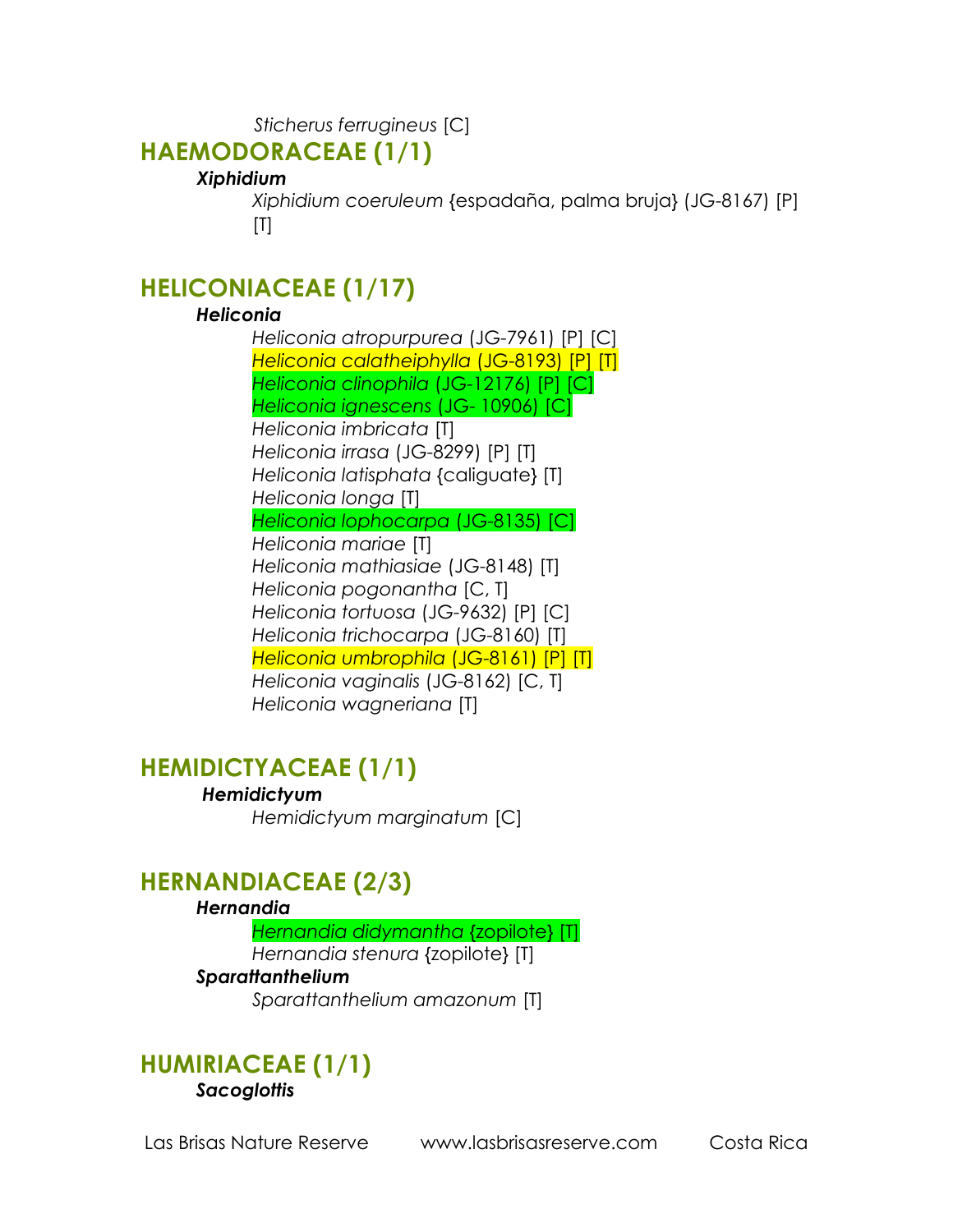*Sticherus ferrugineus* [C]

## HAEMODORACEAE (1/1)

***Xiphidium***

*Xiphidium coeruleum* {espadaña, palma bruja} (JG-8167) [P] [T]

## HELICONIACEAE (1/17)

***Heliconia***

*Heliconia atropurpurea* (JG-7961) [P] [C]
*Heliconia calatheiphylla* (JG-8193) [P] [T]
*Heliconia clinophila* (JG-12176) [P] [C]
*Heliconia ignescens* (JG- 10906) [C]
*Heliconia imbricata* [T]
*Heliconia irrasa* (JG-8299) [P] [T]
*Heliconia latisphata* {caliguate} [T]
*Heliconia longa* [T]
*Heliconia lophocarpa* (JG-8135) [C]
*Heliconia mariae* [T]
*Heliconia mathiasiae* (JG-8148) [T]
*Heliconia pogonantha* [C, T]
*Heliconia tortuosa* (JG-9632) [P] [C]
*Heliconia trichocarpa* (JG-8160) [T]
*Heliconia umbrophila* (JG-8161) [P] [T]
*Heliconia vaginalis* (JG-8162) [C, T]
*Heliconia wagneriana* [T]

## HEMIDICTYACEAE (1/1)

***Hemidictyum***

*Hemidictyum marginatum* [C]

## HERNANDIACEAE (2/3)

***Hernandia***

*Hernandia didymantha* {zopilote} [T]
*Hernandia stenura* {zopilote} [T]

***Sparattanthelium***

*Sparattanthelium amazonum* [T]

## HUMIRIACEAE (1/1)

***Sacoglottis***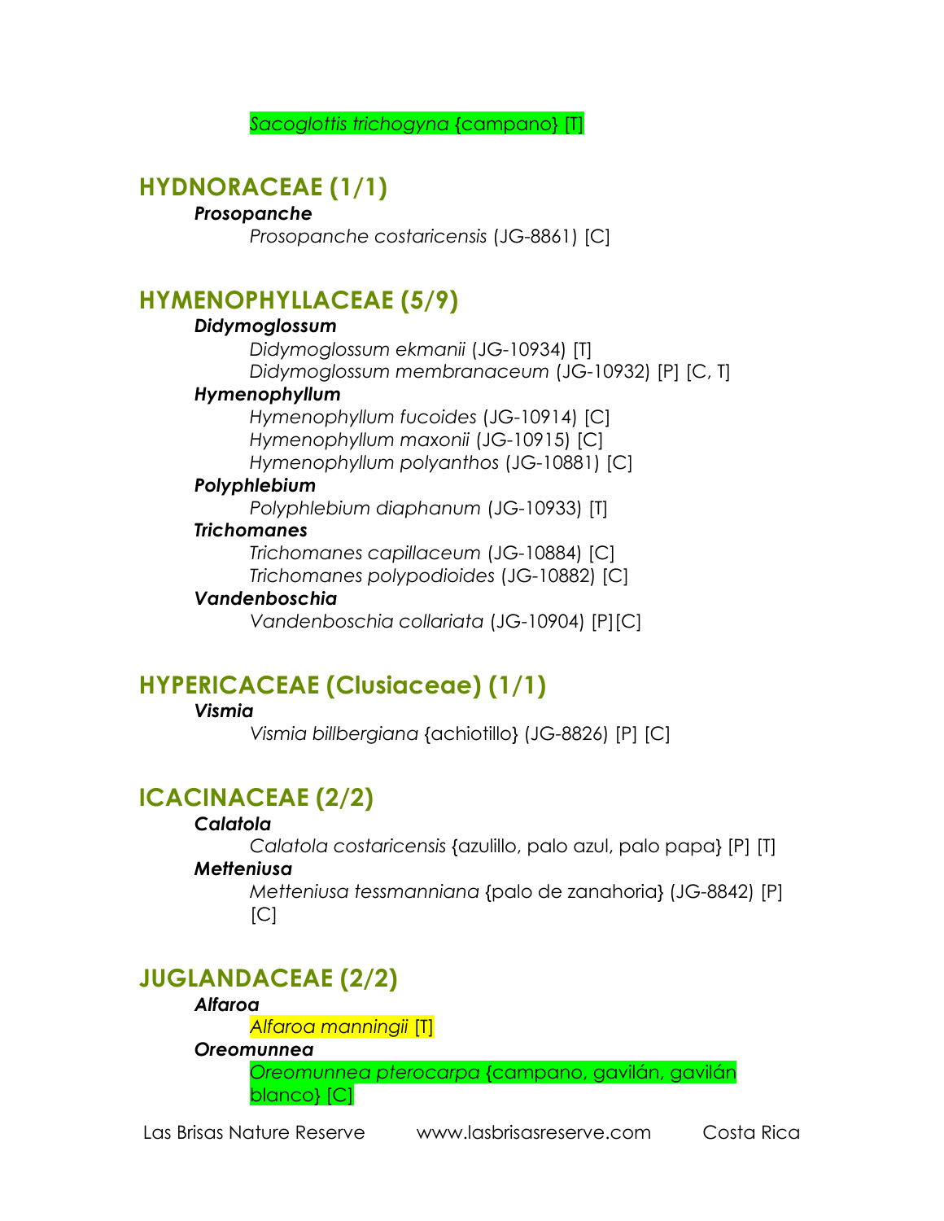*Sacoglottis trichogyna* {campano} [T]

## HYDNORACEAE (1/1)

***Prosopanche***

*Prosopanche costaricensis* (JG-8861) [C]

## HYMENOPHYLLACEAE (5/9)

***Didymoglossum***

*Didymoglossum ekmanii* (JG-10934) [T]
*Didymoglossum membranaceum* (JG-10932) [P] [C, T]

***Hymenophyllum***

*Hymenophyllum fucoides* (JG-10914) [C]
*Hymenophyllum maxonii* (JG-10915) [C]
*Hymenophyllum polyanthos* (JG-10881) [C]

***Polyphlebium***

*Polyphlebium diaphanum* (JG-10933) [T]

***Trichomanes***

*Trichomanes capillaceum* (JG-10884) [C]
*Trichomanes polypodioides* (JG-10882) [C]

***Vandenboschia***

*Vandenboschia collariata* (JG-10904) [P][C]

## HYPERICACEAE (Clusiaceae) (1/1)

***Vismia***

*Vismia billbergiana* {achiotillo} (JG-8826) [P] [C]

## ICACINACEAE (2/2)

***Calatola***

*Calatola costaricensis* {azulillo, palo azul, palo papa} [P] [T]

***Metteniusa***

*Metteniusa tessmanniana* {palo de zanahoria} (JG-8842) [P] [C]

## JUGLANDACEAE (2/2)

***Alfaroa***

*Alfaroa manningii* [T]

***Oreomunnea***

*Oreomunnea pterocarpa* {campano, gavilán, gavilán blanco} [C]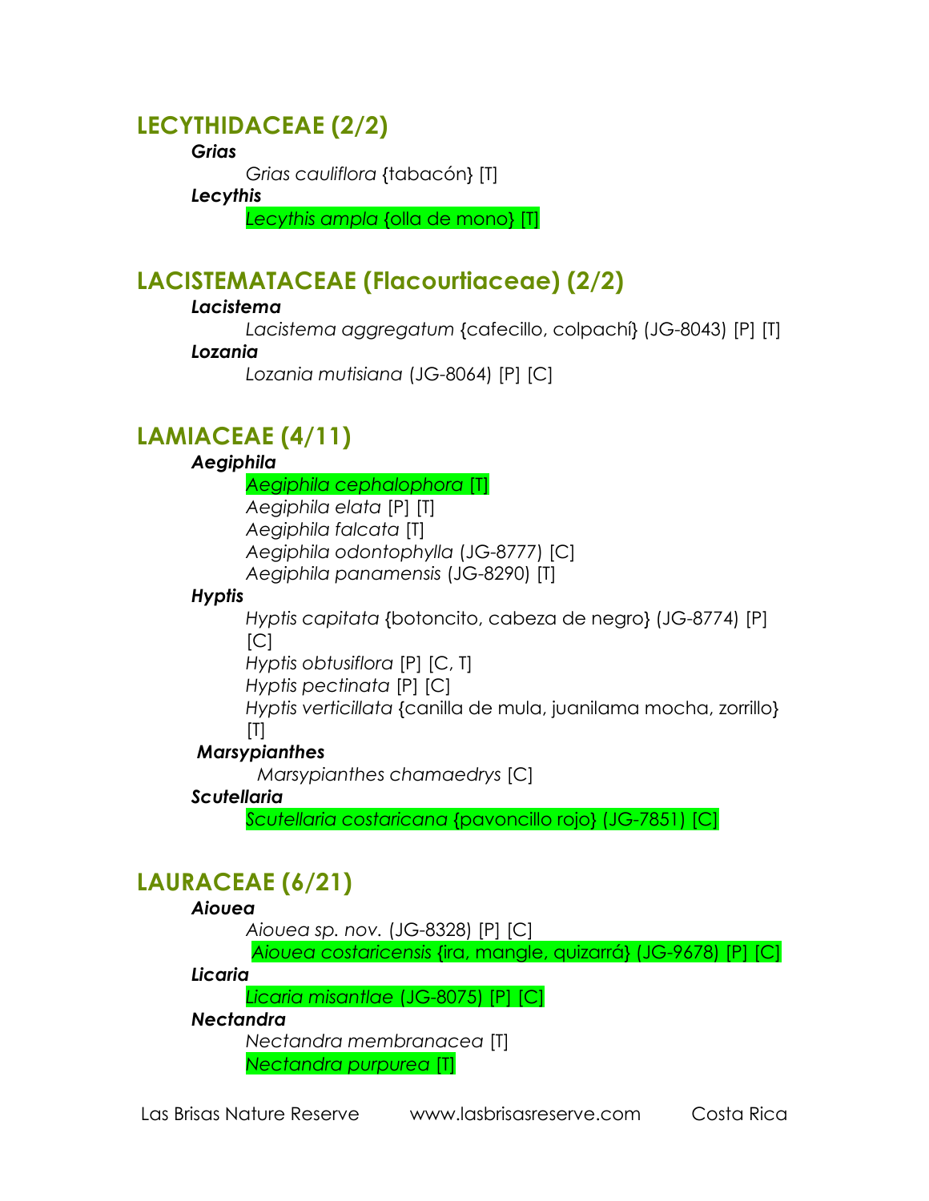## LECYTHIDACEAE (2/2)

***Grias***

*Grias cauliflora* {tabacón} [T]

***Lecythis***

*Lecythis ampla* {olla de mono} [T]

## LACISTEMATACEAE (Flacourtiaceae) (2/2)

***Lacistema***

*Lacistema aggregatum* {cafecillo, colpachí} (JG-8043) [P] [T]

***Lozania***

*Lozania mutisiana* (JG-8064) [P] [C]

## LAMIACEAE (4/11)

***Aegiphila***

*Aegiphila cephalophora* [T]
*Aegiphila elata* [P] [T]
*Aegiphila falcata* [T]
*Aegiphila odontophylla* (JG-8777) [C]
*Aegiphila panamensis* (JG-8290) [T]

***Hyptis***

*Hyptis capitata* {botoncito, cabeza de negro} (JG-8774) [P] [C]
*Hyptis obtusiflora* [P] [C, T]
*Hyptis pectinata* [P] [C]
*Hyptis verticillata* {canilla de mula, juanilama mocha, zorrillo} [T]

***Marsypianthes***

*Marsypianthes chamaedrys* [C]

***Scutellaria***

*Scutellaria costaricana* {pavoncillo rojo} (JG-7851) [C]

## LAURACEAE (6/21)

***Aiouea***

*Aiouea sp. nov.* (JG-8328) [P] [C]
*Aiouea costaricensis* {ira, mangle, quizarrá} (JG-9678) [P] [C]

***Licaria***

*Licaria misantlae* (JG-8075) [P] [C]

***Nectandra***

*Nectandra membranacea* [T]
*Nectandra purpurea* [T]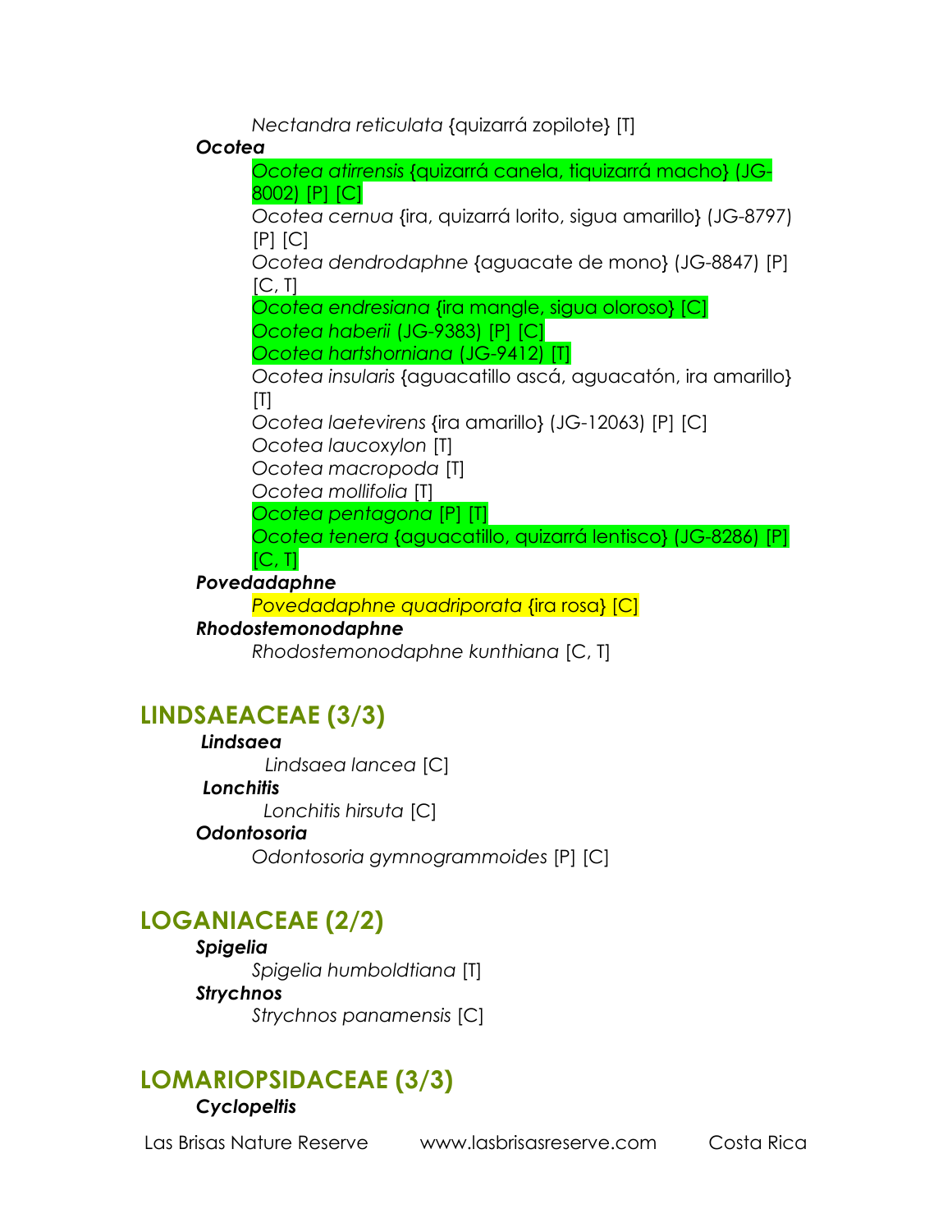*Nectandra reticulata* {quizarrá zopilote} [T]

***Ocotea***

*Ocotea atirrensis* {quizarrá canela, tiquizarrá macho} (JG-8002) [P] [C]

*Ocotea cernua* {ira, quizarrá lorito, sigua amarillo} (JG-8797) [P] [C]

*Ocotea dendrodaphne* {aguacate de mono} (JG-8847) [P] [C, T]

*Ocotea endresiana* {ira mangle, sigua oloroso} [C]

*Ocotea haberii* (JG-9383) [P] [C]

*Ocotea hartshorniana* (JG-9412) [T]

*Ocotea insularis* {aguacatillo ascá, aguacatón, ira amarillo} [T]

*Ocotea laetevirens* {ira amarillo} (JG-12063) [P] [C]

*Ocotea laucoxylon* [T]

*Ocotea macropoda* [T]

*Ocotea mollifolia* [T]

*Ocotea pentagona* [P] [T]

*Ocotea tenera* {aguacatillo, quizarrá lentisco} (JG-8286) [P] [C, T]

***Povedadaphne***

*Povedadaphne quadriporata* {ira rosa} [C]

***Rhodostemonodaphne***

*Rhodostemonodaphne kunthiana* [C, T]

## LINDSAEACEAE (3/3)

***Lindsaea***

*Lindsaea lancea* [C]

***Lonchitis***

*Lonchitis hirsuta* [C]

***Odontosoria***

*Odontosoria gymnogrammoides* [P] [C]

## LOGANIACEAE (2/2)

***Spigelia***

*Spigelia humboldtiana* [T]

***Strychnos***

*Strychnos panamensis* [C]

## LOMARIOPSIDACEAE (3/3)

***Cyclopeltis***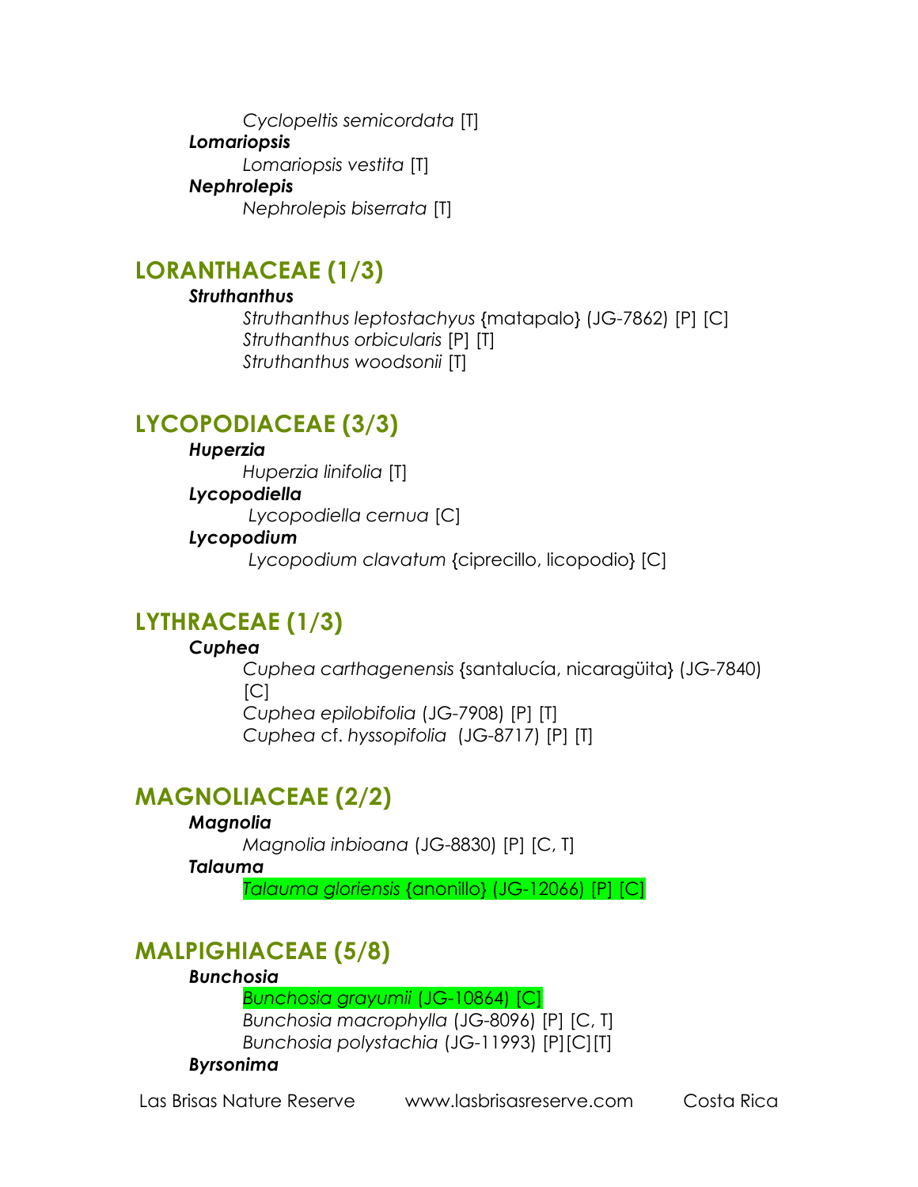*Cyclopeltis semicordata* [T]

***Lomariopsis***

*Lomariopsis vestita* [T]

***Nephrolepis***

*Nephrolepis biserrata* [T]

## LORANTHACEAE (1/3)

***Struthanthus***

*Struthanthus leptostachyus* {matapalo} (JG-7862) [P] [C]
*Struthanthus orbicularis* [P] [T]
*Struthanthus woodsonii* [T]

## LYCOPODIACEAE (3/3)

***Huperzia***

*Huperzia linifolia* [T]

***Lycopodiella***

*Lycopodiella cernua* [C]

***Lycopodium***

*Lycopodium clavatum* {ciprecillo, licopodio} [C]

## LYTHRACEAE (1/3)

***Cuphea***

*Cuphea carthagenensis* {santalucía, nicaragüita} (JG-7840) [C]
*Cuphea epilobifolia* (JG-7908) [P] [T]
*Cuphea* cf. *hyssopifolia* (JG-8717) [P] [T]

## MAGNOLIACEAE (2/2)

***Magnolia***

*Magnolia inbioana* (JG-8830) [P] [C, T]

***Talauma***

*Talauma gloriensis* {anonillo} (JG-12066) [P] [C]

## MALPIGHIACEAE (5/8)

***Bunchosia***

*Bunchosia grayumii* (JG-10864) [C]
*Bunchosia macrophylla* (JG-8096) [P] [C, T]
*Bunchosia polystachia* (JG-11993) [P][C][T]

***Byrsonima***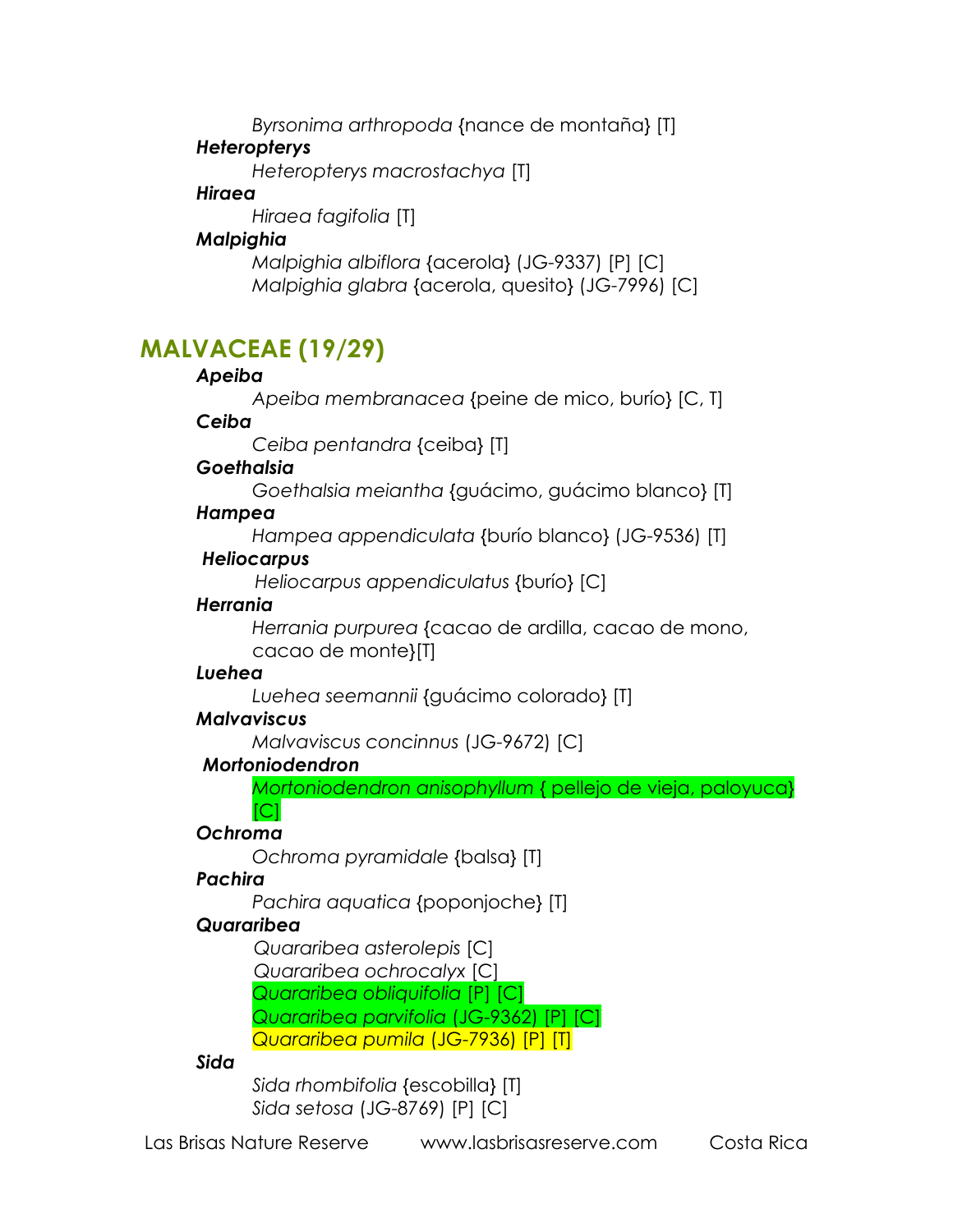*Byrsonima arthropoda* {nance de montaña} [T]

***Heteropterys***

*Heteropterys macrostachya* [T]

***Hiraea***

*Hiraea fagifolia* [T]

***Malpighia***

*Malpighia albiflora* {acerola} (JG-9337) [P] [C]
*Malpighia glabra* {acerola, quesito} (JG-7996) [C]

## MALVACEAE (19/29)

***Apeiba***

*Apeiba membranacea* {peine de mico, burío} [C, T]

***Ceiba***

*Ceiba pentandra* {ceiba} [T]

***Goethalsia***

*Goethalsia meiantha* {guácimo, guácimo blanco} [T]

***Hampea***

*Hampea appendiculata* {burío blanco} (JG-9536) [T]

***Heliocarpus***

*Heliocarpus appendiculatus* {burío} [C]

***Herrania***

*Herrania purpurea* {cacao de ardilla, cacao de mono, cacao de monte}[T]

***Luehea***

*Luehea seemannii* {guácimo colorado} [T]

***Malvaviscus***

*Malvaviscus concinnus* (JG-9672) [C]

***Mortoniodendron***

*Mortoniodendron anisophyllum* { pellejo de vieja, paloyuca} [C]

***Ochroma***

*Ochroma pyramidale* {balsa} [T]

***Pachira***

*Pachira aquatica* {poponjoche} [T]

***Quararibea***

*Quararibea asterolepis* [C]
*Quararibea ochrocalyx* [C]
*Quararibea obliquifolia* [P] [C]
*Quararibea parvifolia* (JG-9362) [P] [C]
*Quararibea pumila* (JG-7936) [P] [T]

***Sida***

*Sida rhombifolia* {escobilla} [T]
*Sida setosa* (JG-8769) [P] [C]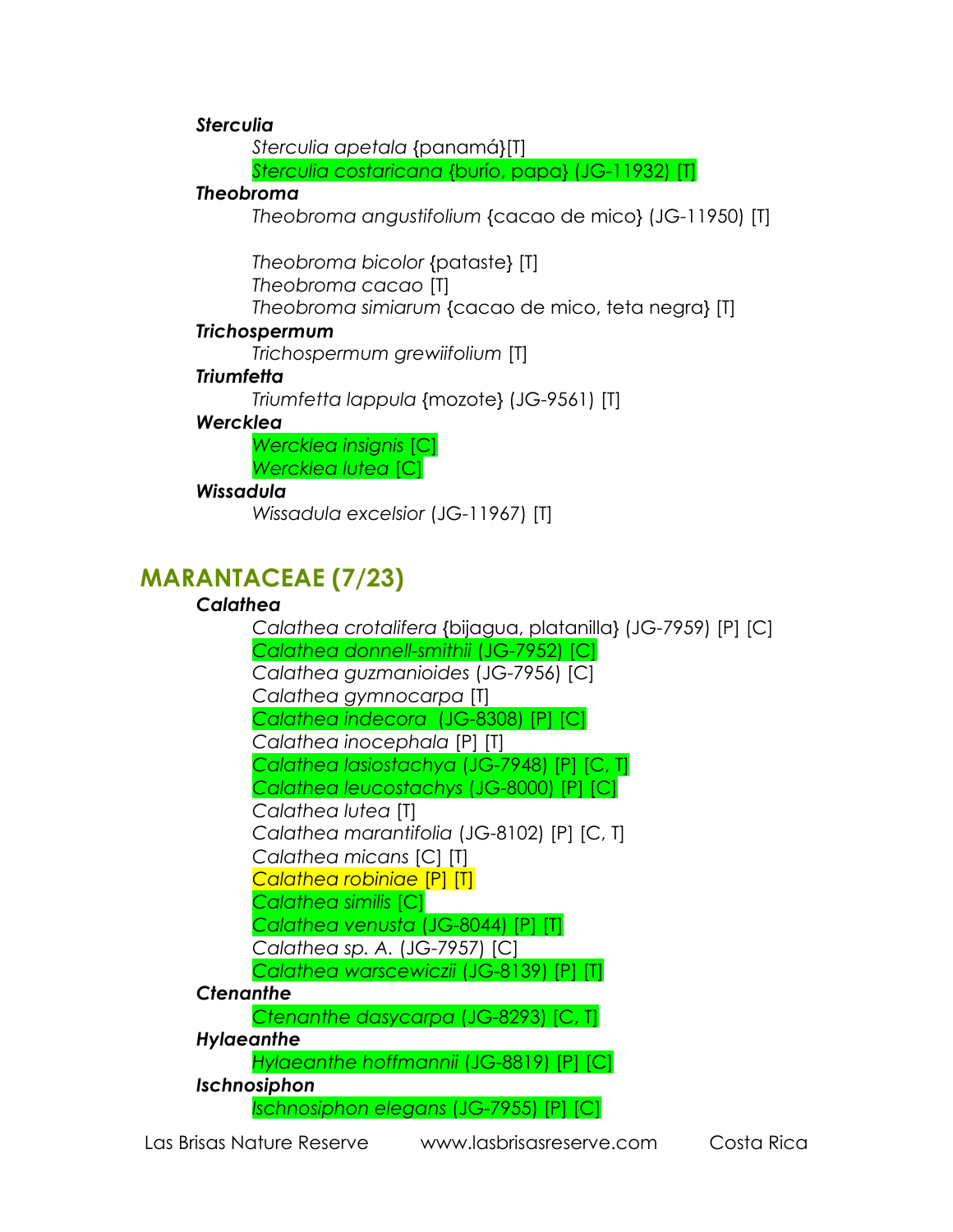***Sterculia***

*Sterculia apetala* {panamá}[T]

*Sterculia costaricana* {burío, papa} (JG-11932) [T]

***Theobroma***

*Theobroma angustifolium* {cacao de mico} (JG-11950) [T]

*Theobroma bicolor* {pataste} [T]

*Theobroma cacao* [T]

*Theobroma simiarum* {cacao de mico, teta negra} [T]

***Trichospermum***

*Trichospermum grewiifolium* [T]

***Triumfetta***

*Triumfetta lappula* {mozote} (JG-9561) [T]

***Wercklea***

*Wercklea insignis* [C]

*Wercklea lutea* [C]

***Wissadula***

*Wissadula excelsior* (JG-11967) [T]

## MARANTACEAE (7/23)

***Calathea***

*Calathea crotalifera* {bijagua, platanilla} (JG-7959) [P] [C]

*Calathea donnell-smithii* (JG-7952) [C]

*Calathea guzmanioides* (JG-7956) [C]

*Calathea gymnocarpa* [T]

*Calathea indecora* (JG-8308) [P] [C]

*Calathea inocephala* [P] [T]

*Calathea lasiostachya* (JG-7948) [P] [C, T]

*Calathea leucostachys* (JG-8000) [P] [C]

*Calathea lutea* [T]

*Calathea marantifolia* (JG-8102) [P] [C, T]

*Calathea micans* [C] [T]

*Calathea robiniae* [P] [T]

*Calathea similis* [C]

*Calathea venusta* (JG-8044) [P] [T]

*Calathea sp. A.* (JG-7957) [C]

*Calathea warscewiczii* (JG-8139) [P] [T]

***Ctenanthe***

*Ctenanthe dasycarpa* (JG-8293) [C, T]

***Hylaeanthe***

*Hylaeanthe hoffmannii* (JG-8819) [P] [C]

***Ischnosiphon***

*Ischnosiphon elegans* (JG-7955) [P] [C]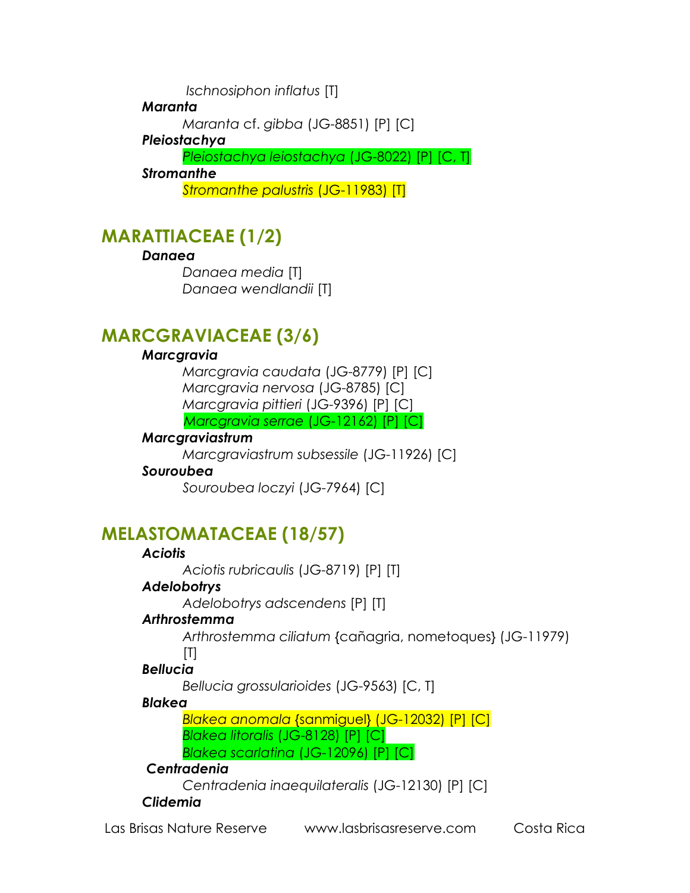*Ischnosiphon inflatus* [T]

***Maranta***

*Maranta* cf. *gibba* (JG-8851) [P] [C]

***Pleiostachya***

*Pleiostachya leiostachya* (JG-8022) [P] [C, T]

***Stromanthe***

*Stromanthe palustris* (JG-11983) [T]

## MARATTIACEAE (1/2)

***Danaea***

*Danaea media* [T]
*Danaea wendlandii* [T]

## MARCGRAVIACEAE (3/6)

***Marcgravia***

*Marcgravia caudata* (JG-8779) [P] [C]
*Marcgravia nervosa* (JG-8785) [C]
*Marcgravia pittieri* (JG-9396) [P] [C]
*Marcgravia serrae* (JG-12162) [P] [C]

***Marcgraviastrum***

*Marcgraviastrum subsessile* (JG-11926) [C]

***Souroubea***

*Souroubea loczyi* (JG-7964) [C]

## MELASTOMATACEAE (18/57)

***Aciotis***

*Aciotis rubricaulis* (JG-8719) [P] [T]

***Adelobotrys***

*Adelobotrys adscendens* [P] [T]

***Arthrostemma***

*Arthrostemma ciliatum* {cañagria, nometoques} (JG-11979) [T]

***Bellucia***

*Bellucia grossularioides* (JG-9563) [C, T]

***Blakea***

*Blakea anomala* {sanmiguel} (JG-12032) [P] [C]
*Blakea litoralis* (JG-8128) [P] [C]
*Blakea scarlatina* (JG-12096) [P] [C]

***Centradenia***

*Centradenia inaequilateralis* (JG-12130) [P] [C]

***Clidemia***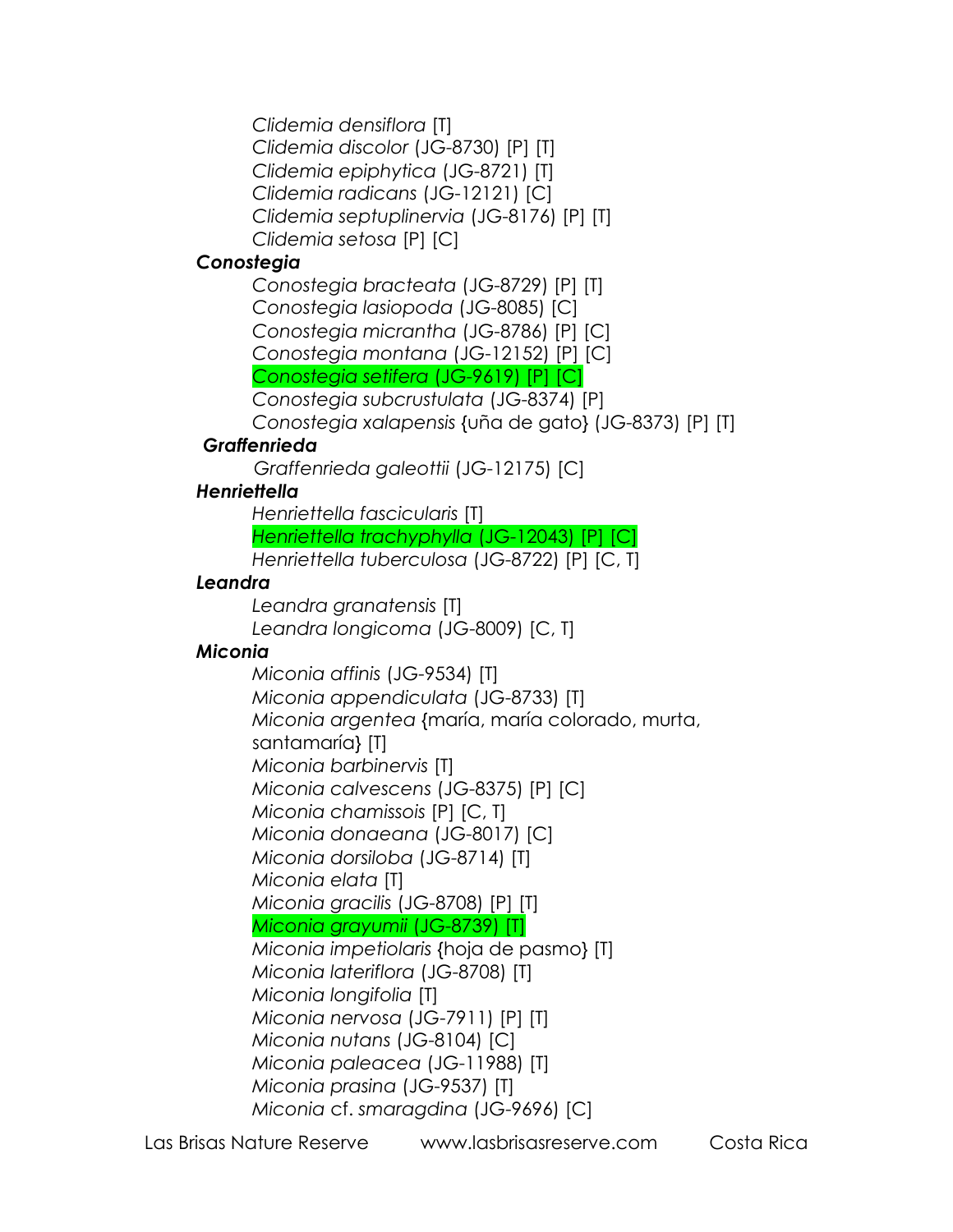*Clidemia densiflora* [T]
*Clidemia discolor* (JG-8730) [P] [T]
*Clidemia epiphytica* (JG-8721) [T]
*Clidemia radicans* (JG-12121) [C]
*Clidemia septuplinervia* (JG-8176) [P] [T]
*Clidemia setosa* [P] [C]

***Conostegia***

*Conostegia bracteata* (JG-8729) [P] [T]
*Conostegia lasiopoda* (JG-8085) [C]
*Conostegia micrantha* (JG-8786) [P] [C]
*Conostegia montana* (JG-12152) [P] [C]
*Conostegia setifera* (JG-9619) [P] [C]
*Conostegia subcrustulata* (JG-8374) [P]
*Conostegia xalapensis* {uña de gato} (JG-8373) [P] [T]

***Graffenrieda***

*Graffenrieda galeottii* (JG-12175) [C]

***Henriettella***

*Henriettella fascicularis* [T]
*Henriettella trachyphylla* (JG-12043) [P] [C]
*Henriettella tuberculosa* (JG-8722) [P] [C, T]

***Leandra***

*Leandra granatensis* [T]
*Leandra longicoma* (JG-8009) [C, T]

***Miconia***

*Miconia affinis* (JG-9534) [T]
*Miconia appendiculata* (JG-8733) [T]
*Miconia argentea* {maría, maría colorado, murta, santamaría} [T]
*Miconia barbinervis* [T]
*Miconia calvescens* (JG-8375) [P] [C]
*Miconia chamissois* [P] [C, T]
*Miconia donaeana* (JG-8017) [C]
*Miconia dorsiloba* (JG-8714) [T]
*Miconia elata* [T]
*Miconia gracilis* (JG-8708) [P] [T]
*Miconia grayumii* (JG-8739) [T]
*Miconia impetiolaris* {hoja de pasmo} [T]
*Miconia lateriflora* (JG-8708) [T]
*Miconia longifolia* [T]
*Miconia nervosa* (JG-7911) [P] [T]
*Miconia nutans* (JG-8104) [C]
*Miconia paleacea* (JG-11988) [T]
*Miconia prasina* (JG-9537) [T]
*Miconia* cf. *smaragdina* (JG-9696) [C]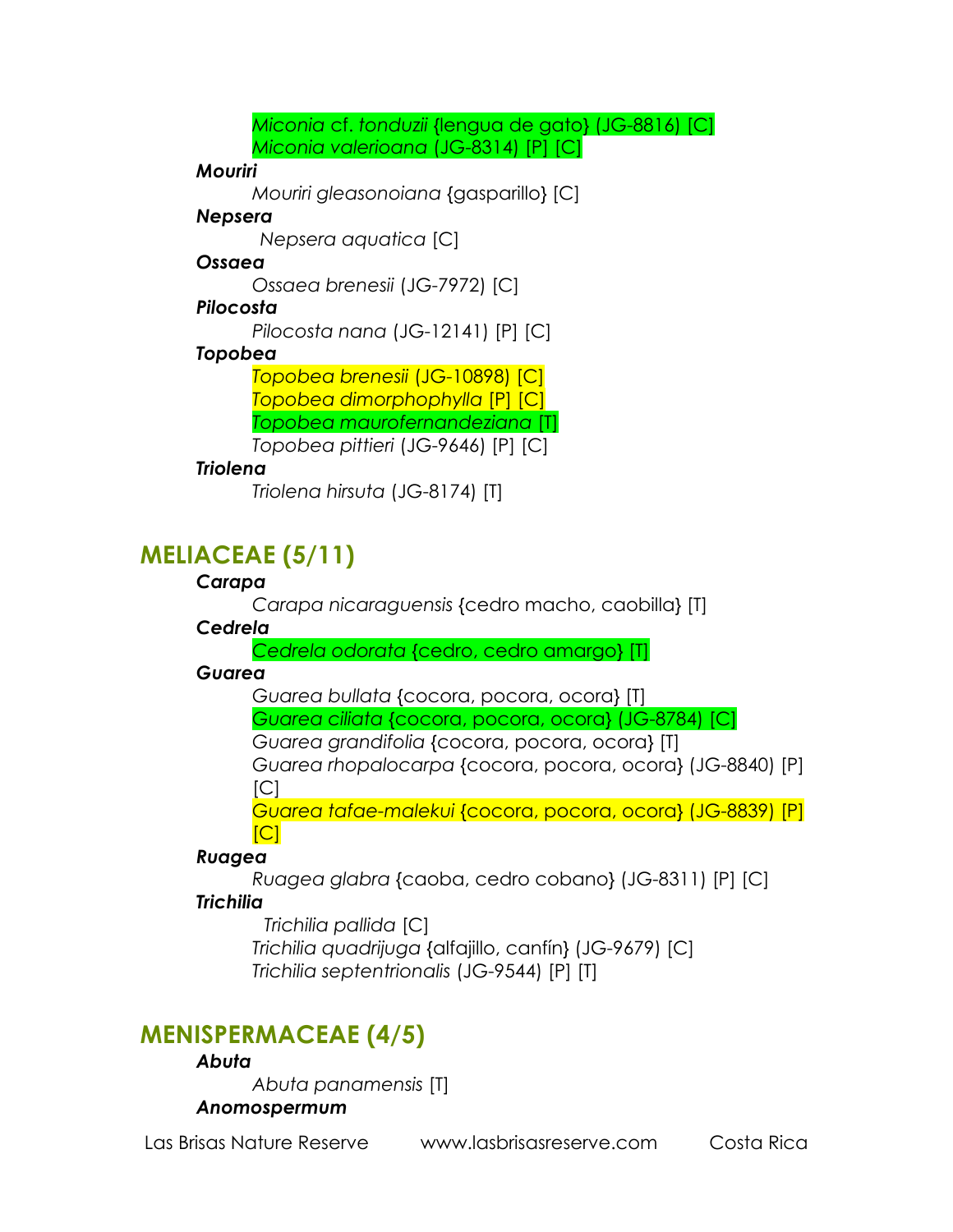*Miconia* cf. *tonduzii* {lengua de gato} (JG-8816) [C]
*Miconia valerioana* (JG-8314) [P] [C]

***Mouriri***

*Mouriri gleasonoiana* {gasparillo} [C]

***Nepsera***

*Nepsera aquatica* [C]

***Ossaea***

*Ossaea brenesii* (JG-7972) [C]

***Pilocosta***

*Pilocosta nana* (JG-12141) [P] [C]

***Topobea***

*Topobea brenesii* (JG-10898) [C]
*Topobea dimorphophylla* [P] [C]
*Topobea maurofernandeziana* [T]
*Topobea pittieri* (JG-9646) [P] [C]

***Triolena***

*Triolena hirsuta* (JG-8174) [T]

## MELIACEAE (5/11)

***Carapa***

*Carapa nicaraguensis* {cedro macho, caobilla} [T]

***Cedrela***

*Cedrela odorata* {cedro, cedro amargo} [T]

***Guarea***

*Guarea bullata* {cocora, pocora, ocora} [T]
*Guarea ciliata* {cocora, pocora, ocora} (JG-8784) [C]
*Guarea grandifolia* {cocora, pocora, ocora} [T]
*Guarea rhopalocarpa* {cocora, pocora, ocora} (JG-8840) [P] [C]
*Guarea tafae-malekui* {cocora, pocora, ocora} (JG-8839) [P] [C]

***Ruagea***

*Ruagea glabra* {caoba, cedro cobano} (JG-8311) [P] [C]

***Trichilia***

*Trichilia pallida* [C]
*Trichilia quadrijuga* {alfajillo, canfín} (JG-9679) [C]
*Trichilia septentrionalis* (JG-9544) [P] [T]

## MENISPERMACEAE (4/5)

***Abuta***

*Abuta panamensis* [T]

***Anomospermum***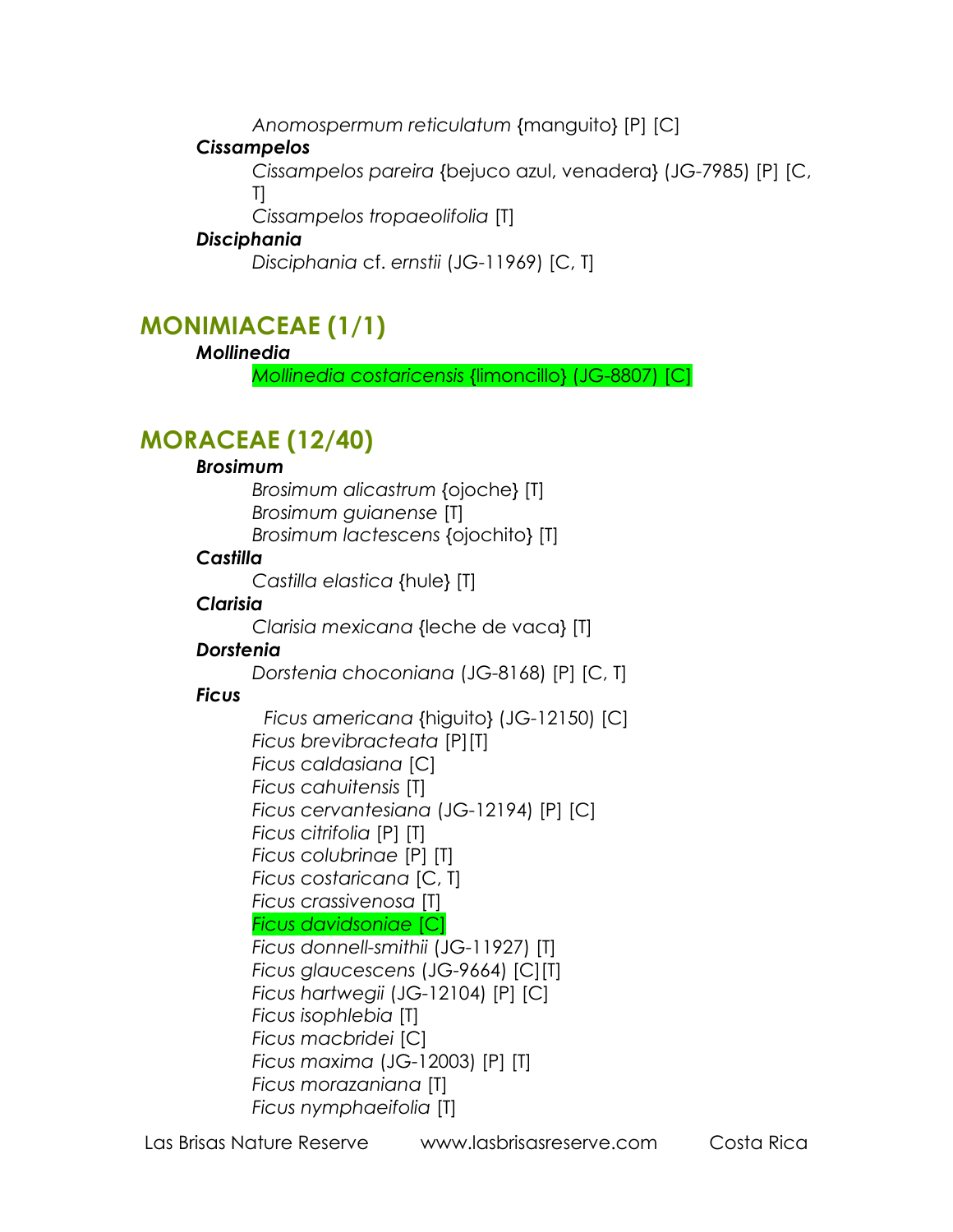*Anomospermum reticulatum* {manguito} [P] [C]

***Cissampelos***

*Cissampelos pareira* {bejuco azul, venadera} (JG-7985) [P] [C, T]

*Cissampelos tropaeolifolia* [T]

***Disciphania***

*Disciphania* cf. *ernstii* (JG-11969) [C, T]

## MONIMIACEAE (1/1)

***Mollinedia***

*Mollinedia costaricensis* {limoncillo} (JG-8807) [C]

## MORACEAE (12/40)

***Brosimum***

*Brosimum alicastrum* {ojoche} [T]

*Brosimum guianense* [T]

*Brosimum lactescens* {ojochito} [T]

***Castilla***

*Castilla elastica* {hule} [T]

***Clarisia***

*Clarisia mexicana* {leche de vaca} [T]

***Dorstenia***

*Dorstenia choconiana* (JG-8168) [P] [C, T]

***Ficus***

*Ficus americana* {higuito} (JG-12150) [C]

*Ficus brevibracteata* [P][T]

*Ficus caldasiana* [C]

*Ficus cahuitensis* [T]

*Ficus cervantesiana* (JG-12194) [P] [C]

*Ficus citrifolia* [P] [T]

*Ficus colubrinae* [P] [T]

*Ficus costaricana* [C, T]

*Ficus crassivenosa* [T]

*Ficus davidsoniae* [C]

*Ficus donnell-smithii* (JG-11927) [T]

*Ficus glaucescens* (JG-9664) [C][T]

*Ficus hartwegii* (JG-12104) [P] [C]

*Ficus isophlebia* [T]

*Ficus macbridei* [C]

*Ficus maxima* (JG-12003) [P] [T]

*Ficus morazaniana* [T]

*Ficus nymphaeifolia* [T]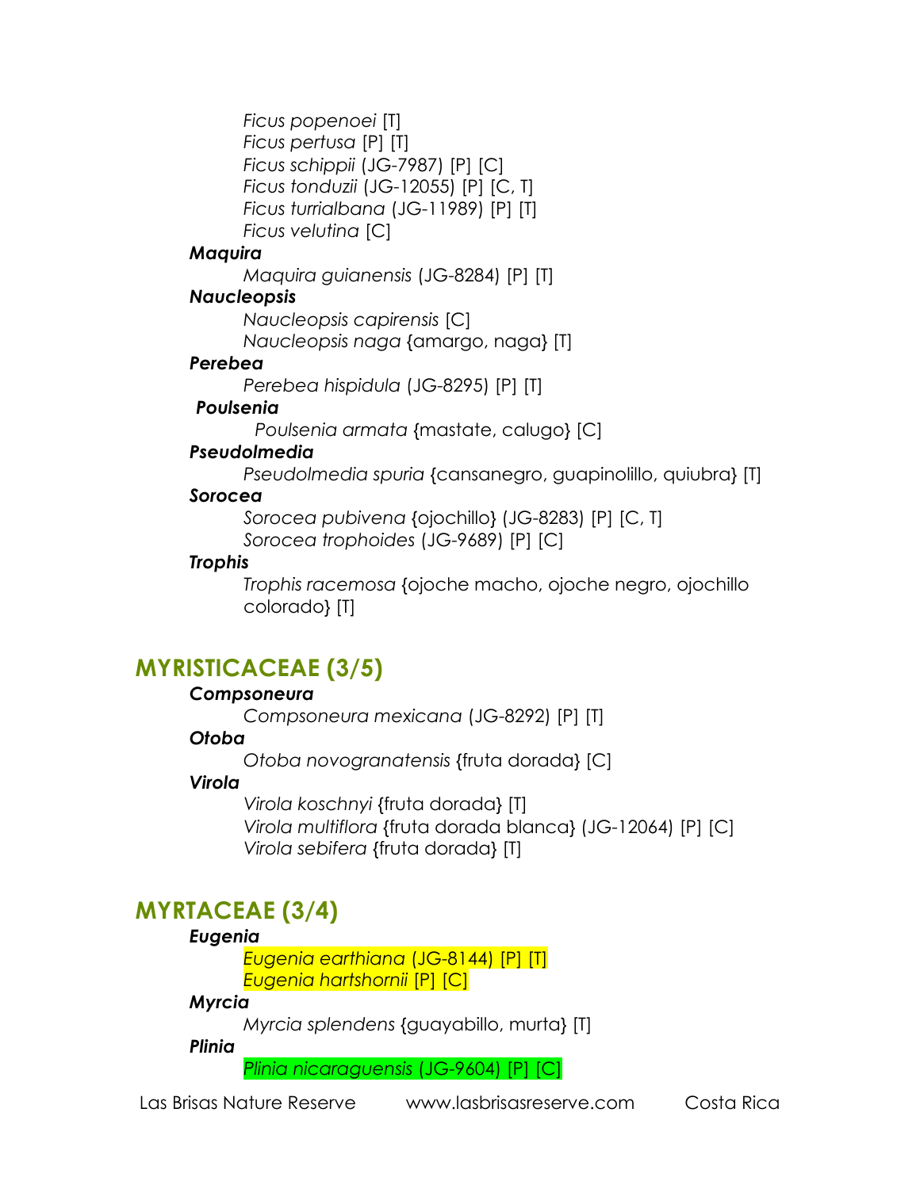*Ficus popenoei* [T]
*Ficus pertusa* [P] [T]
*Ficus schippii* (JG-7987) [P] [C]
*Ficus tonduzii* (JG-12055) [P] [C, T]
*Ficus turrialbana* (JG-11989) [P] [T]
*Ficus velutina* [C]

***Maquira***

*Maquira guianensis* (JG-8284) [P] [T]

***Naucleopsis***

*Naucleopsis capirensis* [C]
*Naucleopsis naga* {amargo, naga} [T]

***Perebea***

*Perebea hispidula* (JG-8295) [P] [T]

***Poulsenia***

*Poulsenia armata* {mastate, calugo} [C]

***Pseudolmedia***

*Pseudolmedia spuria* {cansanegro, guapinolillo, quiubra} [T]

***Sorocea***

*Sorocea pubivena* {ojochillo} (JG-8283) [P] [C, T]
*Sorocea trophoides* (JG-9689) [P] [C]

***Trophis***

*Trophis racemosa* {ojoche macho, ojoche negro, ojochillo colorado} [T]

## MYRISTICACEAE (3/5)

***Compsoneura***

*Compsoneura mexicana* (JG-8292) [P] [T]

***Otoba***

*Otoba novogranatensis* {fruta dorada} [C]

***Virola***

*Virola koschnyi* {fruta dorada} [T]
*Virola multiflora* {fruta dorada blanca} (JG-12064) [P] [C]
*Virola sebifera* {fruta dorada} [T]

## MYRTACEAE (3/4)

***Eugenia***

*Eugenia earthiana* (JG-8144) [P] [T]
*Eugenia hartshornii* [P] [C]

***Myrcia***

*Myrcia splendens* {guayabillo, murta} [T]

***Plinia***

*Plinia nicaraguensis* (JG-9604) [P] [C]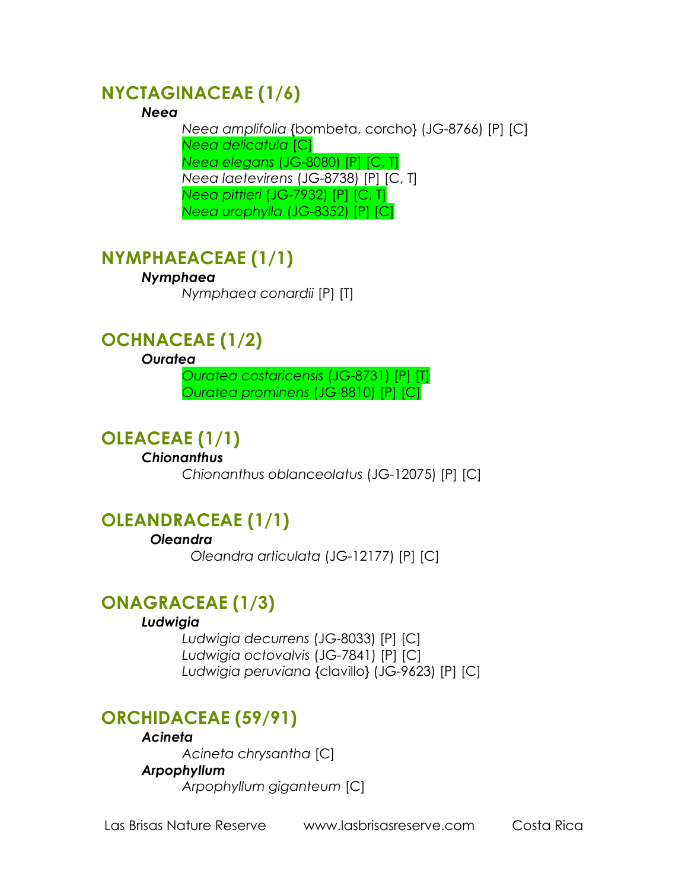## NYCTAGINACEAE (1/6)

***Neea***

*Neea amplifolia* {bombeta, corcho} (JG-8766) [P] [C]
*Neea delicatula* [C]
*Neea elegans* (JG-8080) [P] [C, T]
*Neea laetevirens* (JG-8738) [P] [C, T]
*Neea pittieri* (JG-7932) [P] [C, T]
*Neea urophylla* (JG-8352) [P] [C]

## NYMPHAEACEAE (1/1)

***Nymphaea***

*Nymphaea conardii* [P] [T]

## OCHNACEAE (1/2)

***Ouratea***

*Ouratea costaricensis* (JG-8731) [P] [T]
*Ouratea prominens* (JG-8810) [P] [C]

## OLEACEAE (1/1)

***Chionanthus***

*Chionanthus oblanceolatus* (JG-12075) [P] [C]

## OLEANDRACEAE (1/1)

***Oleandra***

*Oleandra articulata* (JG-12177) [P] [C]

## ONAGRACEAE (1/3)

***Ludwigia***

*Ludwigia decurrens* (JG-8033) [P] [C]
*Ludwigia octovalvis* (JG-7841) [P] [C]
*Ludwigia peruviana* {clavillo} (JG-9623) [P] [C]

## ORCHIDACEAE (59/91)

***Acineta***

*Acineta chrysantha* [C]

***Arpophyllum***

*Arpophyllum giganteum* [C]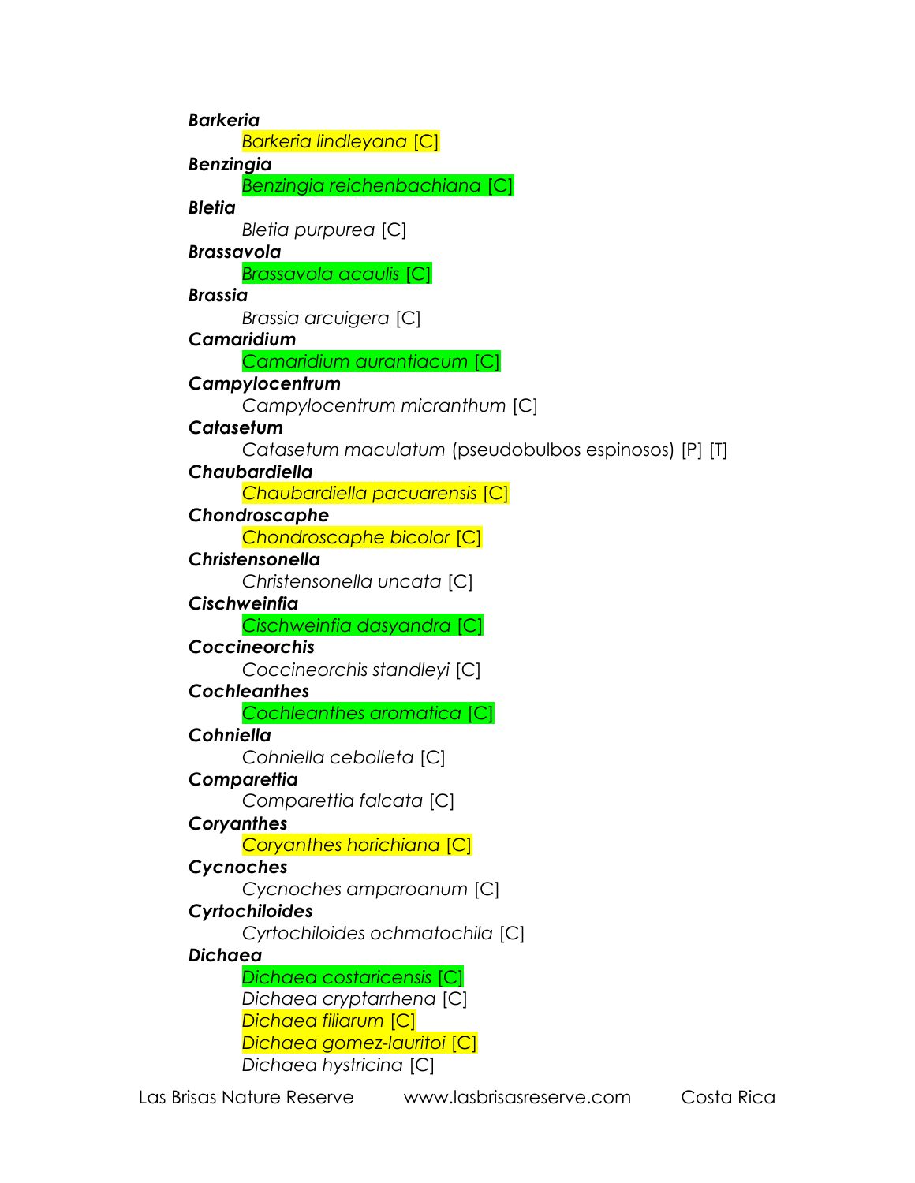***Barkeria***

*Barkeria lindleyana* [C]

***Benzingia***

*Benzingia reichenbachiana* [C]

***Bletia***

*Bletia purpurea* [C]

***Brassavola***

*Brassavola acaulis* [C]

***Brassia***

*Brassia arcuigera* [C]

***Camaridium***

*Camaridium aurantiacum* [C]

***Campylocentrum***

*Campylocentrum micranthum* [C]

***Catasetum***

*Catasetum maculatum* (pseudobulbos espinosos) [P] [T]

***Chaubardiella***

*Chaubardiella pacuarensis* [C]

***Chondroscaphe***

*Chondroscaphe bicolor* [C]

***Christensonella***

*Christensonella uncata* [C]

***Cischweinfia***

*Cischweinfia dasyandra* [C]

***Coccineorchis***

*Coccineorchis standleyi* [C]

***Cochleanthes***

*Cochleanthes aromatica* [C]

***Cohniella***

*Cohniella cebolleta* [C]

***Comparettia***

*Comparettia falcata* [C]

***Coryanthes***

*Coryanthes horichiana* [C]

***Cycnoches***

*Cycnoches amparoanum* [C]

***Cyrtochiloides***

*Cyrtochiloides ochmatochila* [C]

***Dichaea***

*Dichaea costaricensis* [C]
*Dichaea cryptarrhena* [C]
*Dichaea filiarum* [C]
*Dichaea gomez-lauritoi* [C]
*Dichaea hystricina* [C]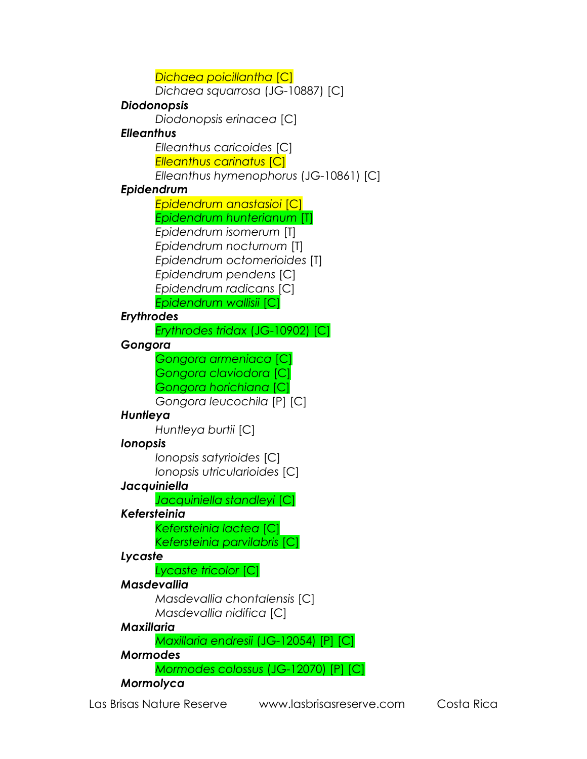*Dichaea poicillantha* [C]
*Dichaea squarrosa* (JG-10887) [C]

***Diodonopsis***

*Diodonopsis erinacea* [C]

***Elleanthus***

*Elleanthus caricoides* [C]
*Elleanthus carinatus* [C]
*Elleanthus hymenophorus* (JG-10861) [C]

***Epidendrum***

*Epidendrum anastasioi* [C]
*Epidendrum hunterianum* [T]
*Epidendrum isomerum* [T]
*Epidendrum nocturnum* [T]
*Epidendrum octomerioides* [T]
*Epidendrum pendens* [C]
*Epidendrum radicans* [C]
*Epidendrum wallisii* [C]

***Erythrodes***

*Erythrodes tridax* (JG-10902) [C]

***Gongora***

*Gongora armeniaca* [C]
*Gongora claviodora* [C]
*Gongora horichiana* [C]
*Gongora leucochila* [P] [C]

***Huntleya***

*Huntleya burtii* [C]

***Ionopsis***

*Ionopsis satyrioides* [C]
*Ionopsis utricularioides* [C]

***Jacquiniella***

*Jacquiniella standleyi* [C]

***Kefersteinia***

*Kefersteinia lactea* [C]
*Kefersteinia parvilabris* [C]

***Lycaste***

*Lycaste tricolor* [C]

***Masdevallia***

*Masdevallia chontalensis* [C]
*Masdevallia nidifica* [C]

***Maxillaria***

*Maxillaria endresii* (JG-12054) [P] [C]

***Mormodes***

*Mormodes colossus* (JG-12070) [P] [C]

***Mormolyca***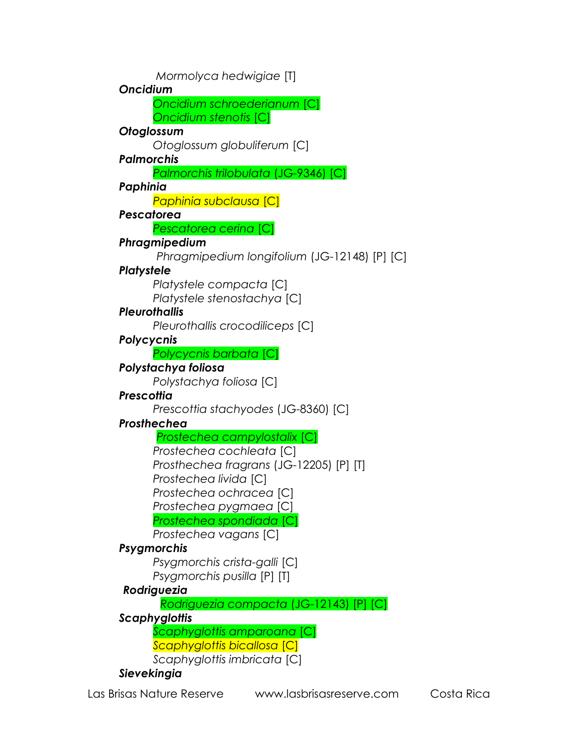*Mormolyca hedwigiae* [T]

***Oncidium***

*Oncidium schroederianum* [C]
*Oncidium stenotis* [C]

***Otoglossum***

*Otoglossum globuliferum* [C]

***Palmorchis***

*Palmorchis trilobulata* (JG-9346) [C]

***Paphinia***

*Paphinia subclausa* [C]

***Pescatorea***

*Pescatorea cerina* [C]

***Phragmipedium***

*Phragmipedium longifolium* (JG-12148) [P] [C]

***Platystele***

*Platystele compacta* [C]
*Platystele stenostachya* [C]

***Pleurothallis***

*Pleurothallis crocodiliceps* [C]

***Polycycnis***

*Polycycnis barbata* [C]

***Polystachya foliosa***

*Polystachya foliosa* [C]

***Prescottia***

*Prescottia stachyodes* (JG-8360) [C]

***Prosthechea***

*Prostechea campylostalix* [C]
*Prostechea cochleata* [C]
*Prosthechea fragrans* (JG-12205) [P] [T]
*Prostechea livida* [C]
*Prostechea ochracea* [C]
*Prostechea pygmaea* [C]
*Prostechea spondiada* [C]
*Prostechea vagans* [C]

***Psygmorchis***

*Psygmorchis crista-galli* [C]
*Psygmorchis pusilla* [P] [T]

***Rodriguezia***

*Rodriguezia compacta* (JG-12143) [P] [C]

***Scaphyglottis***

*Scaphyglottis amparoana* [C]
*Scaphyglottis bicallosa* [C]
*Scaphyglottis imbricata* [C]

***Sievekingia***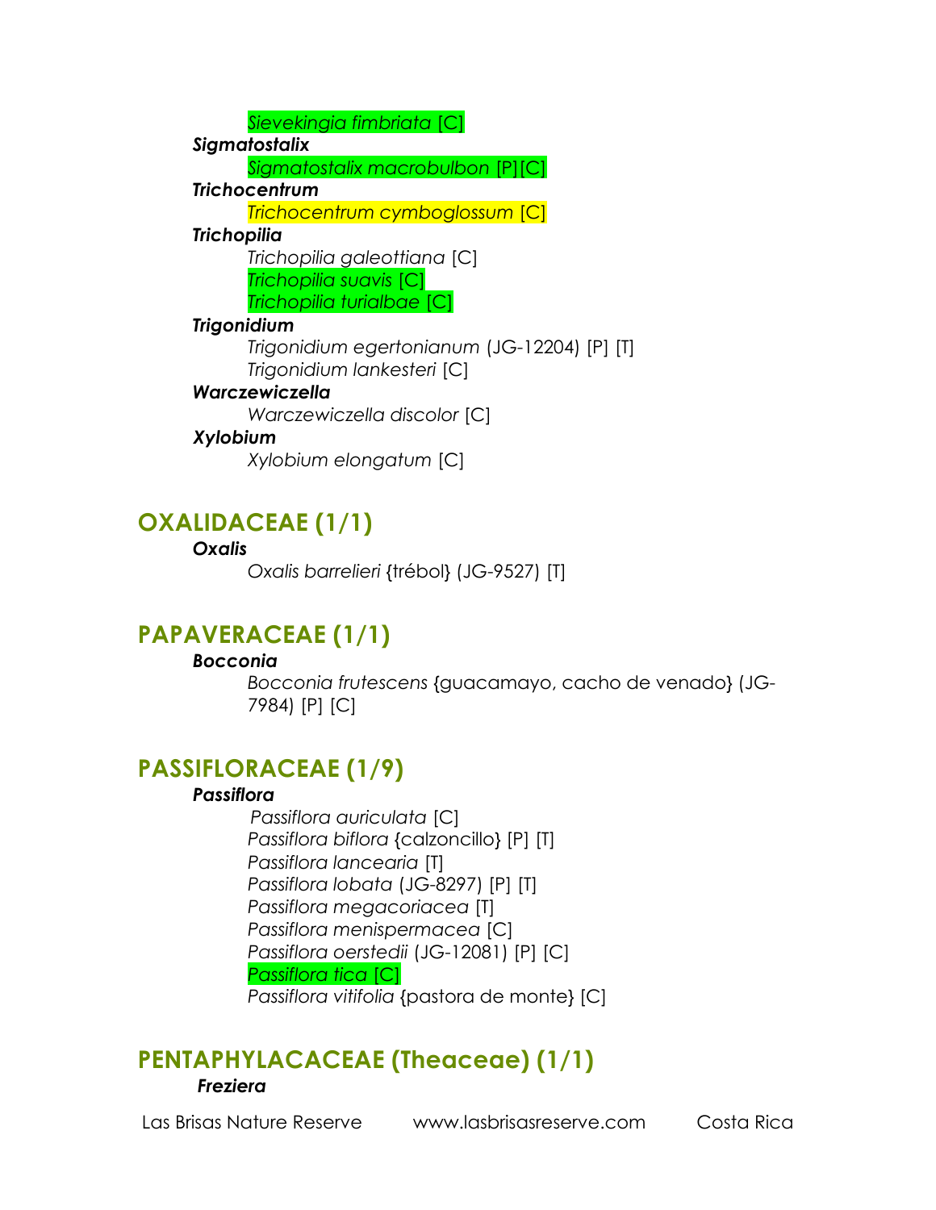*Sievekingia fimbriata* [C]

***Sigmatostalix***

*Sigmatostalix macrobulbon* [P][C]

***Trichocentrum***

*Trichocentrum cymboglossum* [C]

***Trichopilia***

*Trichopilia galeottiana* [C]
*Trichopilia suavis* [C]
*Trichopilia turialbae* [C]

***Trigonidium***

*Trigonidium egertonianum* (JG-12204) [P] [T]
*Trigonidium lankesteri* [C]

***Warczewiczella***

*Warczewiczella discolor* [C]

***Xylobium***

*Xylobium elongatum* [C]

## OXALIDACEAE (1/1)

***Oxalis***

*Oxalis barrelieri* {trébol} (JG-9527) [T]

## PAPAVERACEAE (1/1)

***Bocconia***

*Bocconia frutescens* {guacamayo, cacho de venado} (JG-7984) [P] [C]

## PASSIFLORACEAE (1/9)

***Passiflora***

*Passiflora auriculata* [C]
*Passiflora biflora* {calzoncillo} [P] [T]
*Passiflora lancearia* [T]
*Passiflora lobata* (JG-8297) [P] [T]
*Passiflora megacoriacea* [T]
*Passiflora menispermacea* [C]
*Passiflora oerstedii* (JG-12081) [P] [C]
*Passiflora tica* [C]
*Passiflora vitifolia* {pastora de monte} [C]

## PENTAPHYLACACEAE (Theaceae) (1/1)

***Freziera***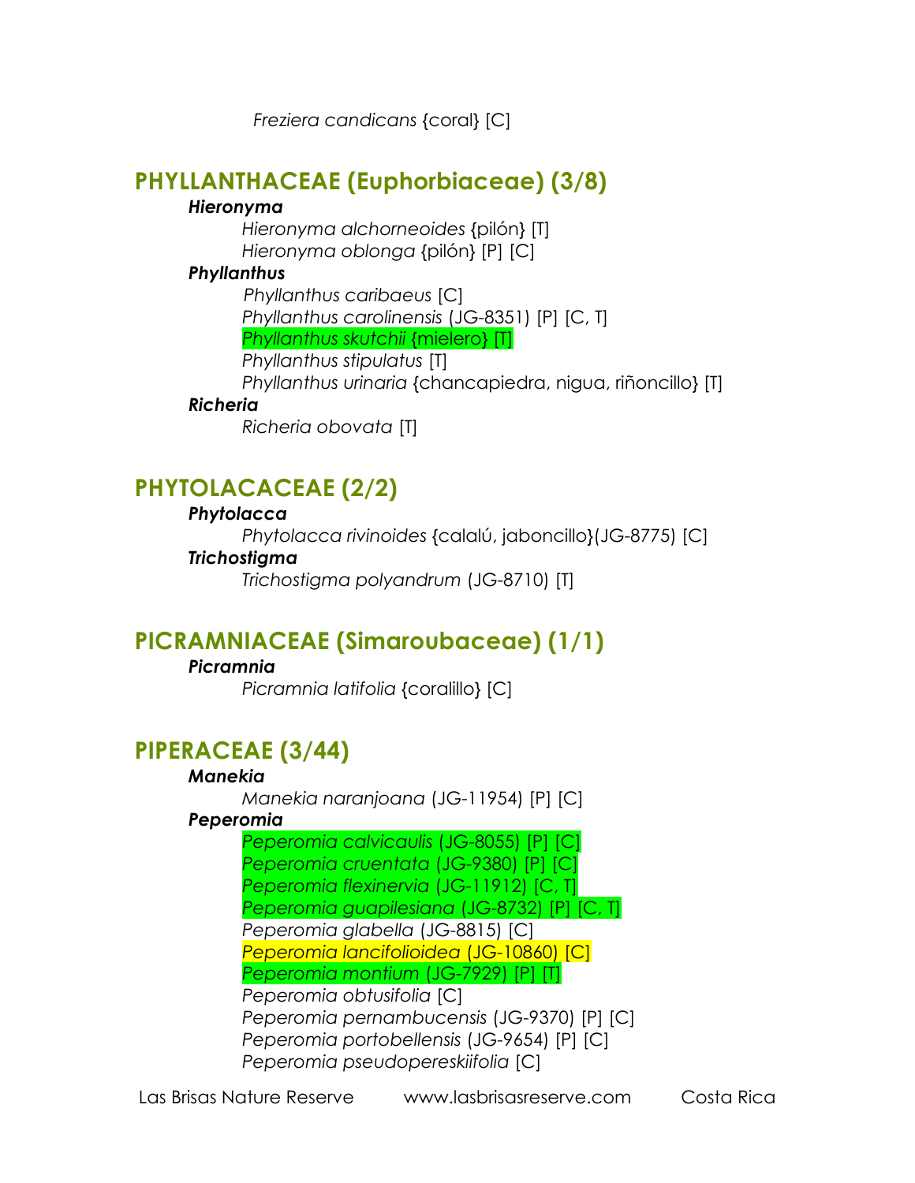*Freziera candicans* {coral} [C]

## PHYLLANTHACEAE (Euphorbiaceae) (3/8)

***Hieronyma***

*Hieronyma alchorneoides* {pilón} [T]
*Hieronyma oblonga* {pilón} [P] [C]

***Phyllanthus***

*Phyllanthus caribaeus* [C]
*Phyllanthus carolinensis* (JG-8351) [P] [C, T]
*Phyllanthus skutchii* {mielero} [T]
*Phyllanthus stipulatus* [T]
*Phyllanthus urinaria* {chancapiedra, nigua, riñoncillo} [T]

***Richeria***

*Richeria obovata* [T]

## PHYTOLACACEAE (2/2)

***Phytolacca***

*Phytolacca rivinoides* {calalú, jaboncillo}(JG-8775) [C]

***Trichostigma***

*Trichostigma polyandrum* (JG-8710) [T]

## PICRAMNIACEAE (Simaroubaceae) (1/1)

***Picramnia***

*Picramnia latifolia* {coralillo} [C]

## PIPERACEAE (3/44)

***Manekia***

*Manekia naranjoana* (JG-11954) [P] [C]

***Peperomia***

*Peperomia calvicaulis* (JG-8055) [P] [C]
*Peperomia cruentata* (JG-9380) [P] [C]
*Peperomia flexinervia* (JG-11912) [C, T]
*Peperomia guapilesiana* (JG-8732) [P] [C, T]
*Peperomia glabella* (JG-8815) [C]
*Peperomia lancifolioidea* (JG-10860) [C]
*Peperomia montium* (JG-7929) [P] [T]
*Peperomia obtusifolia* [C]
*Peperomia pernambucensis* (JG-9370) [P] [C]
*Peperomia portobellensis* (JG-9654) [P] [C]
*Peperomia pseudopereskiifolia* [C]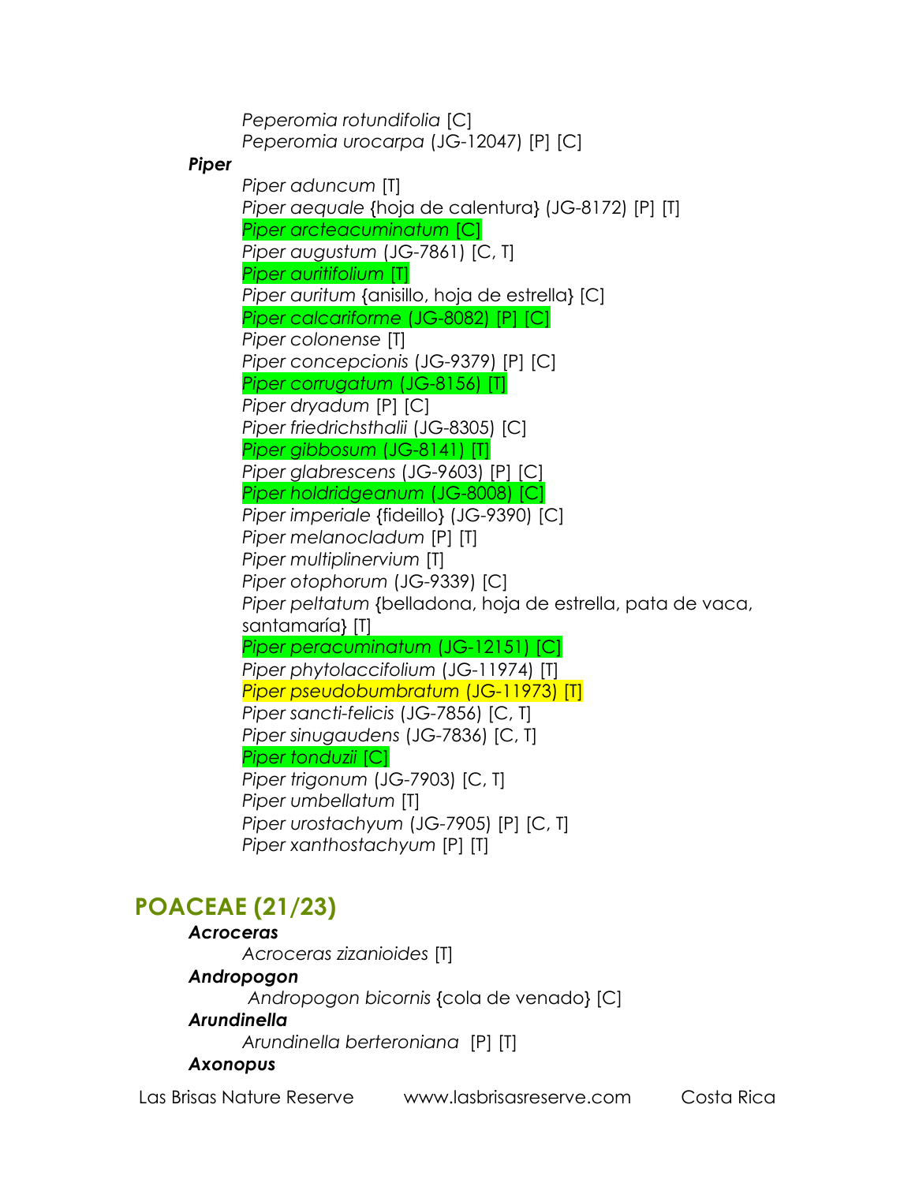*Peperomia rotundifolia* [C]
*Peperomia urocarpa* (JG-12047) [P] [C]

***Piper***

*Piper aduncum* [T]
*Piper aequale* {hoja de calentura} (JG-8172) [P] [T]
*Piper arcteacuminatum* [C]
*Piper augustum* (JG-7861) [C, T]
*Piper auritifolium* [T]
*Piper auritum* {anisillo, hoja de estrella} [C]
*Piper calcariforme* (JG-8082) [P] [C]
*Piper colonense* [T]
*Piper concepcionis* (JG-9379) [P] [C]
*Piper corrugatum* (JG-8156) [T]
*Piper dryadum* [P] [C]
*Piper friedrichsthalii* (JG-8305) [C]
*Piper gibbosum* (JG-8141) [T]
*Piper glabrescens* (JG-9603) [P] [C]
*Piper holdridgeanum* (JG-8008) [C]
*Piper imperiale* {fideillo} (JG-9390) [C]
*Piper melanocladum* [P] [T]
*Piper multiplinervium* [T]
*Piper otophorum* (JG-9339) [C]
*Piper peltatum* {belladona, hoja de estrella, pata de vaca, santamaría} [T]
*Piper peracuminatum* (JG-12151) [C]
*Piper phytolaccifolium* (JG-11974) [T]
*Piper pseudobumbratum* (JG-11973) [T]
*Piper sancti-felicis* (JG-7856) [C, T]
*Piper sinugaudens* (JG-7836) [C, T]
*Piper tonduzii* [C]
*Piper trigonum* (JG-7903) [C, T]
*Piper umbellatum* [T]
*Piper urostachyum* (JG-7905) [P] [C, T]
*Piper xanthostachyum* [P] [T]

## POACEAE (21/23)

***Acroceras***

*Acroceras zizanioides* [T]

***Andropogon***

*Andropogon bicornis* {cola de venado} [C]

***Arundinella***

*Arundinella berteroniana* [P] [T]

***Axonopus***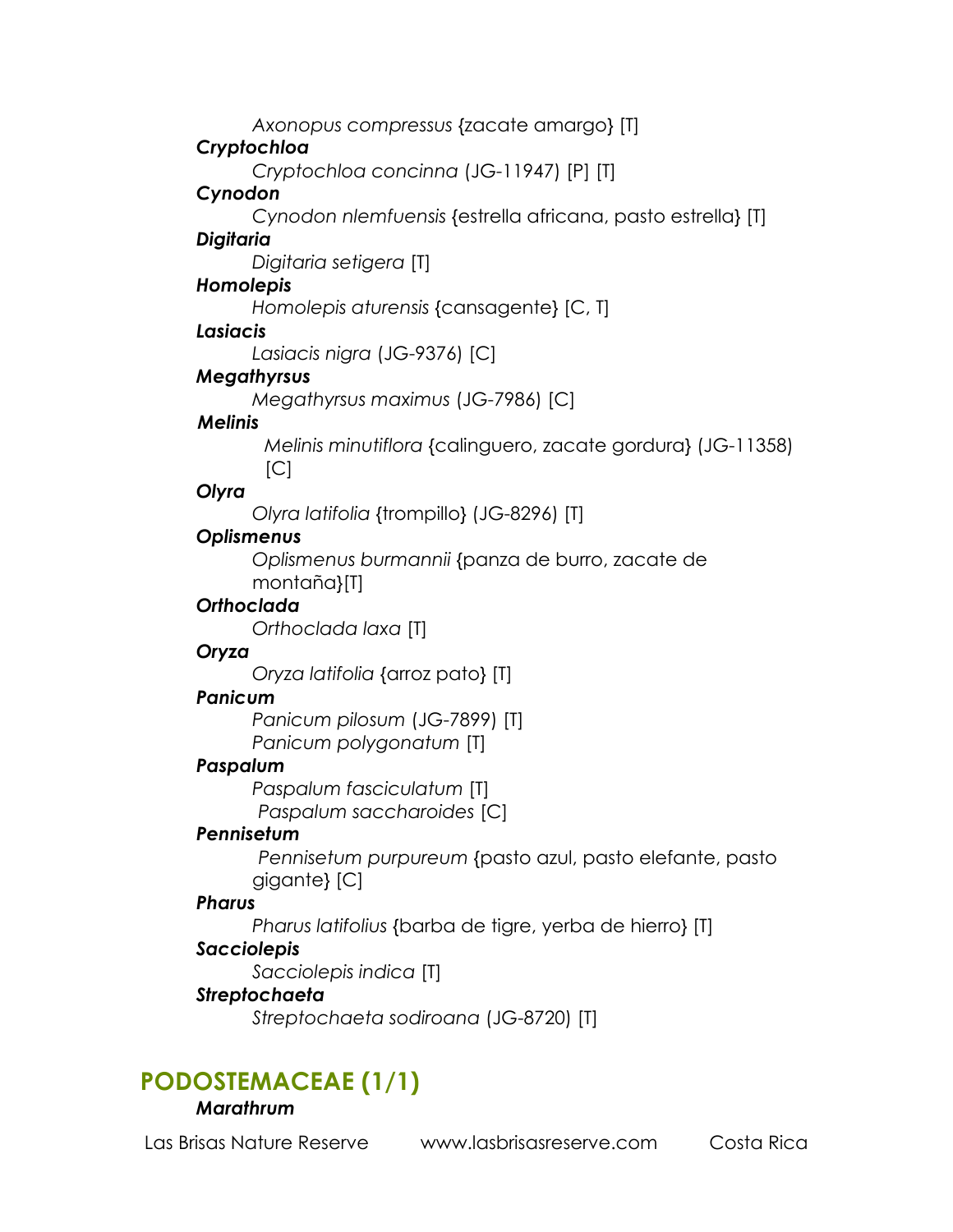*Axonopus compressus* {zacate amargo} [T]

***Cryptochloa***

*Cryptochloa concinna* (JG-11947) [P] [T]

***Cynodon***

*Cynodon nlemfuensis* {estrella africana, pasto estrella} [T]

***Digitaria***

*Digitaria setigera* [T]

***Homolepis***

*Homolepis aturensis* {cansagente} [C, T]

***Lasiacis***

*Lasiacis nigra* (JG-9376) [C]

***Megathyrsus***

*Megathyrsus maximus* (JG-7986) [C]

***Melinis***

*Melinis minutiflora* {calinguero, zacate gordura} (JG-11358) [C]

***Olyra***

*Olyra latifolia* {trompillo} (JG-8296) [T]

***Oplismenus***

*Oplismenus burmannii* {panza de burro, zacate de montaña}[T]

***Orthoclada***

*Orthoclada laxa* [T]

***Oryza***

*Oryza latifolia* {arroz pato} [T]

***Panicum***

*Panicum pilosum* (JG-7899) [T]

*Panicum polygonatum* [T]

***Paspalum***

*Paspalum fasciculatum* [T]

*Paspalum saccharoides* [C]

***Pennisetum***

*Pennisetum purpureum* {pasto azul, pasto elefante, pasto gigante} [C]

***Pharus***

*Pharus latifolius* {barba de tigre, yerba de hierro} [T]

***Sacciolepis***

*Sacciolepis indica* [T]

***Streptochaeta***

*Streptochaeta sodiroana* (JG-8720) [T]

## PODOSTEMACEAE (1/1)

***Marathrum***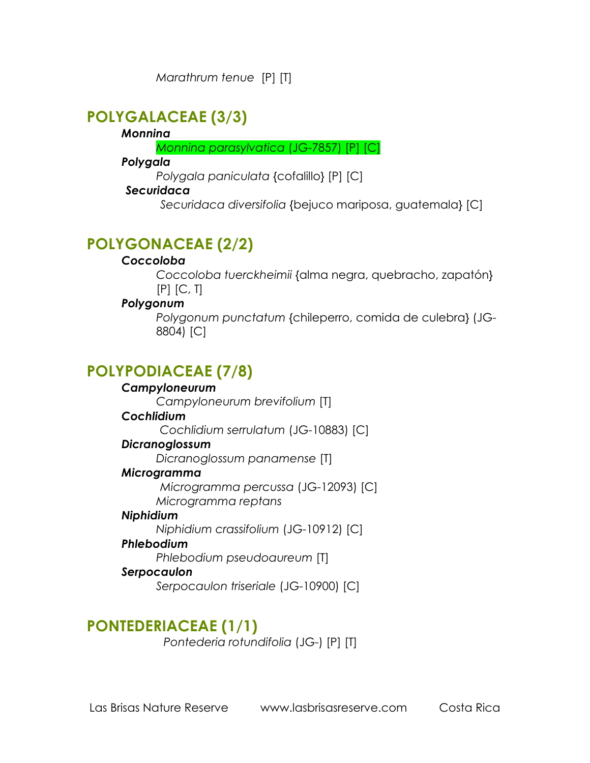*Marathrum tenue* [P] [T]

## POLYGALACEAE (3/3)

***Monnina***

*Monnina parasylvatica* (JG-7857) [P] [C]

***Polygala***

*Polygala paniculata* {cofalillo} [P] [C]

***Securidaca***

*Securidaca diversifolia* {bejuco mariposa, guatemala} [C]

## POLYGONACEAE (2/2)

***Coccoloba***

*Coccoloba tuerckheimii* {alma negra, quebracho, zapatón} [P] [C, T]

***Polygonum***

*Polygonum punctatum* {chileperro, comida de culebra} (JG-8804) [C]

## POLYPODIACEAE (7/8)

***Campyloneurum***

*Campyloneurum brevifolium* [T]

***Cochlidium***

*Cochlidium serrulatum* (JG-10883) [C]

***Dicranoglossum***

*Dicranoglossum panamense* [T]

***Microgramma***

*Microgramma percussa* (JG-12093) [C]

*Microgramma reptans*

***Niphidium***

*Niphidium crassifolium* (JG-10912) [C]

***Phlebodium***

*Phlebodium pseudoaureum* [T]

***Serpocaulon***

*Serpocaulon triseriale* (JG-10900) [C]

## PONTEDERIACEAE (1/1)

*Pontederia rotundifolia* (JG-) [P] [T]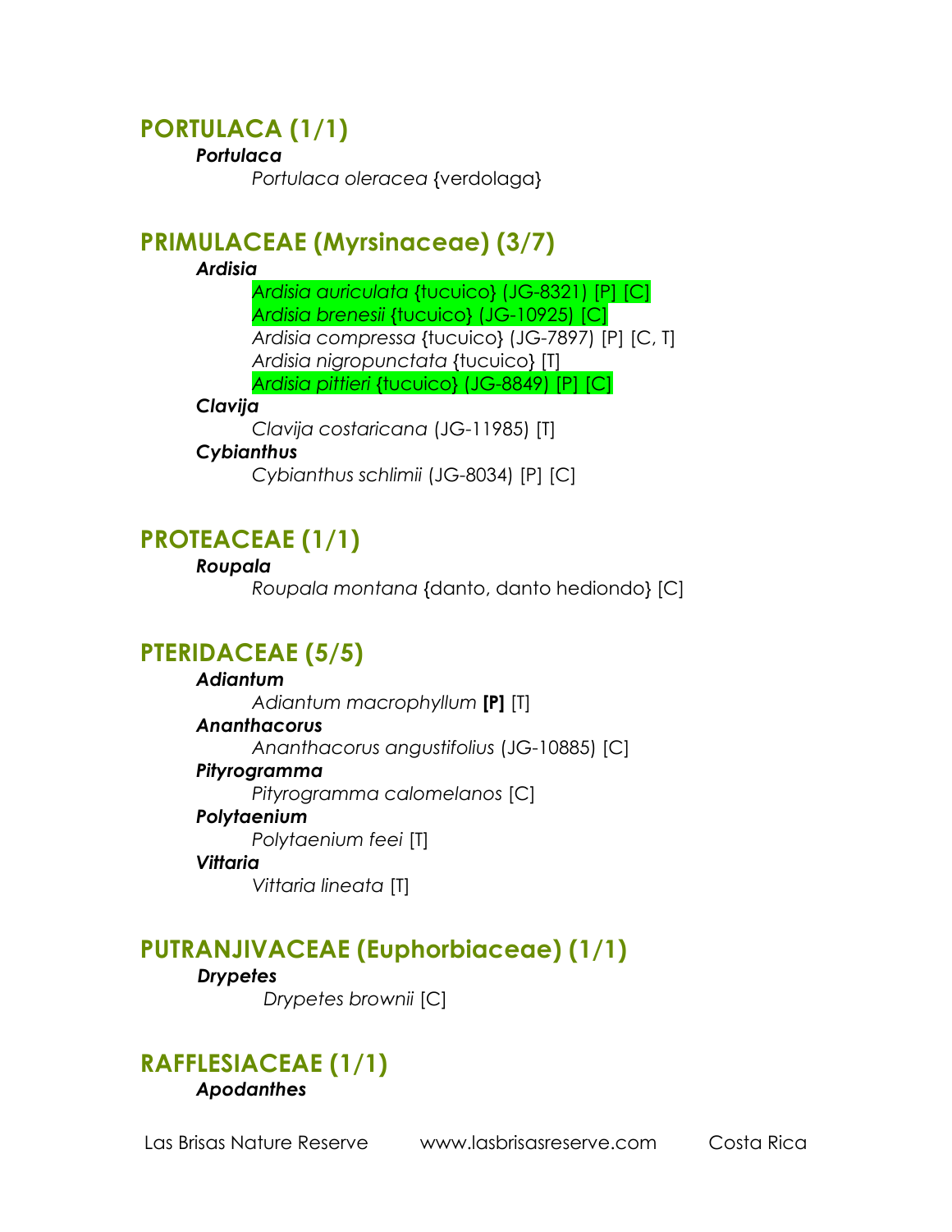## PORTULACA (1/1)

***Portulaca***

*Portulaca oleracea* {verdolaga}

## PRIMULACEAE (Myrsinaceae) (3/7)

***Ardisia***

*Ardisia auriculata* {tucuico} (JG-8321) [P] [C]
*Ardisia brenesii* {tucuico} (JG-10925) [C]
*Ardisia compressa* {tucuico} (JG-7897) [P] [C, T]
*Ardisia nigropunctata* {tucuico} [T]
*Ardisia pittieri* {tucuico} (JG-8849) [P] [C]

***Clavija***

*Clavija costaricana* (JG-11985) [T]

***Cybianthus***

*Cybianthus schlimii* (JG-8034) [P] [C]

## PROTEACEAE (1/1)

***Roupala***

*Roupala montana* {danto, danto hediondo} [C]

## PTERIDACEAE (5/5)

***Adiantum***

*Adiantum macrophyllum* **[P]** [T]

***Ananthacorus***

*Ananthacorus angustifolius* (JG-10885) [C]

***Pityrogramma***

*Pityrogramma calomelanos* [C]

***Polytaenium***

*Polytaenium feei* [T]

***Vittaria***

*Vittaria lineata* [T]

## PUTRANJIVACEAE (Euphorbiaceae) (1/1)

***Drypetes***

*Drypetes brownii* [C]

## RAFFLESIACEAE (1/1)

***Apodanthes***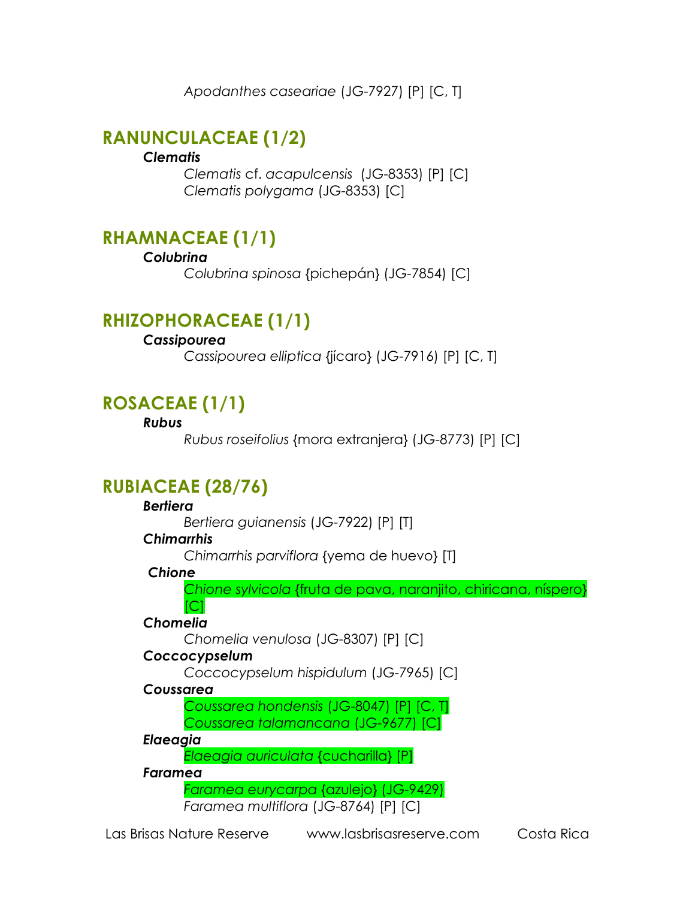*Apodanthes caseariae* (JG-7927) [P] [C, T]

## RANUNCULACEAE (1/2)

***Clematis***

*Clematis* cf. *acapulcensis* (JG-8353) [P] [C]
*Clematis polygama* (JG-8353) [C]

## RHAMNACEAE (1/1)

***Colubrina***

*Colubrina spinosa* {pichepán} (JG-7854) [C]

## RHIZOPHORACEAE (1/1)

***Cassipourea***

*Cassipourea elliptica* {jícaro} (JG-7916) [P] [C, T]

## ROSACEAE (1/1)

***Rubus***

*Rubus roseifolius* {mora extranjera} (JG-8773) [P] [C]

## RUBIACEAE (28/76)

***Bertiera***

*Bertiera guianensis* (JG-7922) [P] [T]

***Chimarrhis***

*Chimarrhis parviflora* {yema de huevo} [T]

***Chione***

*Chione sylvicola* {fruta de pava, naranjito, chiricana, níspero} [C]

***Chomelia***

*Chomelia venulosa* (JG-8307) [P] [C]

***Coccocypselum***

*Coccocypselum hispidulum* (JG-7965) [C]

***Coussarea***

*Coussarea hondensis* (JG-8047) [P] [C, T]
*Coussarea talamancana* (JG-9677) [C]

***Elaeagia***

*Elaeagia auriculata* {cucharilla} [P]

***Faramea***

*Faramea eurycarpa* {azulejo} (JG-9429)
*Faramea multiflora* (JG-8764) [P] [C]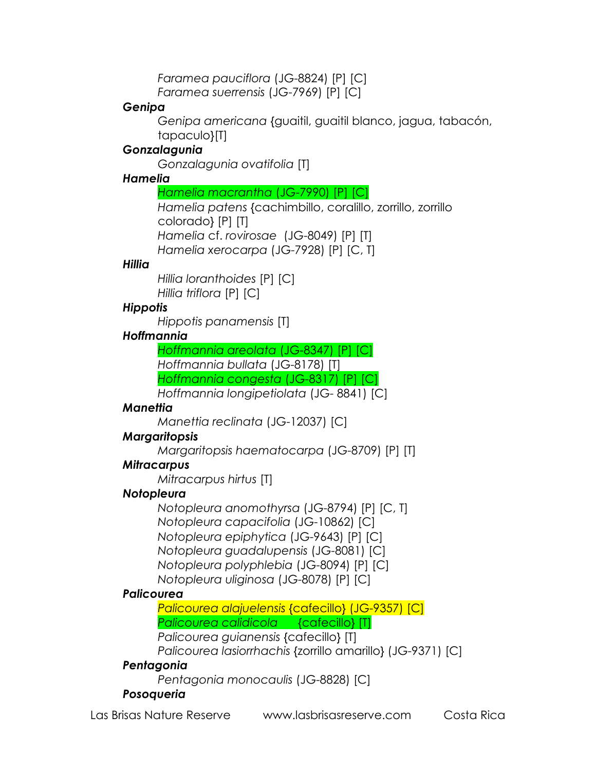*Faramea pauciflora* (JG-8824) [P] [C]
*Faramea suerrensis* (JG-7969) [P] [C]

***Genipa***

*Genipa americana* {guaitil, guaitil blanco, jagua, tabacón, tapaculo}[T]

***Gonzalagunia***

*Gonzalagunia ovatifolia* [T]

***Hamelia***

*Hamelia macrantha* (JG-7990) [P] [C]
*Hamelia patens* {cachimbillo, coralillo, zorrillo, zorrillo colorado} [P] [T]
*Hamelia* cf. *rovirosae* (JG-8049) [P] [T]
*Hamelia xerocarpa* (JG-7928) [P] [C, T]

***Hillia***

*Hillia loranthoides* [P] [C]
*Hillia triflora* [P] [C]

***Hippotis***

*Hippotis panamensis* [T]

***Hoffmannia***

*Hoffmannia areolata* (JG-8347) [P] [C]
*Hoffmannia bullata* (JG-8178) [T]
*Hoffmannia congesta* (JG-8317) [P] [C]
*Hoffmannia longipetiolata* (JG- 8841) [C]

***Manettia***

*Manettia reclinata* (JG-12037) [C]

***Margaritopsis***

*Margaritopsis haematocarpa* (JG-8709) [P] [T]

***Mitracarpus***

*Mitracarpus hirtus* [T]

***Notopleura***

*Notopleura anomothyrsa* (JG-8794) [P] [C, T]
*Notopleura capacifolia* (JG-10862) [C]
*Notopleura epiphytica* (JG-9643) [P] [C]
*Notopleura guadalupensis* (JG-8081) [C]
*Notopleura polyphlebia* (JG-8094) [P] [C]
*Notopleura uliginosa* (JG-8078) [P] [C]

***Palicourea***

*Palicourea alajuelensis* {cafecillo} (JG-9357) [C]
*Palicourea calidicola* {cafecillo} [T]
*Palicourea guianensis* {cafecillo} [T]
*Palicourea lasiorrhachis* {zorrillo amarillo} (JG-9371) [C]

***Pentagonia***

*Pentagonia monocaulis* (JG-8828) [C]

***Posoqueria***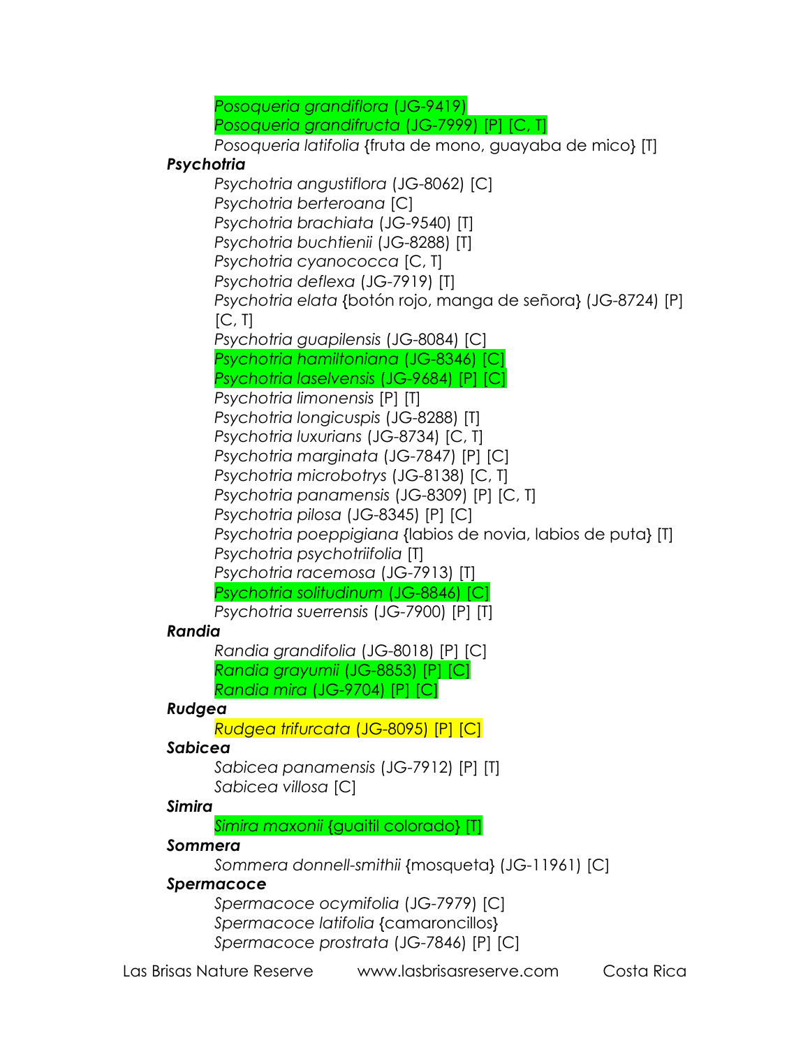*Posoqueria grandiflora* (JG-9419)
*Posoqueria grandifructa* (JG-7999) [P] [C, T]
*Posoqueria latifolia* {fruta de mono, guayaba de mico} [T]

***Psychotria***

*Psychotria angustiflora* (JG-8062) [C]
*Psychotria berteroana* [C]
*Psychotria brachiata* (JG-9540) [T]
*Psychotria buchtienii* (JG-8288) [T]
*Psychotria cyanococca* [C, T]
*Psychotria deflexa* (JG-7919) [T]
*Psychotria elata* {botón rojo, manga de señora} (JG-8724) [P] [C, T]
*Psychotria guapilensis* (JG-8084) [C]
*Psychotria hamiltoniana* (JG-8346) [C]
*Psychotria laselvensis* (JG-9684) [P] [C]
*Psychotria limonensis* [P] [T]
*Psychotria longicuspis* (JG-8288) [T]
*Psychotria luxurians* (JG-8734) [C, T]
*Psychotria marginata* (JG-7847) [P] [C]
*Psychotria microbotrys* (JG-8138) [C, T]
*Psychotria panamensis* (JG-8309) [P] [C, T]
*Psychotria pilosa* (JG-8345) [P] [C]
*Psychotria poeppigiana* {labios de novia, labios de puta} [T]
*Psychotria psychotriifolia* [T]
*Psychotria racemosa* (JG-7913) [T]
*Psychotria solitudinum* (JG-8846) [C]
*Psychotria suerrensis* (JG-7900) [P] [T]

***Randia***

*Randia grandifolia* (JG-8018) [P] [C]
*Randia grayumii* (JG-8853) [P] [C]
*Randia mira* (JG-9704) [P] [C]

***Rudgea***

*Rudgea trifurcata* (JG-8095) [P] [C]

***Sabicea***

*Sabicea panamensis* (JG-7912) [P] [T]
*Sabicea villosa* [C]

***Simira***

*Simira maxonii* {guaitil colorado} [T]

***Sommera***

*Sommera donnell-smithii* {mosqueta} (JG-11961) [C]

***Spermacoce***

*Spermacoce ocymifolia* (JG-7979) [C]
*Spermacoce latifolia* {camaroncillos}
*Spermacoce prostrata* (JG-7846) [P] [C]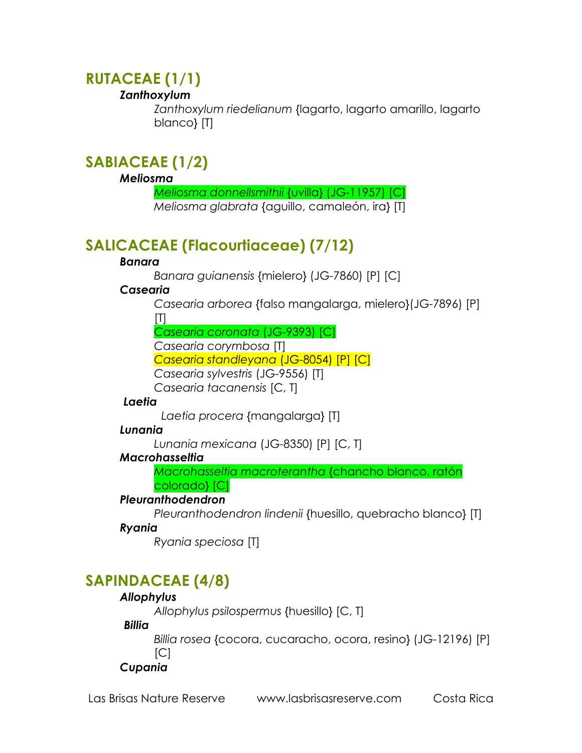## RUTACEAE (1/1)

***Zanthoxylum***

*Zanthoxylum riedelianum* {lagarto, lagarto amarillo, lagarto blanco} [T]

## SABIACEAE (1/2)

***Meliosma***

*Meliosma donnellsmithii* {uvilla} (JG-11957) [C]
*Meliosma glabrata* {aguillo, camaleón, ira} [T]

## SALICACEAE (Flacourtiaceae) (7/12)

***Banara***

*Banara guianensis* {mielero} (JG-7860) [P] [C]

***Casearia***

*Casearia arborea* {falso mangalarga, mielero}(JG-7896) [P] [T]
*Casearia coronata* (JG-9393) [C]
*Casearia corymbosa* [T]
*Casearia standleyana* (JG-8054) [P] [C]
*Casearia sylvestris* (JG-9556) [T]
*Casearia tacanensis* [C, T]

***Laetia***

*Laetia procera* {mangalarga} [T]

***Lunania***

*Lunania mexicana* (JG-8350) [P] [C, T]

***Macrohasseltia***

*Macrohasseltia macroterantha* {chancho blanco, ratón colorado} [C]

***Pleuranthodendron***

*Pleuranthodendron lindenii* {huesillo, quebracho blanco} [T]

***Ryania***

*Ryania speciosa* [T]

## SAPINDACEAE (4/8)

***Allophylus***

*Allophylus psilospermus* {huesillo} [C, T]

***Billia***

*Billia rosea* {cocora, cucaracho, ocora, resino} (JG-12196) [P] [C]

***Cupania***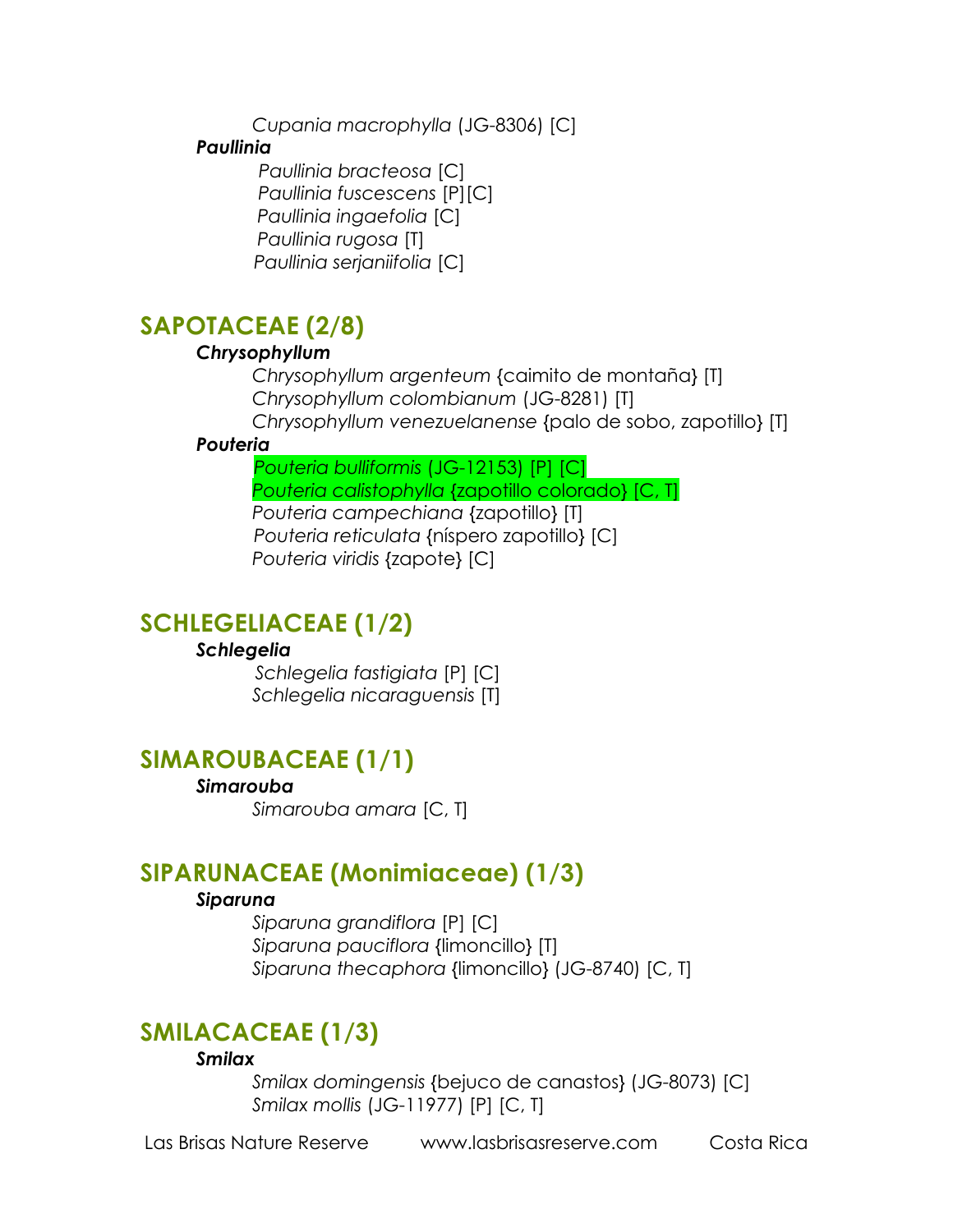*Cupania macrophylla* (JG-8306) [C]

***Paullinia***

*Paullinia bracteosa* [C]
*Paullinia fuscescens* [P][C]
*Paullinia ingaefolia* [C]
*Paullinia rugosa* [T]
*Paullinia serjaniifolia* [C]

## SAPOTACEAE (2/8)

***Chrysophyllum***

*Chrysophyllum argenteum* {caimito de montaña} [T]
*Chrysophyllum colombianum* (JG-8281) [T]
*Chrysophyllum venezuelanense* {palo de sobo, zapotillo} [T]

***Pouteria***

*Pouteria bulliformis* (JG-12153) [P] [C]
*Pouteria calistophylla* {zapotillo colorado} [C, T]
*Pouteria campechiana* {zapotillo} [T]
*Pouteria reticulata* {níspero zapotillo} [C]
*Pouteria viridis* {zapote} [C]

## SCHLEGELIACEAE (1/2)

***Schlegelia***

*Schlegelia fastigiata* [P] [C]
*Schlegelia nicaraguensis* [T]

## SIMAROUBACEAE (1/1)

***Simarouba***

*Simarouba amara* [C, T]

## SIPARUNACEAE (Monimiaceae) (1/3)

***Siparuna***

*Siparuna grandiflora* [P] [C]
*Siparuna pauciflora* {limoncillo} [T]
*Siparuna thecaphora* {limoncillo} (JG-8740) [C, T]

## SMILACACEAE (1/3)

***Smilax***

*Smilax domingensis* {bejuco de canastos} (JG-8073) [C]
*Smilax mollis* (JG-11977) [P] [C, T]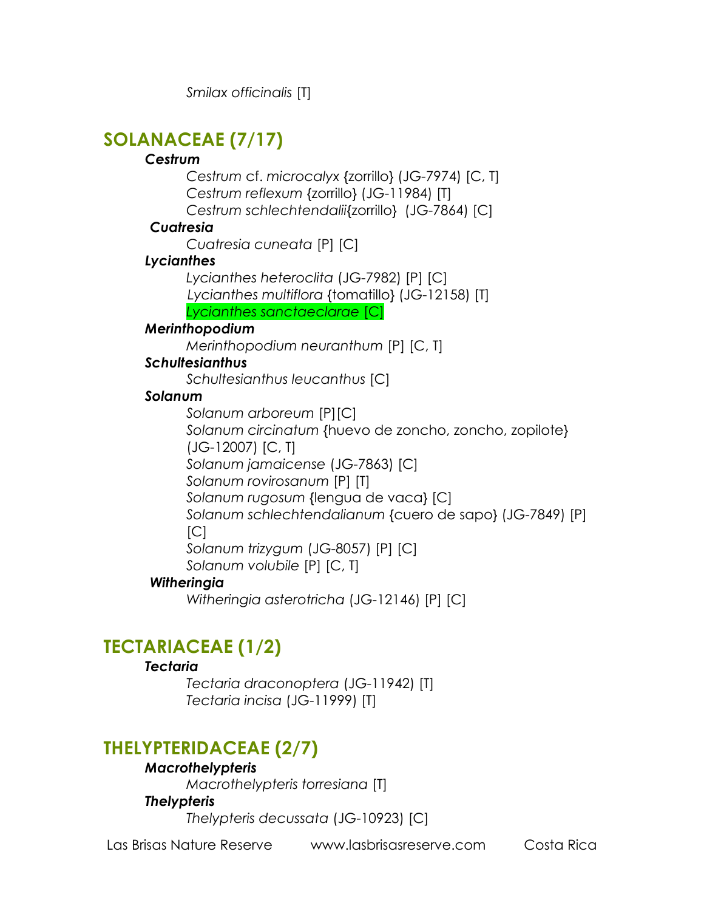*Smilax officinalis* [T]

## SOLANACEAE (7/17)

***Cestrum***

*Cestrum* cf. *microcalyx* {zorrillo} (JG-7974) [C, T]
*Cestrum reflexum* {zorrillo} (JG-11984) [T]
*Cestrum schlechtendalii*{zorrillo} (JG-7864) [C]

***Cuatresia***

*Cuatresia cuneata* [P] [C]

***Lycianthes***

*Lycianthes heteroclita* (JG-7982) [P] [C]
*Lycianthes multiflora* {tomatillo} (JG-12158) [T]
*Lycianthes sanctaeclarae* [C]

***Merinthopodium***

*Merinthopodium neuranthum* [P] [C, T]

***Schultesianthus***

*Schultesianthus leucanthus* [C]

***Solanum***

*Solanum arboreum* [P][C]
*Solanum circinatum* {huevo de zoncho, zoncho, zopilote} (JG-12007) [C, T]
*Solanum jamaicense* (JG-7863) [C]
*Solanum rovirosanum* [P] [T]
*Solanum rugosum* {lengua de vaca} [C]
*Solanum schlechtendalianum* {cuero de sapo} (JG-7849) [P] [C]
*Solanum trizygum* (JG-8057) [P] [C]
*Solanum volubile* [P] [C, T]

***Witheringia***

*Witheringia asterotricha* (JG-12146) [P] [C]

## TECTARIACEAE (1/2)

***Tectaria***

*Tectaria draconoptera* (JG-11942) [T]
*Tectaria incisa* (JG-11999) [T]

## THELYPTERIDACEAE (2/7)

***Macrothelypteris***

*Macrothelypteris torresiana* [T]

***Thelypteris***

*Thelypteris decussata* (JG-10923) [C]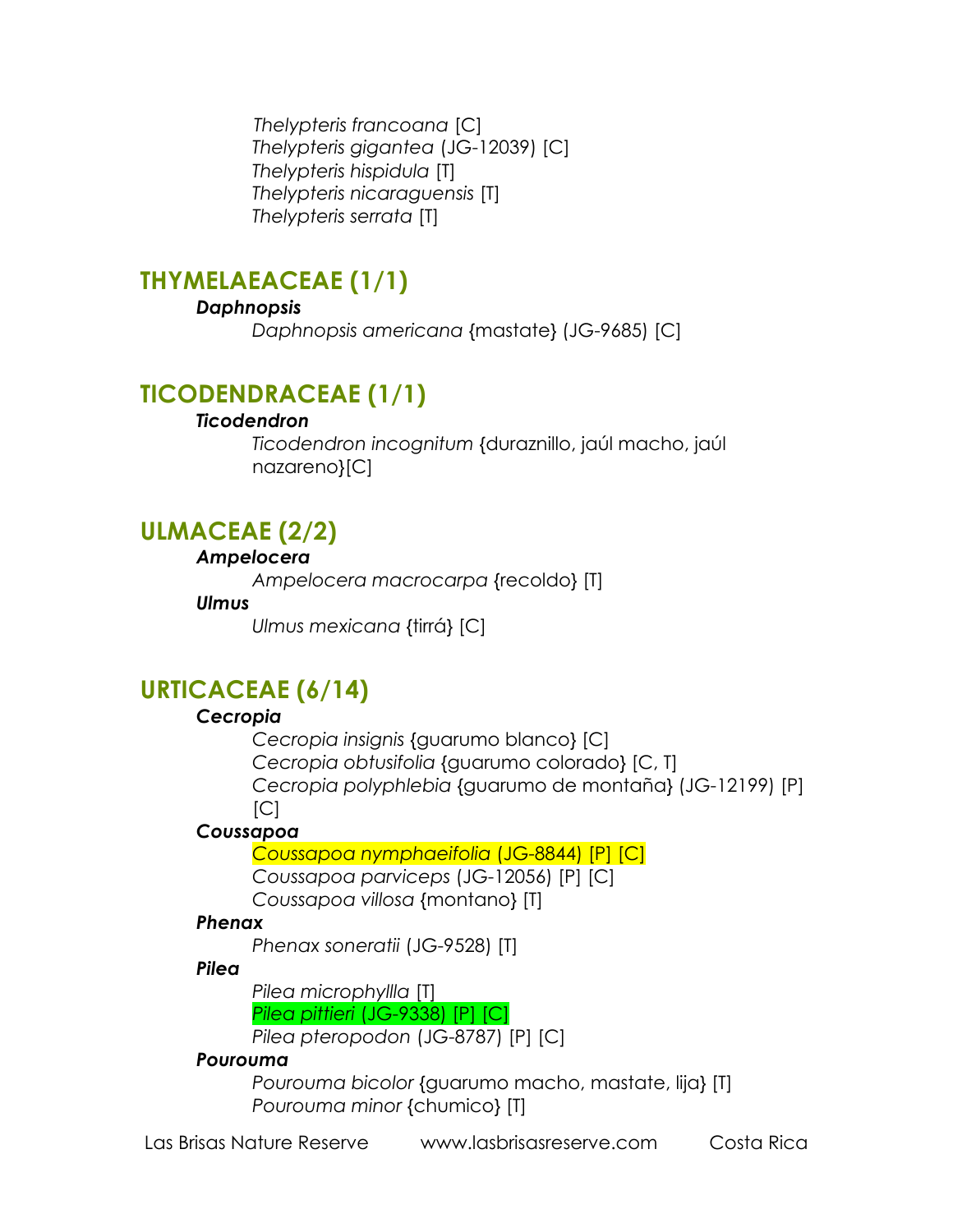*Thelypteris francoana* [C]
*Thelypteris gigantea* (JG-12039) [C]
*Thelypteris hispidula* [T]
*Thelypteris nicaraguensis* [T]
*Thelypteris serrata* [T]

## THYMELAEACEAE (1/1)

***Daphnopsis***

*Daphnopsis americana* {mastate} (JG-9685) [C]

## TICODENDRACEAE (1/1)

***Ticodendron***

*Ticodendron incognitum* {duraznillo, jaúl macho, jaúl nazareno}[C]

## ULMACEAE (2/2)

***Ampelocera***

*Ampelocera macrocarpa* {recoldo} [T]

***Ulmus***

*Ulmus mexicana* {tirrá} [C]

## URTICACEAE (6/14)

***Cecropia***

*Cecropia insignis* {guarumo blanco} [C]
*Cecropia obtusifolia* {guarumo colorado} [C, T]
*Cecropia polyphlebia* {guarumo de montaña} (JG-12199) [P] [C]

***Coussapoa***

*Coussapoa nymphaeifolia* (JG-8844) [P] [C]
*Coussapoa parviceps* (JG-12056) [P] [C]
*Coussapoa villosa* {montano} [T]

***Phenax***

*Phenax soneratii* (JG-9528) [T]

***Pilea***

*Pilea microphyllla* [T]
*Pilea pittieri* (JG-9338) [P] [C]
*Pilea pteropodon* (JG-8787) [P] [C]

***Pourouma***

*Pourouma bicolor* {guarumo macho, mastate, lija} [T]
*Pourouma minor* {chumico} [T]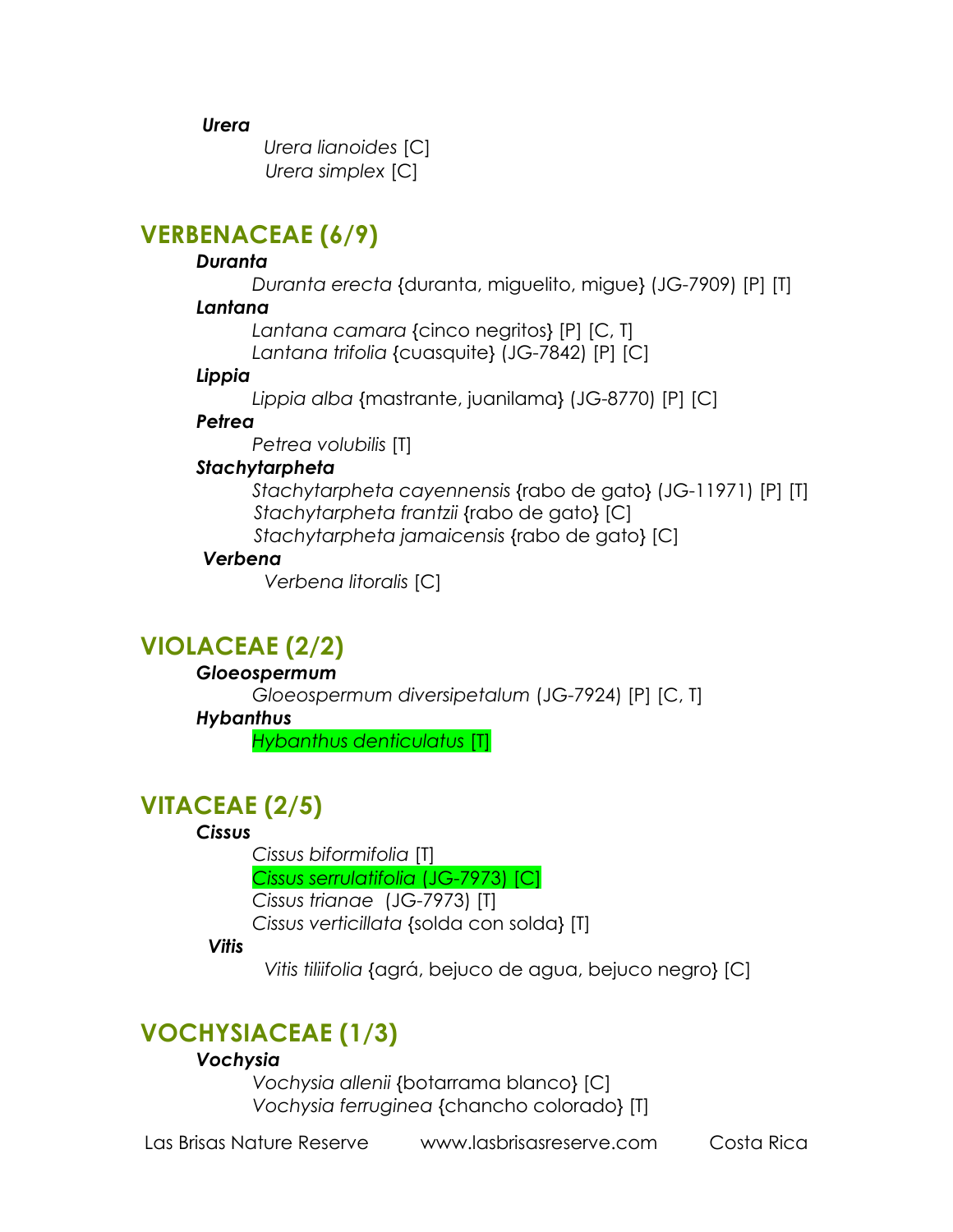***Urera***

*Urera lianoides* [C]
*Urera simplex* [C]

## VERBENACEAE (6/9)

***Duranta***

*Duranta erecta* {duranta, miguelito, migue} (JG-7909) [P] [T]

***Lantana***

*Lantana camara* {cinco negritos} [P] [C, T]
*Lantana trifolia* {cuasquite} (JG-7842) [P] [C]

***Lippia***

*Lippia alba* {mastrante, juanilama} (JG-8770) [P] [C]

***Petrea***

*Petrea volubilis* [T]

***Stachytarpheta***

*Stachytarpheta cayennensis* {rabo de gato} (JG-11971) [P] [T]
*Stachytarpheta frantzii* {rabo de gato} [C]
*Stachytarpheta jamaicensis* {rabo de gato} [C]

***Verbena***

*Verbena litoralis* [C]

## VIOLACEAE (2/2)

***Gloeospermum***

*Gloeospermum diversipetalum* (JG-7924) [P] [C, T]

***Hybanthus***

*Hybanthus denticulatus* [T]

## VITACEAE (2/5)

***Cissus***

*Cissus biformifolia* [T]
*Cissus serrulatifolia* (JG-7973) [C]
*Cissus trianae* (JG-7973) [T]
*Cissus verticillata* {solda con solda} [T]

***Vitis***

*Vitis tiliifolia* {agrá, bejuco de agua, bejuco negro} [C]

## VOCHYSIACEAE (1/3)

***Vochysia***

*Vochysia allenii* {botarrama blanco} [C]
*Vochysia ferruginea* {chancho colorado} [T]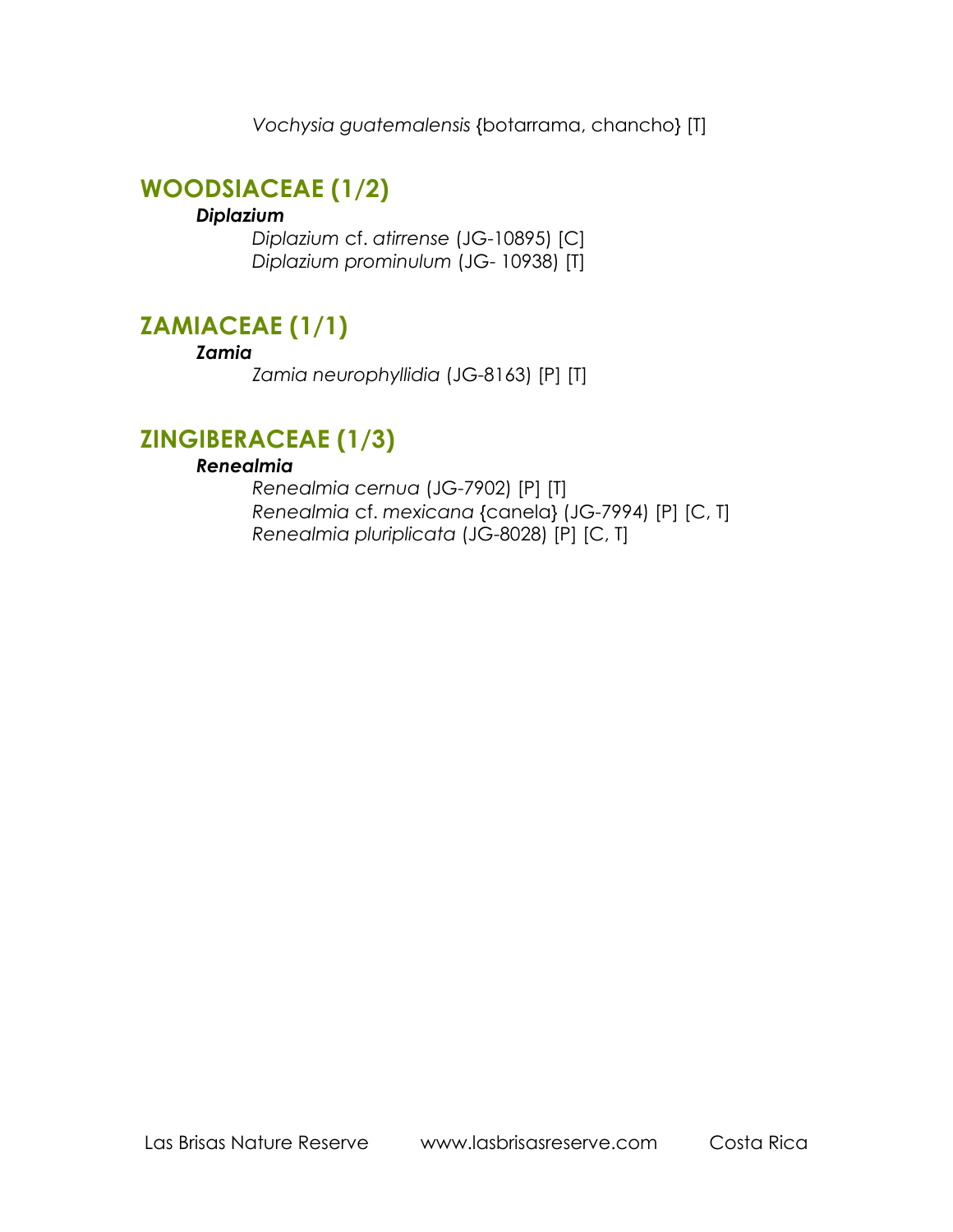*Vochysia guatemalensis* {botarrama, chancho} [T]

## WOODSIACEAE (1/2)

***Diplazium***

*Diplazium* cf. *atirrense* (JG-10895) [C]
*Diplazium prominulum* (JG- 10938) [T]

## ZAMIACEAE (1/1)

***Zamia***

*Zamia neurophyllidia* (JG-8163) [P] [T]

## ZINGIBERACEAE (1/3)

***Renealmia***

*Renealmia cernua* (JG-7902) [P] [T]
*Renealmia* cf. *mexicana* {canela} (JG-7994) [P] [C, T]
*Renealmia pluriplicata* (JG-8028) [P] [C, T]